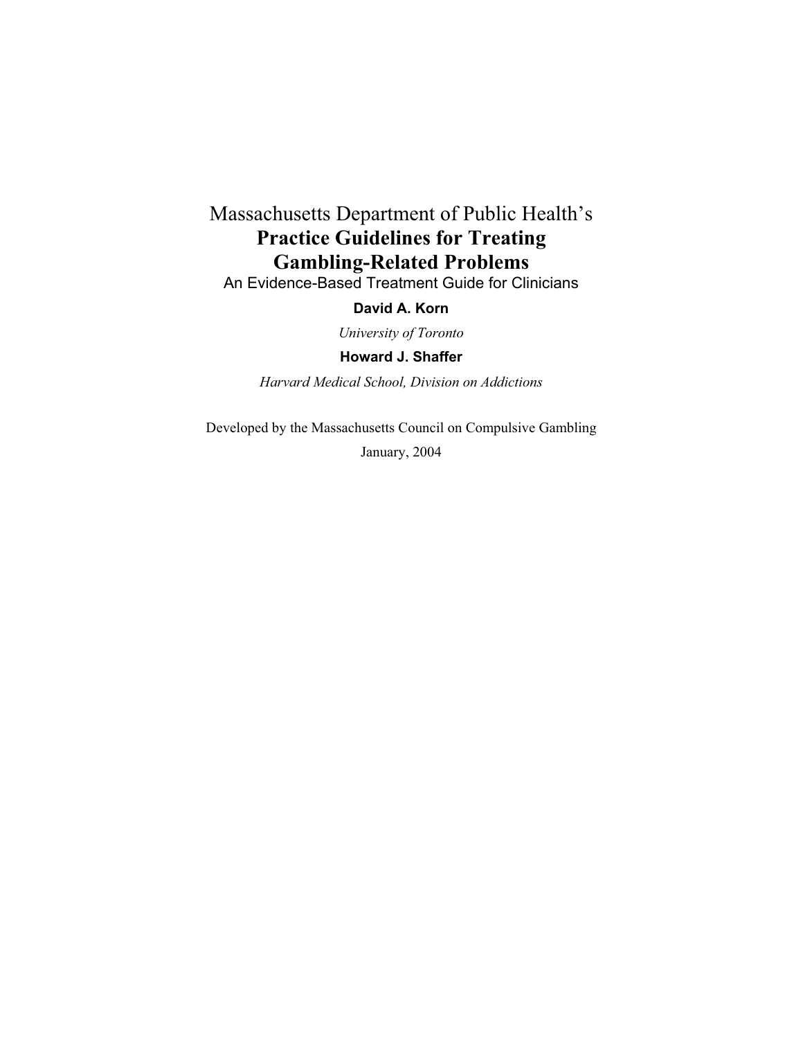Massachusetts Department of Public Health's

# Practice Guidelines for Treating Gambling-Related Problems

An Evidence-Based Treatment Guide for Clinicians

**David A. Korn**

*University of Toronto*

**Howard J. Shaffer**

*Harvard Medical School, Division on Addictions*

Developed by the Massachusetts Council on Compulsive Gambling

January, 2004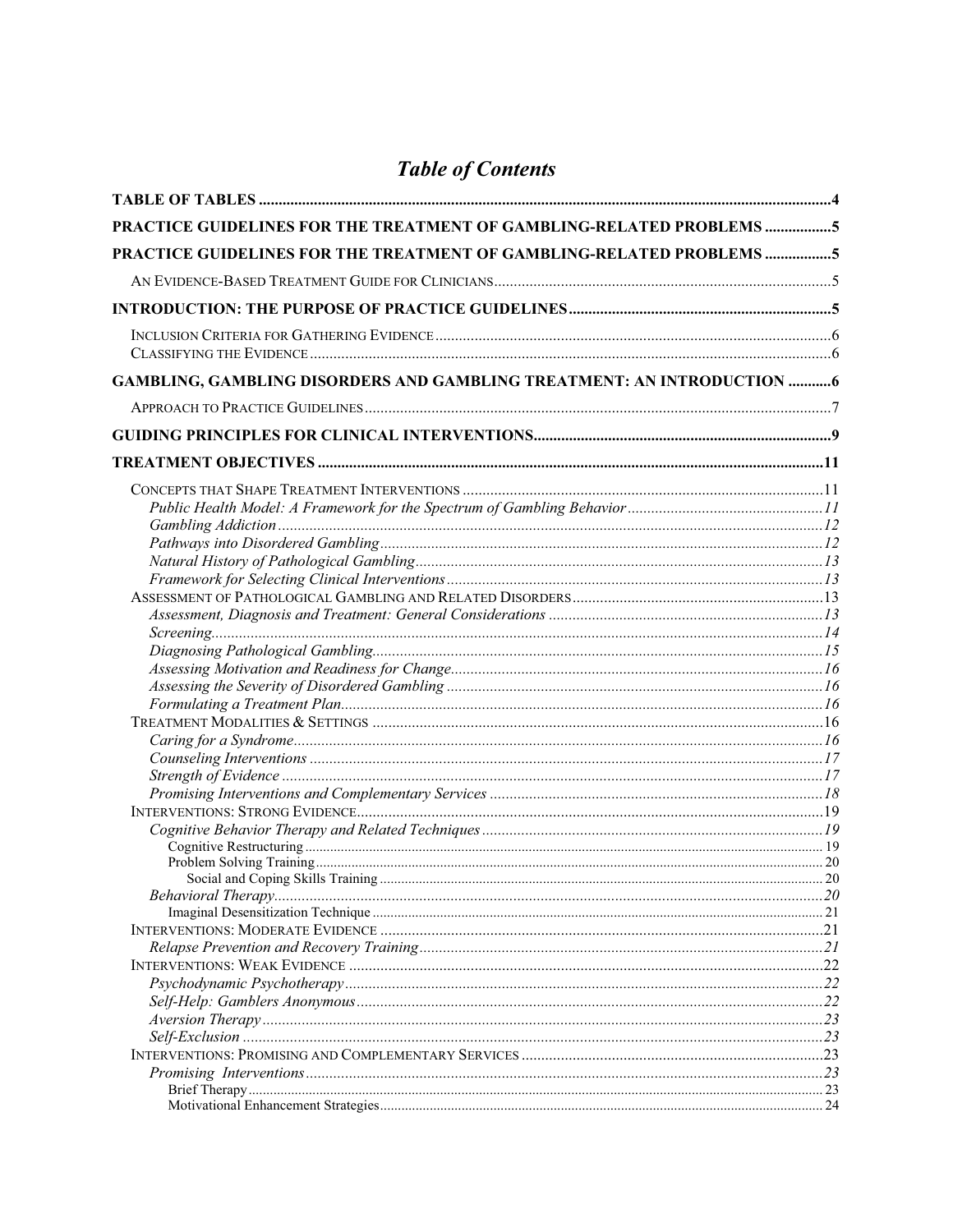# *Table of Contents*

**TABLE OF TABLES** ....................................................................................................................................................4

**PRACTICE GUIDELINES FOR THE TREATMENT OF GAMBLING-RELATED PROBLEMS** .................5

**PRACTICE GUIDELINES FOR THE TREATMENT OF GAMBLING-RELATED PROBLEMS** .................5

AN EVIDENCE-BASED TREATMENT GUIDE FOR CLINICIANS.....................................................................................5

**INTRODUCTION: THE PURPOSE OF PRACTICE GUIDELINES**..................................................................5

INCLUSION CRITERIA FOR GATHERING EVIDENCE....................................................................................................6
CLASSIFYING THE EVIDENCE....................................................................................................................................6

**GAMBLING, GAMBLING DISORDERS AND GAMBLING TREATMENT: AN INTRODUCTION** ...........6

APPROACH TO PRACTICE GUIDELINES......................................................................................................................7

**GUIDING PRINCIPLES FOR CLINICAL INTERVENTIONS**..........................................................................9

**TREATMENT OBJECTIVES** ...............................................................................................................................11

CONCEPTS THAT SHAPE TREATMENT INTERVENTIONS ...........................................................................................11
*Public Health Model: A Framework for the Spectrum of Gambling Behavior*.................................................11
*Gambling Addiction*.........................................................................................................................12
*Pathways into Disordered Gambling*................................................................................................12
*Natural History of Pathological Gambling*.......................................................................................13
*Framework for Selecting Clinical Interventions*...............................................................................13
ASSESSMENT OF PATHOLOGICAL GAMBLING AND RELATED DISORDERS...............................................................13
*Assessment, Diagnosis and Treatment: General Considerations* .....................................................13
*Screening*..........................................................................................................................................14
*Diagnosing Pathological Gambling*..................................................................................................15
*Assessing Motivation and Readiness for Change*..............................................................................16
*Assessing the Severity of Disordered Gambling* ...............................................................................16
*Formulating a Treatment Plan*..........................................................................................................16
TREATMENT MODALITIES & SETTINGS .................................................................................................................16
*Caring for a Syndrome*.....................................................................................................................16
*Counseling Interventions* .................................................................................................................17
*Strength of Evidence* .........................................................................................................................17
*Promising Interventions and Complementary Services* ....................................................................18
INTERVENTIONS: STRONG EVIDENCE......................................................................................................................19
*Cognitive Behavior Therapy and Related Techniques*......................................................................19
Cognitive Restructuring ............................................................................................................................19
Problem Solving Training..........................................................................................................................20
Social and Coping Skills Training .........................................................................................................20
*Behavioral Therapy*..........................................................................................................................20
Imaginal Desensitization Technique .........................................................................................................21
INTERVENTIONS: MODERATE EVIDENCE ...............................................................................................................21
*Relapse Prevention and Recovery Training*......................................................................................21
INTERVENTIONS: WEAK EVIDENCE ........................................................................................................................22
*Psychodynamic Psychotherapy*.........................................................................................................22
*Self-Help: Gamblers Anonymous*......................................................................................................22
*Aversion Therapy*.............................................................................................................................23
*Self-Exclusion* ..................................................................................................................................23
INTERVENTIONS: PROMISING AND COMPLEMENTARY SERVICES ............................................................................23
*Promising Interventions*...................................................................................................................23
Brief Therapy ............................................................................................................................................23
Motivational Enhancement Strategies.......................................................................................................24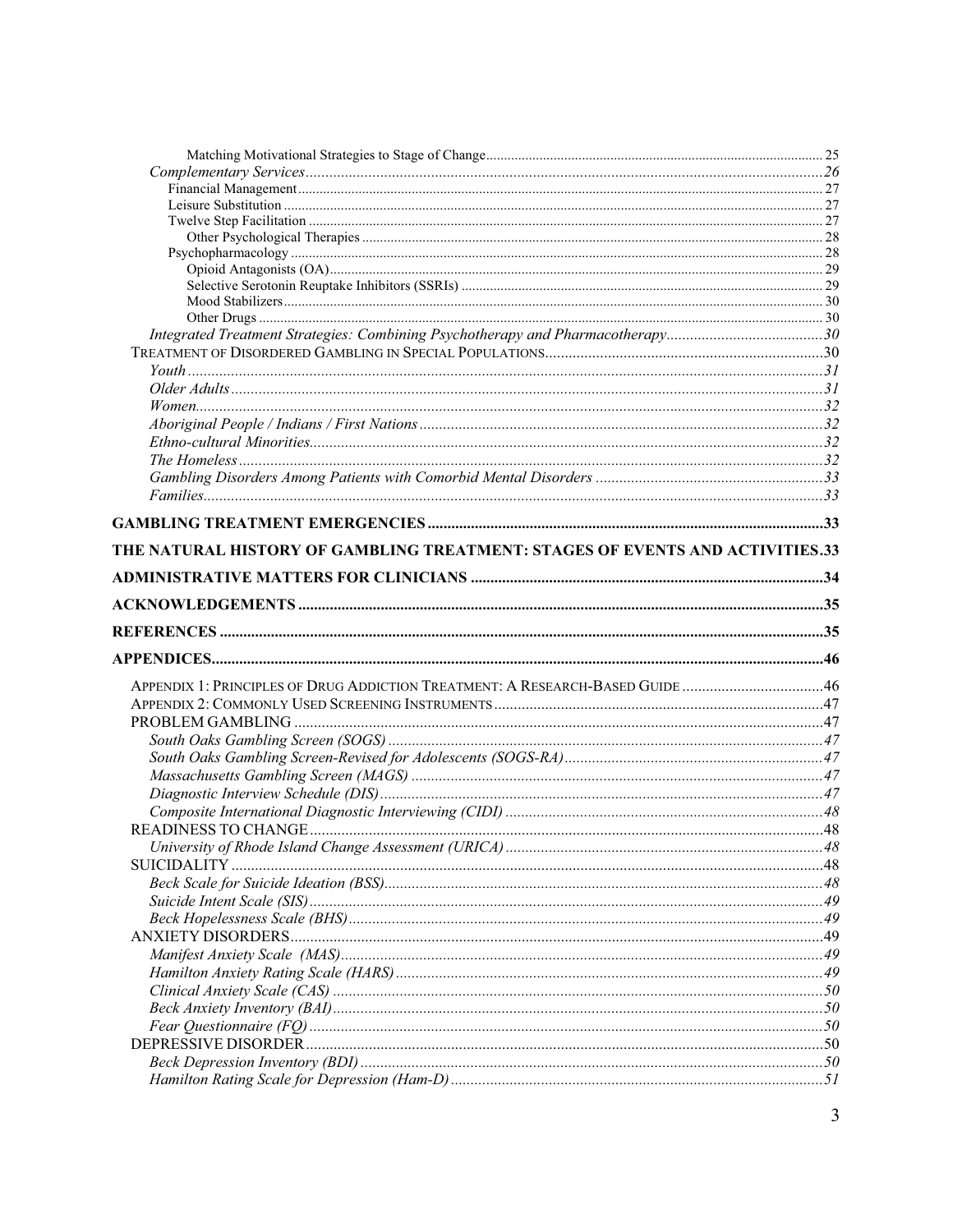Matching Motivational Strategies to Stage of Change ..... 25

*Complementary Services* ..... 26

Financial Management ..... 27

Leisure Substitution ..... 27

Twelve Step Facilitation ..... 27

Other Psychological Therapies ..... 28

Psychopharmacology ..... 28

Opioid Antagonists (OA) ..... 29

Selective Serotonin Reuptake Inhibitors (SSRIs) ..... 29

Mood Stabilizers ..... 30

Other Drugs ..... 30

*Integrated Treatment Strategies: Combining Psychotherapy and Pharmacotherapy* ..... 30

TREATMENT OF DISORDERED GAMBLING IN SPECIAL POPULATIONS ..... 30

*Youth* ..... 31

*Older Adults* ..... 31

*Women* ..... 32

*Aboriginal People / Indians / First Nations* ..... 32

*Ethno-cultural Minorities* ..... 32

*The Homeless* ..... 32

*Gambling Disorders Among Patients with Comorbid Mental Disorders* ..... 33

*Families* ..... 33

**GAMBLING TREATMENT EMERGENCIES** ..... 33

**THE NATURAL HISTORY OF GAMBLING TREATMENT: STAGES OF EVENTS AND ACTIVITIES** ..... 33

**ADMINISTRATIVE MATTERS FOR CLINICIANS** ..... 34

**ACKNOWLEDGEMENTS** ..... 35

**REFERENCES** ..... 35

**APPENDICES** ..... 46

APPENDIX 1: PRINCIPLES OF DRUG ADDICTION TREATMENT: A RESEARCH-BASED GUIDE ..... 46

APPENDIX 2: COMMONLY USED SCREENING INSTRUMENTS ..... 47

PROBLEM GAMBLING ..... 47

*South Oaks Gambling Screen (SOGS)* ..... 47

*South Oaks Gambling Screen-Revised for Adolescents (SOGS-RA)* ..... 47

*Massachusetts Gambling Screen (MAGS)* ..... 47

*Diagnostic Interview Schedule (DIS)* ..... 47

*Composite International Diagnostic Interviewing (CIDI)* ..... 48

READINESS TO CHANGE ..... 48

*University of Rhode Island Change Assessment (URICA)* ..... 48

SUICIDALITY ..... 48

*Beck Scale for Suicide Ideation (BSS)* ..... 48

*Suicide Intent Scale (SIS)* ..... 49

*Beck Hopelessness Scale (BHS)* ..... 49

ANXIETY DISORDERS ..... 49

*Manifest Anxiety Scale (MAS)* ..... 49

*Hamilton Anxiety Rating Scale (HARS)* ..... 49

*Clinical Anxiety Scale (CAS)* ..... 50

*Beck Anxiety Inventory (BAI)* ..... 50

*Fear Questionnaire (FQ)* ..... 50

DEPRESSIVE DISORDER ..... 50

*Beck Depression Inventory (BDI)* ..... 50

*Hamilton Rating Scale for Depression (Ham-D)* ..... 51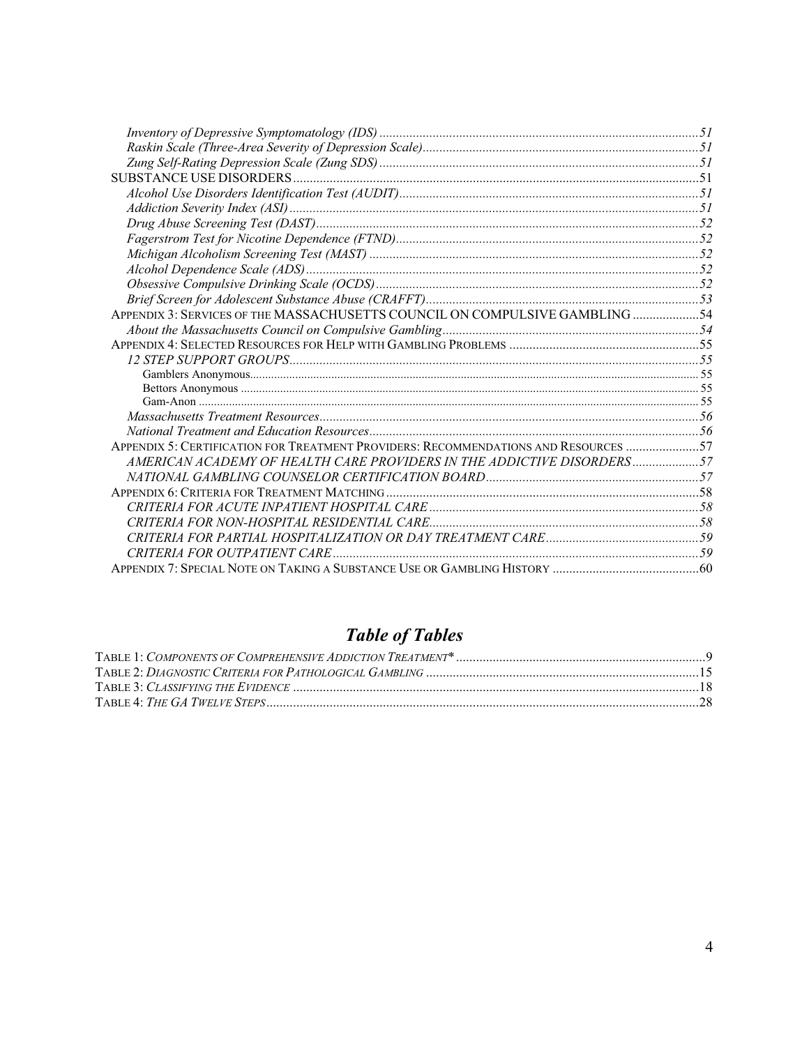*Inventory of Depressive Symptomatology (IDS)* ..... 51
*Raskin Scale (Three-Area Severity of Depression Scale)* ..... 51
*Zung Self-Rating Depression Scale (Zung SDS)* ..... 51
SUBSTANCE USE DISORDERS ..... 51
*Alcohol Use Disorders Identification Test (AUDIT)* ..... 51
*Addiction Severity Index (ASI)* ..... 51
*Drug Abuse Screening Test (DAST)* ..... 52
*Fagerstrom Test for Nicotine Dependence (FTND)* ..... 52
*Michigan Alcoholism Screening Test (MAST)* ..... 52
*Alcohol Dependence Scale (ADS)* ..... 52
*Obsessive Compulsive Drinking Scale (OCDS)* ..... 52
*Brief Screen for Adolescent Substance Abuse (CRAFFT)* ..... 53
APPENDIX 3: SERVICES OF THE MASSACHUSETTS COUNCIL ON COMPULSIVE GAMBLING ..... 54
*About the Massachusetts Council on Compulsive Gambling* ..... 54
APPENDIX 4: SELECTED RESOURCES FOR HELP WITH GAMBLING PROBLEMS ..... 55
*12 STEP SUPPORT GROUPS* ..... 55
Gamblers Anonymous ..... 55
Bettors Anonymous ..... 55
Gam-Anon ..... 55
*Massachusetts Treatment Resources* ..... 56
*National Treatment and Education Resources* ..... 56
APPENDIX 5: CERTIFICATION FOR TREATMENT PROVIDERS: RECOMMENDATIONS AND RESOURCES ..... 57
*AMERICAN ACADEMY OF HEALTH CARE PROVIDERS IN THE ADDICTIVE DISORDERS* ..... 57
*NATIONAL GAMBLING COUNSELOR CERTIFICATION BOARD* ..... 57
APPENDIX 6: CRITERIA FOR TREATMENT MATCHING ..... 58
*CRITERIA FOR ACUTE INPATIENT HOSPITAL CARE* ..... 58
*CRITERIA FOR NON-HOSPITAL RESIDENTIAL CARE* ..... 58
*CRITERIA FOR PARTIAL HOSPITALIZATION OR DAY TREATMENT CARE* ..... 59
*CRITERIA FOR OUTPATIENT CARE* ..... 59
APPENDIX 7: SPECIAL NOTE ON TAKING A SUBSTANCE USE OR GAMBLING HISTORY ..... 60

## *Table of Tables*

TABLE 1: *COMPONENTS OF COMPREHENSIVE ADDICTION TREATMENT** ..... 9
TABLE 2: *DIAGNOSTIC CRITERIA FOR PATHOLOGICAL GAMBLING* ..... 15
TABLE 3: *CLASSIFYING THE EVIDENCE* ..... 18
TABLE 4: *THE GA TWELVE STEPS* ..... 28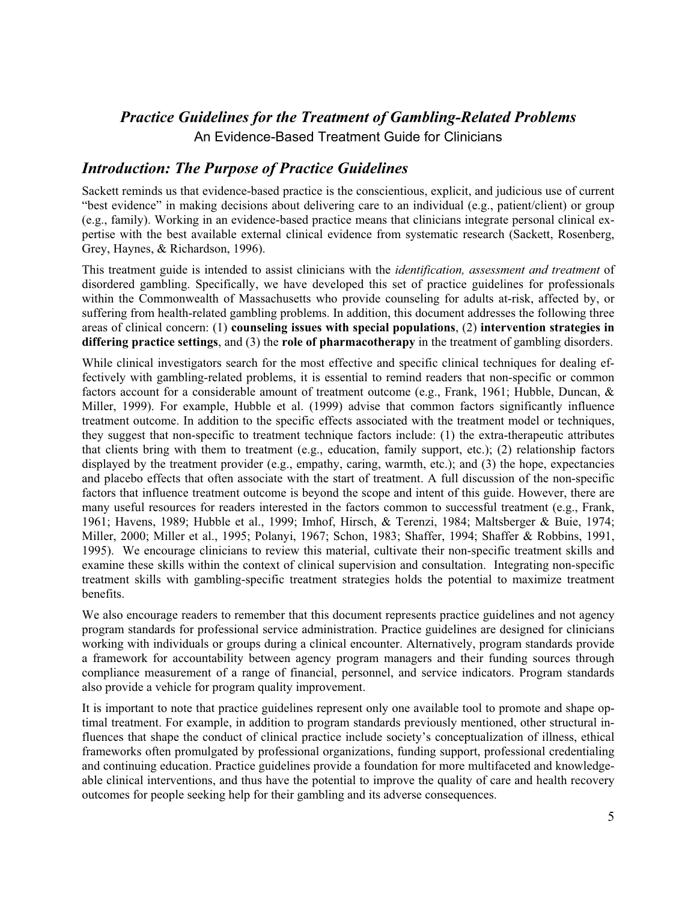## *Practice Guidelines for the Treatment of Gambling-Related Problems*

An Evidence-Based Treatment Guide for Clinicians

# *Introduction: The Purpose of Practice Guidelines*

Sackett reminds us that evidence-based practice is the conscientious, explicit, and judicious use of current "best evidence" in making decisions about delivering care to an individual (e.g., patient/client) or group (e.g., family). Working in an evidence-based practice means that clinicians integrate personal clinical expertise with the best available external clinical evidence from systematic research (Sackett, Rosenberg, Grey, Haynes, & Richardson, 1996).

This treatment guide is intended to assist clinicians with the *identification, assessment and treatment* of disordered gambling. Specifically, we have developed this set of practice guidelines for professionals within the Commonwealth of Massachusetts who provide counseling for adults at-risk, affected by, or suffering from health-related gambling problems. In addition, this document addresses the following three areas of clinical concern: (1) **counseling issues with special populations**, (2) **intervention strategies in differing practice settings**, and (3) the **role of pharmacotherapy** in the treatment of gambling disorders.

While clinical investigators search for the most effective and specific clinical techniques for dealing effectively with gambling-related problems, it is essential to remind readers that non-specific or common factors account for a considerable amount of treatment outcome (e.g., Frank, 1961; Hubble, Duncan, & Miller, 1999). For example, Hubble et al. (1999) advise that common factors significantly influence treatment outcome. In addition to the specific effects associated with the treatment model or techniques, they suggest that non-specific to treatment technique factors include: (1) the extra-therapeutic attributes that clients bring with them to treatment (e.g., education, family support, etc.); (2) relationship factors displayed by the treatment provider (e.g., empathy, caring, warmth, etc.); and (3) the hope, expectancies and placebo effects that often associate with the start of treatment. A full discussion of the non-specific factors that influence treatment outcome is beyond the scope and intent of this guide. However, there are many useful resources for readers interested in the factors common to successful treatment (e.g., Frank, 1961; Havens, 1989; Hubble et al., 1999; Imhof, Hirsch, & Terenzi, 1984; Maltsberger & Buie, 1974; Miller, 2000; Miller et al., 1995; Polanyi, 1967; Schon, 1983; Shaffer, 1994; Shaffer & Robbins, 1991, 1995). We encourage clinicians to review this material, cultivate their non-specific treatment skills and examine these skills within the context of clinical supervision and consultation. Integrating non-specific treatment skills with gambling-specific treatment strategies holds the potential to maximize treatment benefits.

We also encourage readers to remember that this document represents practice guidelines and not agency program standards for professional service administration. Practice guidelines are designed for clinicians working with individuals or groups during a clinical encounter. Alternatively, program standards provide a framework for accountability between agency program managers and their funding sources through compliance measurement of a range of financial, personnel, and service indicators. Program standards also provide a vehicle for program quality improvement.

It is important to note that practice guidelines represent only one available tool to promote and shape optimal treatment. For example, in addition to program standards previously mentioned, other structural influences that shape the conduct of clinical practice include society's conceptualization of illness, ethical frameworks often promulgated by professional organizations, funding support, professional credentialing and continuing education. Practice guidelines provide a foundation for more multifaceted and knowledgeable clinical interventions, and thus have the potential to improve the quality of care and health recovery outcomes for people seeking help for their gambling and its adverse consequences.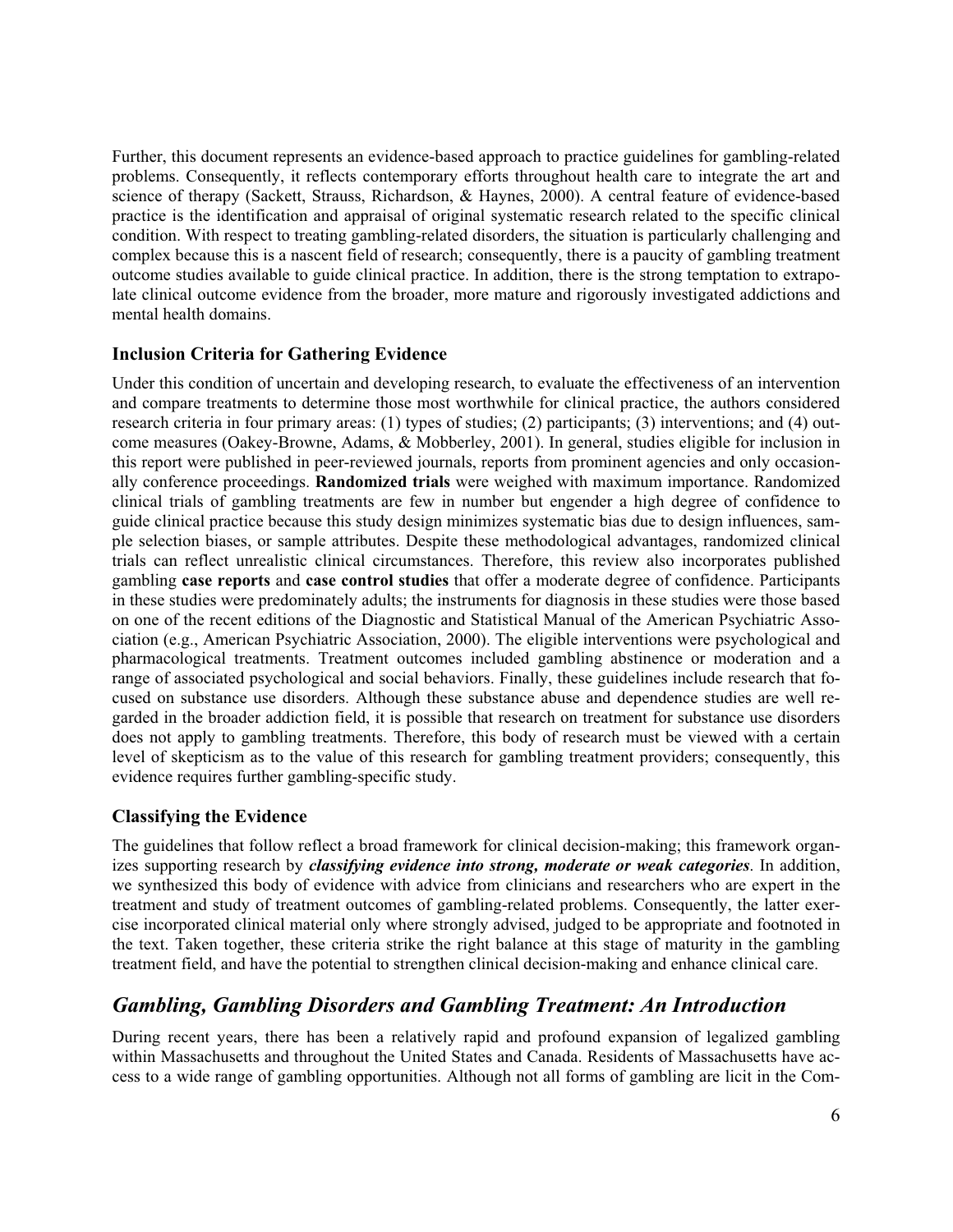Further, this document represents an evidence-based approach to practice guidelines for gambling-related problems. Consequently, it reflects contemporary efforts throughout health care to integrate the art and science of therapy (Sackett, Strauss, Richardson, & Haynes, 2000). A central feature of evidence-based practice is the identification and appraisal of original systematic research related to the specific clinical condition. With respect to treating gambling-related disorders, the situation is particularly challenging and complex because this is a nascent field of research; consequently, there is a paucity of gambling treatment outcome studies available to guide clinical practice. In addition, there is the strong temptation to extrapolate clinical outcome evidence from the broader, more mature and rigorously investigated addictions and mental health domains.

### Inclusion Criteria for Gathering Evidence

Under this condition of uncertain and developing research, to evaluate the effectiveness of an intervention and compare treatments to determine those most worthwhile for clinical practice, the authors considered research criteria in four primary areas: (1) types of studies; (2) participants; (3) interventions; and (4) outcome measures (Oakey-Browne, Adams, & Mobberley, 2001). In general, studies eligible for inclusion in this report were published in peer-reviewed journals, reports from prominent agencies and only occasionally conference proceedings. **Randomized trials** were weighed with maximum importance. Randomized clinical trials of gambling treatments are few in number but engender a high degree of confidence to guide clinical practice because this study design minimizes systematic bias due to design influences, sample selection biases, or sample attributes. Despite these methodological advantages, randomized clinical trials can reflect unrealistic clinical circumstances. Therefore, this review also incorporates published gambling **case reports** and **case control studies** that offer a moderate degree of confidence. Participants in these studies were predominately adults; the instruments for diagnosis in these studies were those based on one of the recent editions of the Diagnostic and Statistical Manual of the American Psychiatric Association (e.g., American Psychiatric Association, 2000). The eligible interventions were psychological and pharmacological treatments. Treatment outcomes included gambling abstinence or moderation and a range of associated psychological and social behaviors. Finally, these guidelines include research that focused on substance use disorders. Although these substance abuse and dependence studies are well regarded in the broader addiction field, it is possible that research on treatment for substance use disorders does not apply to gambling treatments. Therefore, this body of research must be viewed with a certain level of skepticism as to the value of this research for gambling treatment providers; consequently, this evidence requires further gambling-specific study.

### Classifying the Evidence

The guidelines that follow reflect a broad framework for clinical decision-making; this framework organizes supporting research by ***classifying evidence into strong, moderate or weak categories***. In addition, we synthesized this body of evidence with advice from clinicians and researchers who are expert in the treatment and study of treatment outcomes of gambling-related problems. Consequently, the latter exercise incorporated clinical material only where strongly advised, judged to be appropriate and footnoted in the text. Taken together, these criteria strike the right balance at this stage of maturity in the gambling treatment field, and have the potential to strengthen clinical decision-making and enhance clinical care.

## *Gambling, Gambling Disorders and Gambling Treatment: An Introduction*

During recent years, there has been a relatively rapid and profound expansion of legalized gambling within Massachusetts and throughout the United States and Canada. Residents of Massachusetts have access to a wide range of gambling opportunities. Although not all forms of gambling are licit in the Com-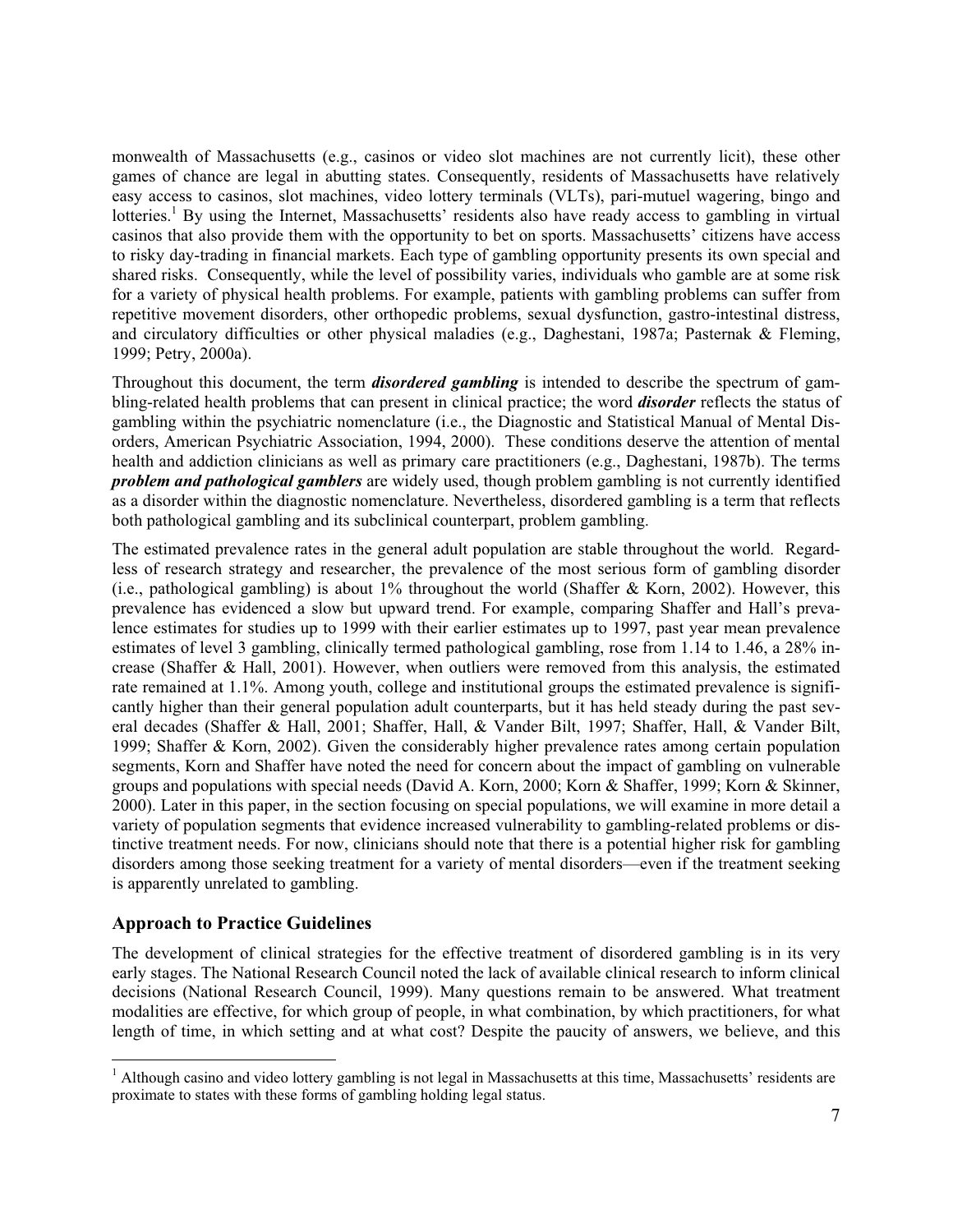monwealth of Massachusetts (e.g., casinos or video slot machines are not currently licit), these other games of chance are legal in abutting states. Consequently, residents of Massachusetts have relatively easy access to casinos, slot machines, video lottery terminals (VLTs), pari-mutuel wagering, bingo and lotteries.[1] By using the Internet, Massachusetts' residents also have ready access to gambling in virtual casinos that also provide them with the opportunity to bet on sports. Massachusetts' citizens have access to risky day-trading in financial markets. Each type of gambling opportunity presents its own special and shared risks. Consequently, while the level of possibility varies, individuals who gamble are at some risk for a variety of physical health problems. For example, patients with gambling problems can suffer from repetitive movement disorders, other orthopedic problems, sexual dysfunction, gastro-intestinal distress, and circulatory difficulties or other physical maladies (e.g., Daghestani, 1987a; Pasternak & Fleming, 1999; Petry, 2000a).

Throughout this document, the term ***disordered gambling*** is intended to describe the spectrum of gambling-related health problems that can present in clinical practice; the word ***disorder*** reflects the status of gambling within the psychiatric nomenclature (i.e., the Diagnostic and Statistical Manual of Mental Disorders, American Psychiatric Association, 1994, 2000). These conditions deserve the attention of mental health and addiction clinicians as well as primary care practitioners (e.g., Daghestani, 1987b). The terms ***problem and pathological gamblers*** are widely used, though problem gambling is not currently identified as a disorder within the diagnostic nomenclature. Nevertheless, disordered gambling is a term that reflects both pathological gambling and its subclinical counterpart, problem gambling.

The estimated prevalence rates in the general adult population are stable throughout the world. Regardless of research strategy and researcher, the prevalence of the most serious form of gambling disorder (i.e., pathological gambling) is about 1% throughout the world (Shaffer & Korn, 2002). However, this prevalence has evidenced a slow but upward trend. For example, comparing Shaffer and Hall's prevalence estimates for studies up to 1999 with their earlier estimates up to 1997, past year mean prevalence estimates of level 3 gambling, clinically termed pathological gambling, rose from 1.14 to 1.46, a 28% increase (Shaffer & Hall, 2001). However, when outliers were removed from this analysis, the estimated rate remained at 1.1%. Among youth, college and institutional groups the estimated prevalence is significantly higher than their general population adult counterparts, but it has held steady during the past several decades (Shaffer & Hall, 2001; Shaffer, Hall, & Vander Bilt, 1997; Shaffer, Hall, & Vander Bilt, 1999; Shaffer & Korn, 2002). Given the considerably higher prevalence rates among certain population segments, Korn and Shaffer have noted the need for concern about the impact of gambling on vulnerable groups and populations with special needs (David A. Korn, 2000; Korn & Shaffer, 1999; Korn & Skinner, 2000). Later in this paper, in the section focusing on special populations, we will examine in more detail a variety of population segments that evidence increased vulnerability to gambling-related problems or distinctive treatment needs. For now, clinicians should note that there is a potential higher risk for gambling disorders among those seeking treatment for a variety of mental disorders—even if the treatment seeking is apparently unrelated to gambling.

## Approach to Practice Guidelines

The development of clinical strategies for the effective treatment of disordered gambling is in its very early stages. The National Research Council noted the lack of available clinical research to inform clinical decisions (National Research Council, 1999). Many questions remain to be answered. What treatment modalities are effective, for which group of people, in what combination, by which practitioners, for what length of time, in which setting and at what cost? Despite the paucity of answers, we believe, and this

[1] Although casino and video lottery gambling is not legal in Massachusetts at this time, Massachusetts' residents are proximate to states with these forms of gambling holding legal status.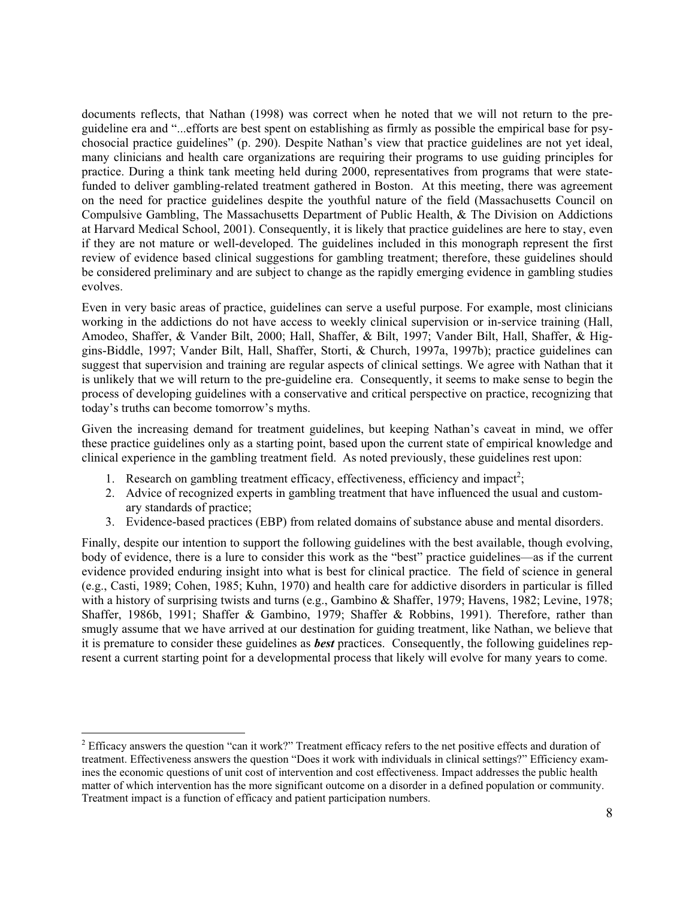documents reflects, that Nathan (1998) was correct when he noted that we will not return to the pre-guideline era and "...efforts are best spent on establishing as firmly as possible the empirical base for psychosocial practice guidelines" (p. 290). Despite Nathan's view that practice guidelines are not yet ideal, many clinicians and health care organizations are requiring their programs to use guiding principles for practice. During a think tank meeting held during 2000, representatives from programs that were state-funded to deliver gambling-related treatment gathered in Boston. At this meeting, there was agreement on the need for practice guidelines despite the youthful nature of the field (Massachusetts Council on Compulsive Gambling, The Massachusetts Department of Public Health, & The Division on Addictions at Harvard Medical School, 2001). Consequently, it is likely that practice guidelines are here to stay, even if they are not mature or well-developed. The guidelines included in this monograph represent the first review of evidence based clinical suggestions for gambling treatment; therefore, these guidelines should be considered preliminary and are subject to change as the rapidly emerging evidence in gambling studies evolves.

Even in very basic areas of practice, guidelines can serve a useful purpose. For example, most clinicians working in the addictions do not have access to weekly clinical supervision or in-service training (Hall, Amodeo, Shaffer, & Vander Bilt, 2000; Hall, Shaffer, & Bilt, 1997; Vander Bilt, Hall, Shaffer, & Higgins-Biddle, 1997; Vander Bilt, Hall, Shaffer, Storti, & Church, 1997a, 1997b); practice guidelines can suggest that supervision and training are regular aspects of clinical settings. We agree with Nathan that it is unlikely that we will return to the pre-guideline era. Consequently, it seems to make sense to begin the process of developing guidelines with a conservative and critical perspective on practice, recognizing that today's truths can become tomorrow's myths.

Given the increasing demand for treatment guidelines, but keeping Nathan's caveat in mind, we offer these practice guidelines only as a starting point, based upon the current state of empirical knowledge and clinical experience in the gambling treatment field. As noted previously, these guidelines rest upon:

1. Research on gambling treatment efficacy, effectiveness, efficiency and impact[2];
2. Advice of recognized experts in gambling treatment that have influenced the usual and customary standards of practice;
3. Evidence-based practices (EBP) from related domains of substance abuse and mental disorders.

Finally, despite our intention to support the following guidelines with the best available, though evolving, body of evidence, there is a lure to consider this work as the "best" practice guidelines—as if the current evidence provided enduring insight into what is best for clinical practice. The field of science in general (e.g., Casti, 1989; Cohen, 1985; Kuhn, 1970) and health care for addictive disorders in particular is filled with a history of surprising twists and turns (e.g., Gambino & Shaffer, 1979; Havens, 1982; Levine, 1978; Shaffer, 1986b, 1991; Shaffer & Gambino, 1979; Shaffer & Robbins, 1991). Therefore, rather than smugly assume that we have arrived at our destination for guiding treatment, like Nathan, we believe that it is premature to consider these guidelines as ***best*** practices. Consequently, the following guidelines represent a current starting point for a developmental process that likely will evolve for many years to come.

[2] Efficacy answers the question "can it work?" Treatment efficacy refers to the net positive effects and duration of treatment. Effectiveness answers the question "Does it work with individuals in clinical settings?" Efficiency examines the economic questions of unit cost of intervention and cost effectiveness. Impact addresses the public health matter of which intervention has the more significant outcome on a disorder in a defined population or community. Treatment impact is a function of efficacy and patient participation numbers.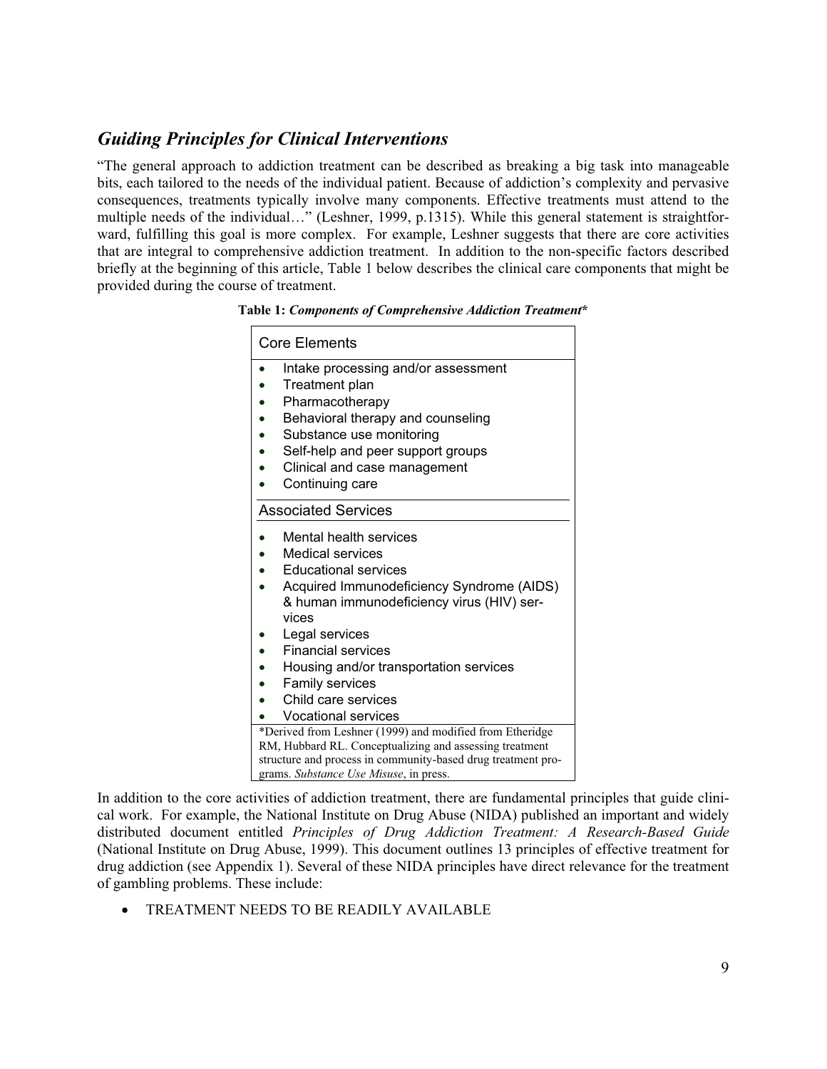## *Guiding Principles for Clinical Interventions*

"The general approach to addiction treatment can be described as breaking a big task into manageable bits, each tailored to the needs of the individual patient. Because of addiction's complexity and pervasive consequences, treatments typically involve many components. Effective treatments must attend to the multiple needs of the individual…" (Leshner, 1999, p.1315). While this general statement is straightforward, fulfilling this goal is more complex. For example, Leshner suggests that there are core activities that are integral to comprehensive addiction treatment. In addition to the non-specific factors described briefly at the beginning of this article, Table 1 below describes the clinical care components that might be provided during the course of treatment.

**Table 1:** ***Components of Comprehensive Addiction Treatment*****\***

| Core Elements |
| --- |
| • Intake processing and/or assessment<br>• Treatment plan<br>• Pharmacotherapy<br>• Behavioral therapy and counseling<br>• Substance use monitoring<br>• Self-help and peer support groups<br>• Clinical and case management<br>• Continuing care |
| **Associated Services** |
| • Mental health services<br>• Medical services<br>• Educational services<br>• Acquired Immunodeficiency Syndrome (AIDS) & human immunodeficiency virus (HIV) services<br>• Legal services<br>• Financial services<br>• Housing and/or transportation services<br>• Family services<br>• Child care services<br>• Vocational services |
| *Derived from Leshner (1999) and modified from Etheridge RM, Hubbard RL. Conceptualizing and assessing treatment structure and process in community-based drug treatment programs. *Substance Use Misuse*, in press. |

In addition to the core activities of addiction treatment, there are fundamental principles that guide clinical work. For example, the National Institute on Drug Abuse (NIDA) published an important and widely distributed document entitled *Principles of Drug Addiction Treatment: A Research-Based Guide* (National Institute on Drug Abuse, 1999). This document outlines 13 principles of effective treatment for drug addiction (see Appendix 1). Several of these NIDA principles have direct relevance for the treatment of gambling problems. These include:

- TREATMENT NEEDS TO BE READILY AVAILABLE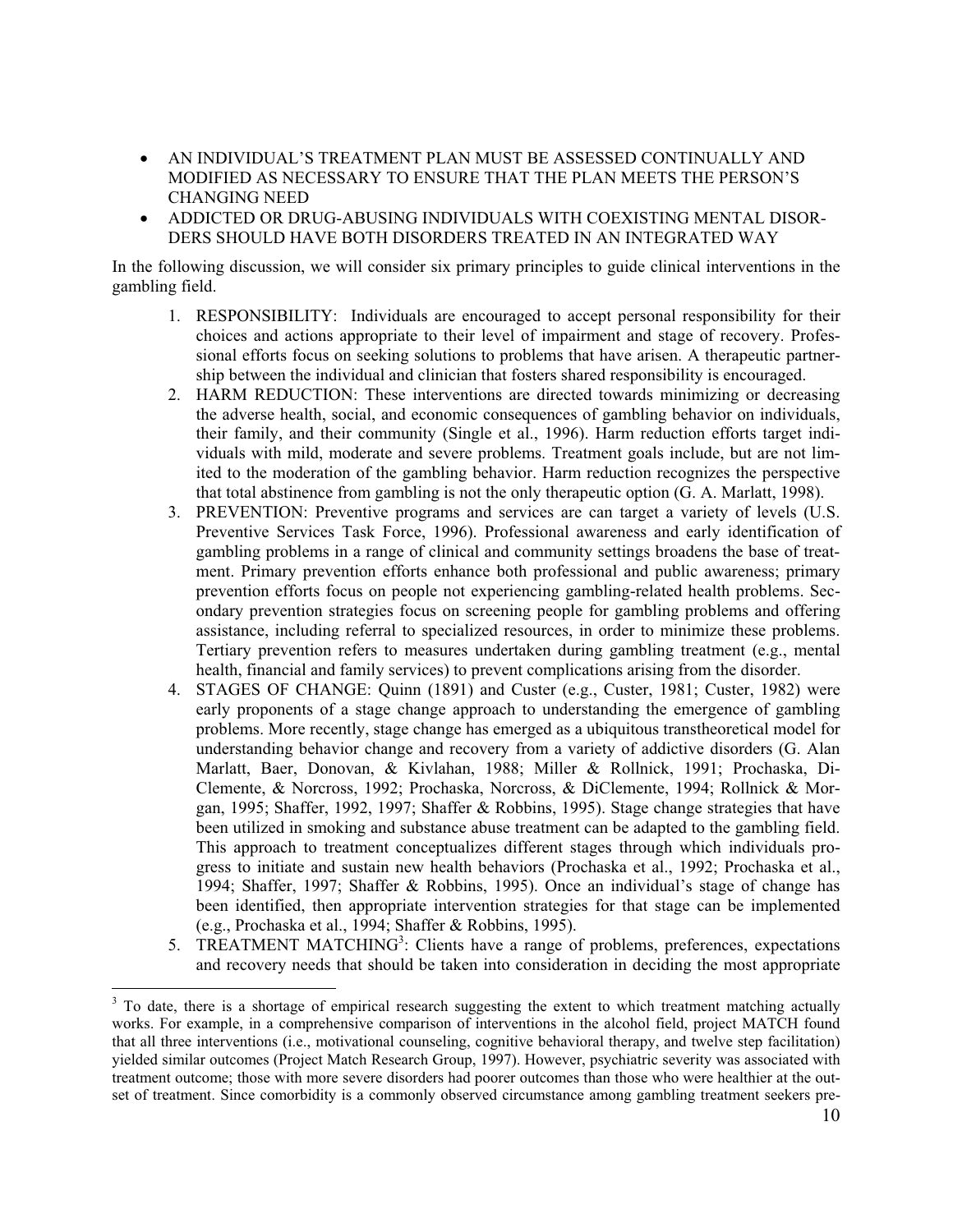- AN INDIVIDUAL'S TREATMENT PLAN MUST BE ASSESSED CONTINUALLY AND MODIFIED AS NECESSARY TO ENSURE THAT THE PLAN MEETS THE PERSON'S CHANGING NEED
- ADDICTED OR DRUG-ABUSING INDIVIDUALS WITH COEXISTING MENTAL DISORDERS SHOULD HAVE BOTH DISORDERS TREATED IN AN INTEGRATED WAY

In the following discussion, we will consider six primary principles to guide clinical interventions in the gambling field.

1. RESPONSIBILITY: Individuals are encouraged to accept personal responsibility for their choices and actions appropriate to their level of impairment and stage of recovery. Professional efforts focus on seeking solutions to problems that have arisen. A therapeutic partnership between the individual and clinician that fosters shared responsibility is encouraged.
2. HARM REDUCTION: These interventions are directed towards minimizing or decreasing the adverse health, social, and economic consequences of gambling behavior on individuals, their family, and their community (Single et al., 1996). Harm reduction efforts target individuals with mild, moderate and severe problems. Treatment goals include, but are not limited to the moderation of the gambling behavior. Harm reduction recognizes the perspective that total abstinence from gambling is not the only therapeutic option (G. A. Marlatt, 1998).
3. PREVENTION: Preventive programs and services are can target a variety of levels (U.S. Preventive Services Task Force, 1996). Professional awareness and early identification of gambling problems in a range of clinical and community settings broadens the base of treatment. Primary prevention efforts enhance both professional and public awareness; primary prevention efforts focus on people not experiencing gambling-related health problems. Secondary prevention strategies focus on screening people for gambling problems and offering assistance, including referral to specialized resources, in order to minimize these problems. Tertiary prevention refers to measures undertaken during gambling treatment (e.g., mental health, financial and family services) to prevent complications arising from the disorder.
4. STAGES OF CHANGE: Quinn (1891) and Custer (e.g., Custer, 1981; Custer, 1982) were early proponents of a stage change approach to understanding the emergence of gambling problems. More recently, stage change has emerged as a ubiquitous transtheoretical model for understanding behavior change and recovery from a variety of addictive disorders (G. Alan Marlatt, Baer, Donovan, & Kivlahan, 1988; Miller & Rollnick, 1991; Prochaska, DiClemente, & Norcross, 1992; Prochaska, Norcross, & DiClemente, 1994; Rollnick & Morgan, 1995; Shaffer, 1992, 1997; Shaffer & Robbins, 1995). Stage change strategies that have been utilized in smoking and substance abuse treatment can be adapted to the gambling field. This approach to treatment conceptualizes different stages through which individuals progress to initiate and sustain new health behaviors (Prochaska et al., 1992; Prochaska et al., 1994; Shaffer, 1997; Shaffer & Robbins, 1995). Once an individual's stage of change has been identified, then appropriate intervention strategies for that stage can be implemented (e.g., Prochaska et al., 1994; Shaffer & Robbins, 1995).
5. TREATMENT MATCHING[3]: Clients have a range of problems, preferences, expectations and recovery needs that should be taken into consideration in deciding the most appropriate

[3] To date, there is a shortage of empirical research suggesting the extent to which treatment matching actually works. For example, in a comprehensive comparison of interventions in the alcohol field, project MATCH found that all three interventions (i.e., motivational counseling, cognitive behavioral therapy, and twelve step facilitation) yielded similar outcomes (Project Match Research Group, 1997). However, psychiatric severity was associated with treatment outcome; those with more severe disorders had poorer outcomes than those who were healthier at the outset of treatment. Since comorbidity is a commonly observed circumstance among gambling treatment seekers pre-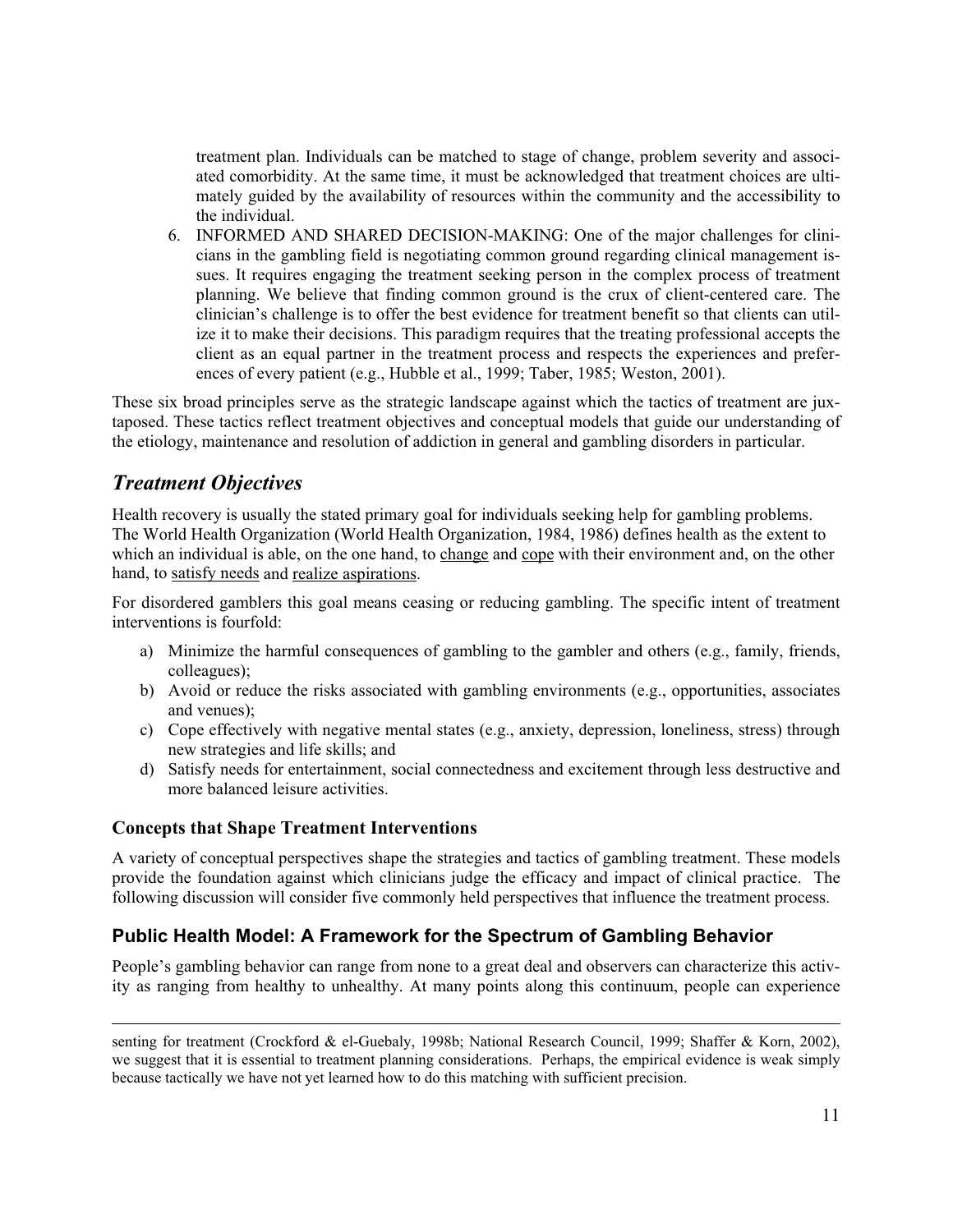treatment plan. Individuals can be matched to stage of change, problem severity and associated comorbidity. At the same time, it must be acknowledged that treatment choices are ultimately guided by the availability of resources within the community and the accessibility to the individual.

6. INFORMED AND SHARED DECISION-MAKING: One of the major challenges for clinicians in the gambling field is negotiating common ground regarding clinical management issues. It requires engaging the treatment seeking person in the complex process of treatment planning. We believe that finding common ground is the crux of client-centered care. The clinician's challenge is to offer the best evidence for treatment benefit so that clients can utilize it to make their decisions. This paradigm requires that the treating professional accepts the client as an equal partner in the treatment process and respects the experiences and preferences of every patient (e.g., Hubble et al., 1999; Taber, 1985; Weston, 2001).

These six broad principles serve as the strategic landscape against which the tactics of treatment are juxtaposed. These tactics reflect treatment objectives and conceptual models that guide our understanding of the etiology, maintenance and resolution of addiction in general and gambling disorders in particular.

## *Treatment Objectives*

Health recovery is usually the stated primary goal for individuals seeking help for gambling problems. The World Health Organization (World Health Organization, 1984, 1986) defines health as the extent to which an individual is able, on the one hand, to change and cope with their environment and, on the other hand, to satisfy needs and realize aspirations.

For disordered gamblers this goal means ceasing or reducing gambling. The specific intent of treatment interventions is fourfold:

a) Minimize the harmful consequences of gambling to the gambler and others (e.g., family, friends, colleagues);
b) Avoid or reduce the risks associated with gambling environments (e.g., opportunities, associates and venues);
c) Cope effectively with negative mental states (e.g., anxiety, depression, loneliness, stress) through new strategies and life skills; and
d) Satisfy needs for entertainment, social connectedness and excitement through less destructive and more balanced leisure activities.

### Concepts that Shape Treatment Interventions

A variety of conceptual perspectives shape the strategies and tactics of gambling treatment. These models provide the foundation against which clinicians judge the efficacy and impact of clinical practice. The following discussion will consider five commonly held perspectives that influence the treatment process.

### Public Health Model: A Framework for the Spectrum of Gambling Behavior

People's gambling behavior can range from none to a great deal and observers can characterize this activity as ranging from healthy to unhealthy. At many points along this continuum, people can experience

---

senting for treatment (Crockford & el-Guebaly, 1998b; National Research Council, 1999; Shaffer & Korn, 2002), we suggest that it is essential to treatment planning considerations. Perhaps, the empirical evidence is weak simply because tactically we have not yet learned how to do this matching with sufficient precision.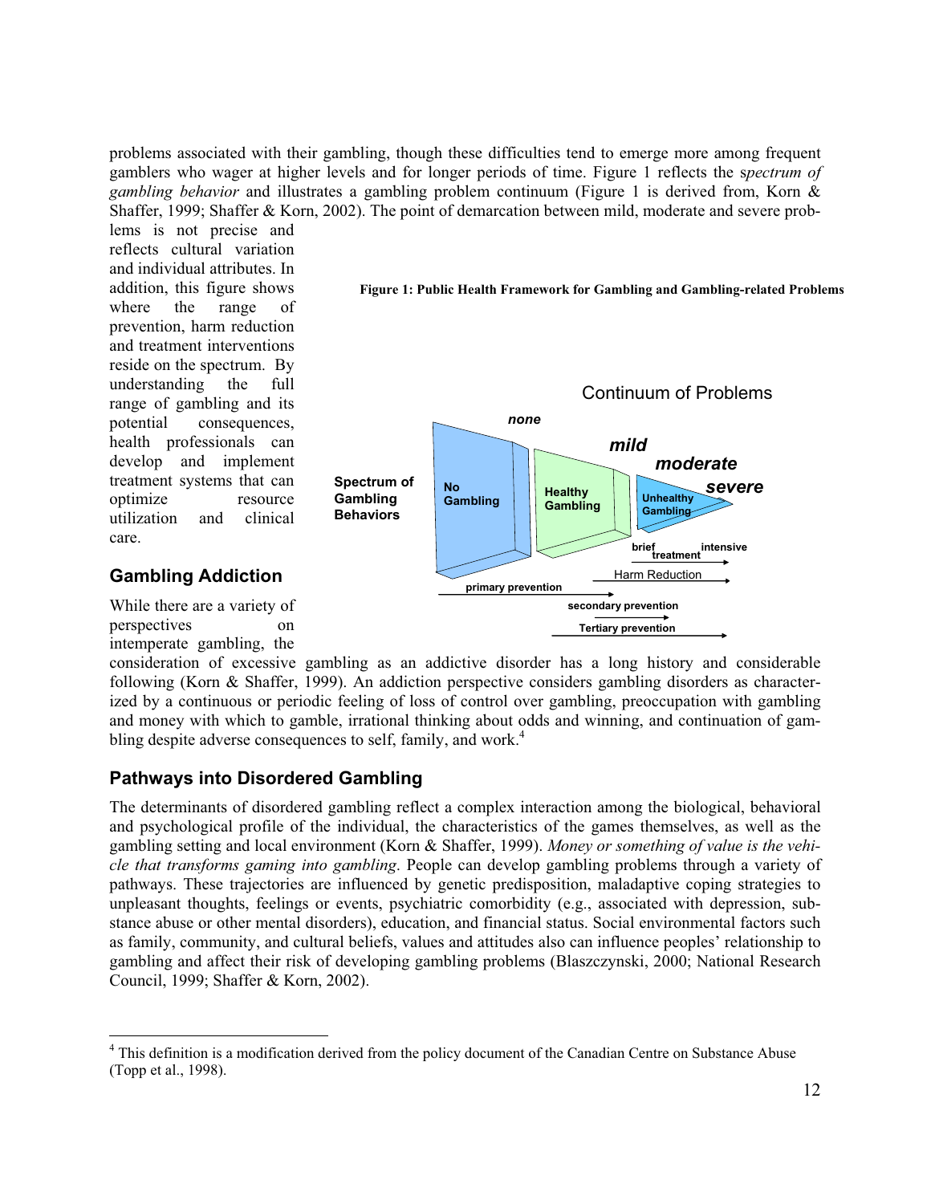problems associated with their gambling, though these difficulties tend to emerge more among frequent gamblers who wager at higher levels and for longer periods of time. Figure 1 reflects the s*pectrum of gambling behavior* and illustrates a gambling problem continuum (Figure 1 is derived from, Korn & Shaffer, 1999; Shaffer & Korn, 2002). The point of demarcation between mild, moderate and severe problems is not precise and reflects cultural variation and individual attributes. In addition, this figure shows where the range of prevention, harm reduction and treatment interventions reside on the spectrum. By understanding the full range of gambling and its potential consequences, health professionals can develop and implement treatment systems that can optimize resource utilization and clinical care.

**Figure 1: Public Health Framework for Gambling and Gambling-related Problems**

Continuum of Problems: none, mild, moderate, severe

Spectrum of Gambling Behaviors: No Gambling, Healthy Gambling, Unhealthy Gambling

brief treatment intensive

Harm Reduction

primary prevention

secondary prevention

Tertiary prevention

## Gambling Addiction

While there are a variety of perspectives on intemperate gambling, the consideration of excessive gambling as an addictive disorder has a long history and considerable following (Korn & Shaffer, 1999). An addiction perspective considers gambling disorders as characterized by a continuous or periodic feeling of loss of control over gambling, preoccupation with gambling and money with which to gamble, irrational thinking about odds and winning, and continuation of gambling despite adverse consequences to self, family, and work.[4]

## Pathways into Disordered Gambling

The determinants of disordered gambling reflect a complex interaction among the biological, behavioral and psychological profile of the individual, the characteristics of the games themselves, as well as the gambling setting and local environment (Korn & Shaffer, 1999). *Money or something of value is the vehicle that transforms gaming into gambling*. People can develop gambling problems through a variety of pathways. These trajectories are influenced by genetic predisposition, maladaptive coping strategies to unpleasant thoughts, feelings or events, psychiatric comorbidity (e.g., associated with depression, substance abuse or other mental disorders), education, and financial status. Social environmental factors such as family, community, and cultural beliefs, values and attitudes also can influence peoples' relationship to gambling and affect their risk of developing gambling problems (Blaszczynski, 2000; National Research Council, 1999; Shaffer & Korn, 2002).

[4] This definition is a modification derived from the policy document of the Canadian Centre on Substance Abuse (Topp et al., 1998).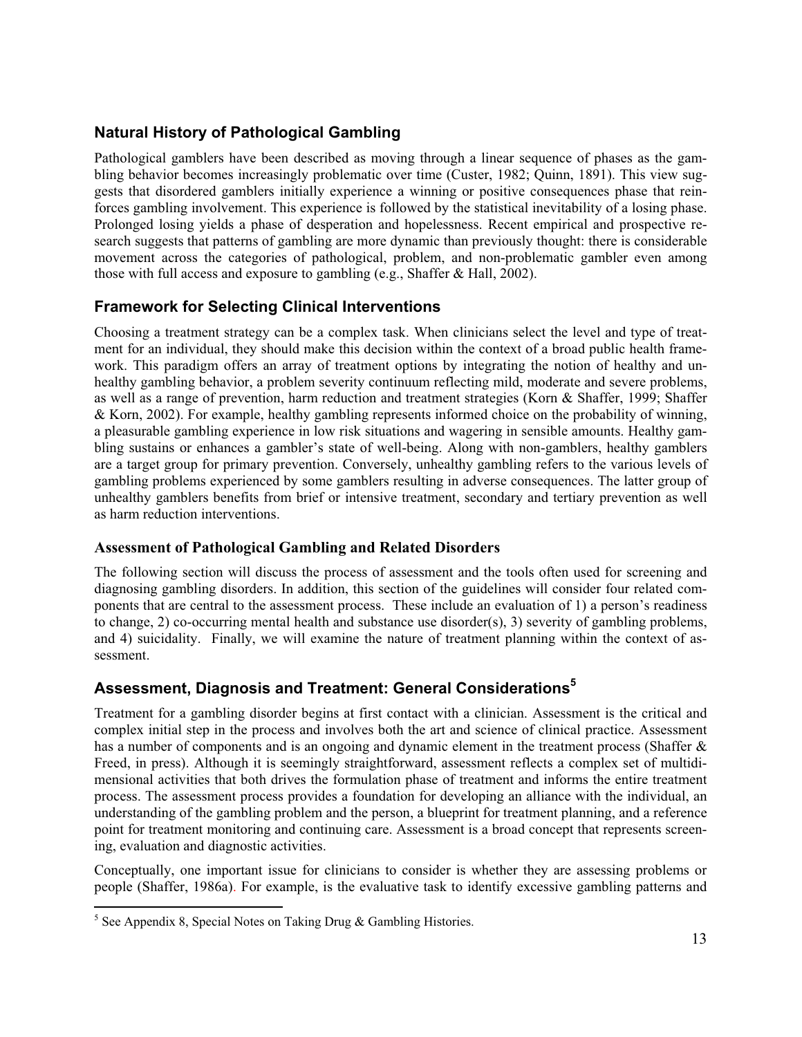## Natural History of Pathological Gambling

Pathological gamblers have been described as moving through a linear sequence of phases as the gambling behavior becomes increasingly problematic over time (Custer, 1982; Quinn, 1891). This view suggests that disordered gamblers initially experience a winning or positive consequences phase that reinforces gambling involvement. This experience is followed by the statistical inevitability of a losing phase. Prolonged losing yields a phase of desperation and hopelessness. Recent empirical and prospective research suggests that patterns of gambling are more dynamic than previously thought: there is considerable movement across the categories of pathological, problem, and non-problematic gambler even among those with full access and exposure to gambling (e.g., Shaffer & Hall, 2002).

## Framework for Selecting Clinical Interventions

Choosing a treatment strategy can be a complex task. When clinicians select the level and type of treatment for an individual, they should make this decision within the context of a broad public health framework. This paradigm offers an array of treatment options by integrating the notion of healthy and unhealthy gambling behavior, a problem severity continuum reflecting mild, moderate and severe problems, as well as a range of prevention, harm reduction and treatment strategies (Korn & Shaffer, 1999; Shaffer & Korn, 2002). For example, healthy gambling represents informed choice on the probability of winning, a pleasurable gambling experience in low risk situations and wagering in sensible amounts. Healthy gambling sustains or enhances a gambler's state of well-being. Along with non-gamblers, healthy gamblers are a target group for primary prevention. Conversely, unhealthy gambling refers to the various levels of gambling problems experienced by some gamblers resulting in adverse consequences. The latter group of unhealthy gamblers benefits from brief or intensive treatment, secondary and tertiary prevention as well as harm reduction interventions.

### Assessment of Pathological Gambling and Related Disorders

The following section will discuss the process of assessment and the tools often used for screening and diagnosing gambling disorders. In addition, this section of the guidelines will consider four related components that are central to the assessment process. These include an evaluation of 1) a person's readiness to change, 2) co-occurring mental health and substance use disorder(s), 3) severity of gambling problems, and 4) suicidality. Finally, we will examine the nature of treatment planning within the context of assessment.

## Assessment, Diagnosis and Treatment: General Considerations[5]

Treatment for a gambling disorder begins at first contact with a clinician. Assessment is the critical and complex initial step in the process and involves both the art and science of clinical practice. Assessment has a number of components and is an ongoing and dynamic element in the treatment process (Shaffer & Freed, in press). Although it is seemingly straightforward, assessment reflects a complex set of multidimensional activities that both drives the formulation phase of treatment and informs the entire treatment process. The assessment process provides a foundation for developing an alliance with the individual, an understanding of the gambling problem and the person, a blueprint for treatment planning, and a reference point for treatment monitoring and continuing care. Assessment is a broad concept that represents screening, evaluation and diagnostic activities.

Conceptually, one important issue for clinicians to consider is whether they are assessing problems or people (Shaffer, 1986a). For example, is the evaluative task to identify excessive gambling patterns and

[5] See Appendix 8, Special Notes on Taking Drug & Gambling Histories.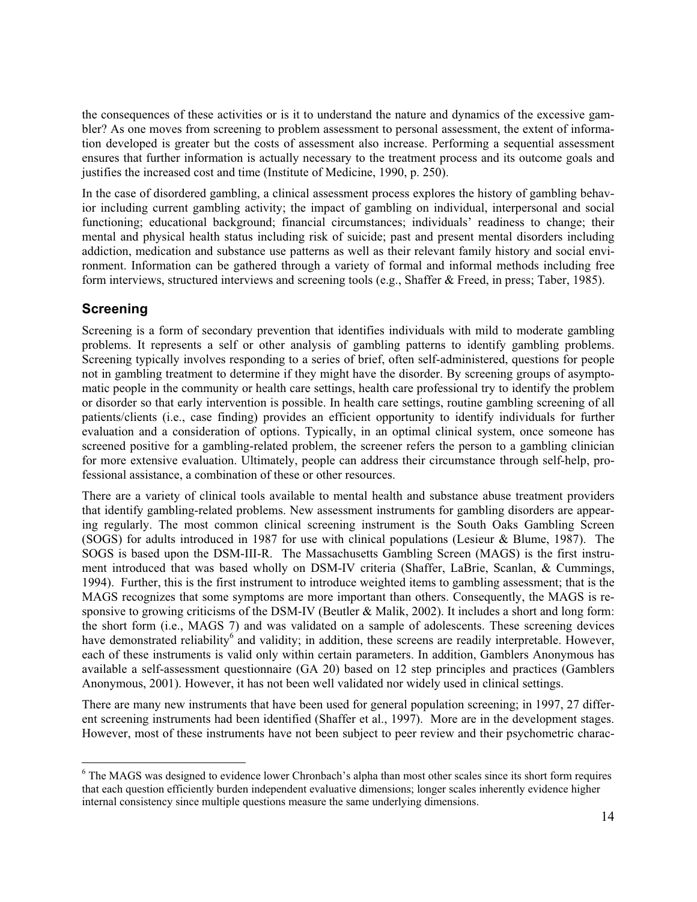the consequences of these activities or is it to understand the nature and dynamics of the excessive gambler? As one moves from screening to problem assessment to personal assessment, the extent of information developed is greater but the costs of assessment also increase. Performing a sequential assessment ensures that further information is actually necessary to the treatment process and its outcome goals and justifies the increased cost and time (Institute of Medicine, 1990, p. 250).

In the case of disordered gambling, a clinical assessment process explores the history of gambling behavior including current gambling activity; the impact of gambling on individual, interpersonal and social functioning; educational background; financial circumstances; individuals' readiness to change; their mental and physical health status including risk of suicide; past and present mental disorders including addiction, medication and substance use patterns as well as their relevant family history and social environment. Information can be gathered through a variety of formal and informal methods including free form interviews, structured interviews and screening tools (e.g., Shaffer & Freed, in press; Taber, 1985).

## Screening

Screening is a form of secondary prevention that identifies individuals with mild to moderate gambling problems. It represents a self or other analysis of gambling patterns to identify gambling problems. Screening typically involves responding to a series of brief, often self-administered, questions for people not in gambling treatment to determine if they might have the disorder. By screening groups of asymptomatic people in the community or health care settings, health care professional try to identify the problem or disorder so that early intervention is possible. In health care settings, routine gambling screening of all patients/clients (i.e., case finding) provides an efficient opportunity to identify individuals for further evaluation and a consideration of options. Typically, in an optimal clinical system, once someone has screened positive for a gambling-related problem, the screener refers the person to a gambling clinician for more extensive evaluation. Ultimately, people can address their circumstance through self-help, professional assistance, a combination of these or other resources.

There are a variety of clinical tools available to mental health and substance abuse treatment providers that identify gambling-related problems. New assessment instruments for gambling disorders are appearing regularly. The most common clinical screening instrument is the South Oaks Gambling Screen (SOGS) for adults introduced in 1987 for use with clinical populations (Lesieur & Blume, 1987). The SOGS is based upon the DSM-III-R. The Massachusetts Gambling Screen (MAGS) is the first instrument introduced that was based wholly on DSM-IV criteria (Shaffer, LaBrie, Scanlan, & Cummings, 1994). Further, this is the first instrument to introduce weighted items to gambling assessment; that is the MAGS recognizes that some symptoms are more important than others. Consequently, the MAGS is responsive to growing criticisms of the DSM-IV (Beutler & Malik, 2002). It includes a short and long form: the short form (i.e., MAGS 7) and was validated on a sample of adolescents. These screening devices have demonstrated reliability[6] and validity; in addition, these screens are readily interpretable. However, each of these instruments is valid only within certain parameters. In addition, Gamblers Anonymous has available a self-assessment questionnaire (GA 20) based on 12 step principles and practices (Gamblers Anonymous, 2001). However, it has not been well validated nor widely used in clinical settings.

There are many new instruments that have been used for general population screening; in 1997, 27 different screening instruments had been identified (Shaffer et al., 1997). More are in the development stages. However, most of these instruments have not been subject to peer review and their psychometric charac-

[6] The MAGS was designed to evidence lower Chronbach's alpha than most other scales since its short form requires that each question efficiently burden independent evaluative dimensions; longer scales inherently evidence higher internal consistency since multiple questions measure the same underlying dimensions.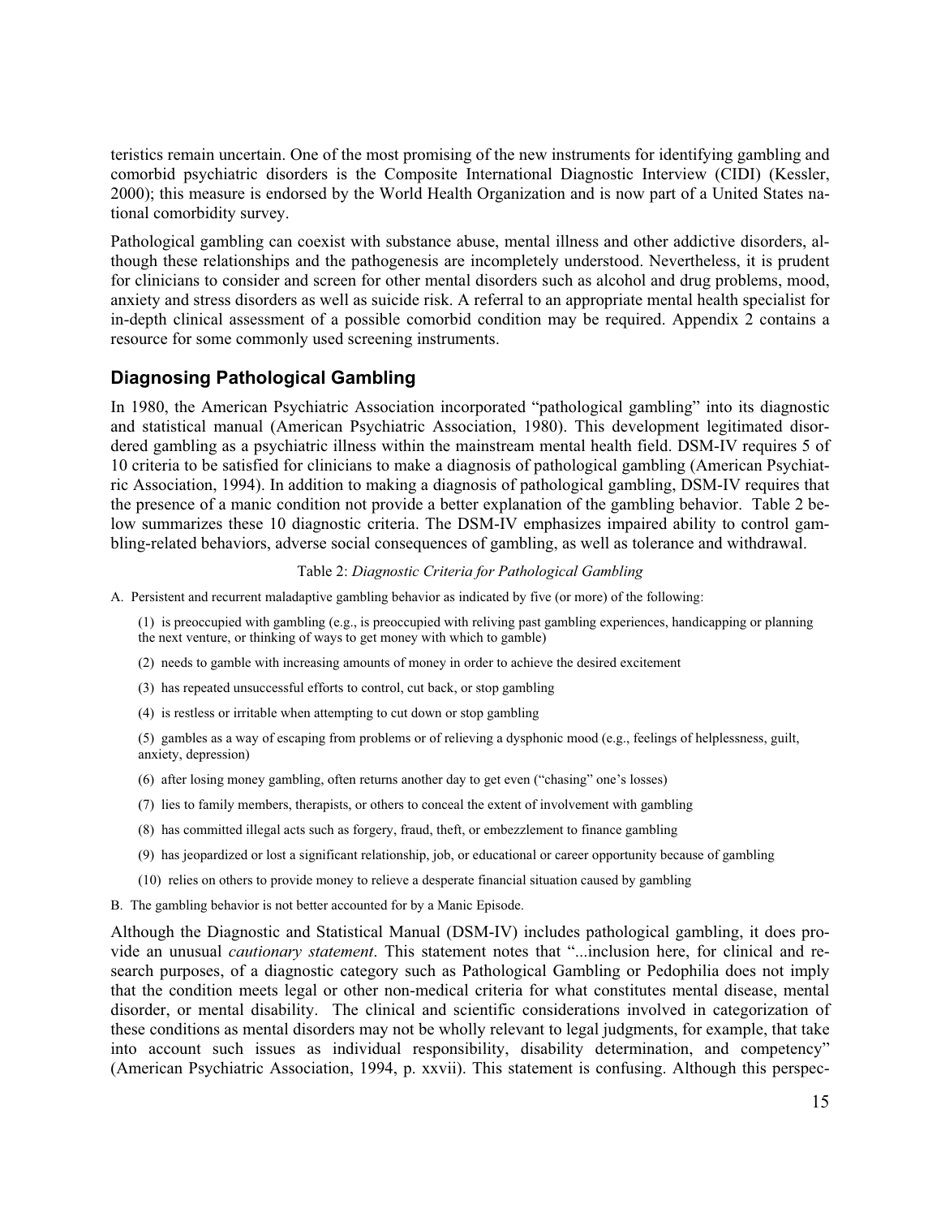teristics remain uncertain. One of the most promising of the new instruments for identifying gambling and comorbid psychiatric disorders is the Composite International Diagnostic Interview (CIDI) (Kessler, 2000); this measure is endorsed by the World Health Organization and is now part of a United States national comorbidity survey.

Pathological gambling can coexist with substance abuse, mental illness and other addictive disorders, although these relationships and the pathogenesis are incompletely understood. Nevertheless, it is prudent for clinicians to consider and screen for other mental disorders such as alcohol and drug problems, mood, anxiety and stress disorders as well as suicide risk. A referral to an appropriate mental health specialist for in-depth clinical assessment of a possible comorbid condition may be required. Appendix 2 contains a resource for some commonly used screening instruments.

## Diagnosing Pathological Gambling

In 1980, the American Psychiatric Association incorporated "pathological gambling" into its diagnostic and statistical manual (American Psychiatric Association, 1980). This development legitimated disordered gambling as a psychiatric illness within the mainstream mental health field. DSM-IV requires 5 of 10 criteria to be satisfied for clinicians to make a diagnosis of pathological gambling (American Psychiatric Association, 1994). In addition to making a diagnosis of pathological gambling, DSM-IV requires that the presence of a manic condition not provide a better explanation of the gambling behavior. Table 2 below summarizes these 10 diagnostic criteria. The DSM-IV emphasizes impaired ability to control gambling-related behaviors, adverse social consequences of gambling, as well as tolerance and withdrawal.

Table 2: *Diagnostic Criteria for Pathological Gambling*

A. Persistent and recurrent maladaptive gambling behavior as indicated by five (or more) of the following:

(1) is preoccupied with gambling (e.g., is preoccupied with reliving past gambling experiences, handicapping or planning the next venture, or thinking of ways to get money with which to gamble)

(2) needs to gamble with increasing amounts of money in order to achieve the desired excitement

(3) has repeated unsuccessful efforts to control, cut back, or stop gambling

(4) is restless or irritable when attempting to cut down or stop gambling

(5) gambles as a way of escaping from problems or of relieving a dysphonic mood (e.g., feelings of helplessness, guilt, anxiety, depression)

(6) after losing money gambling, often returns another day to get even ("chasing" one's losses)

(7) lies to family members, therapists, or others to conceal the extent of involvement with gambling

(8) has committed illegal acts such as forgery, fraud, theft, or embezzlement to finance gambling

(9) has jeopardized or lost a significant relationship, job, or educational or career opportunity because of gambling

(10) relies on others to provide money to relieve a desperate financial situation caused by gambling

B. The gambling behavior is not better accounted for by a Manic Episode.

Although the Diagnostic and Statistical Manual (DSM-IV) includes pathological gambling, it does provide an unusual *cautionary statement*. This statement notes that "...inclusion here, for clinical and research purposes, of a diagnostic category such as Pathological Gambling or Pedophilia does not imply that the condition meets legal or other non-medical criteria for what constitutes mental disease, mental disorder, or mental disability. The clinical and scientific considerations involved in categorization of these conditions as mental disorders may not be wholly relevant to legal judgments, for example, that take into account such issues as individual responsibility, disability determination, and competency" (American Psychiatric Association, 1994, p. xxvii). This statement is confusing. Although this perspec-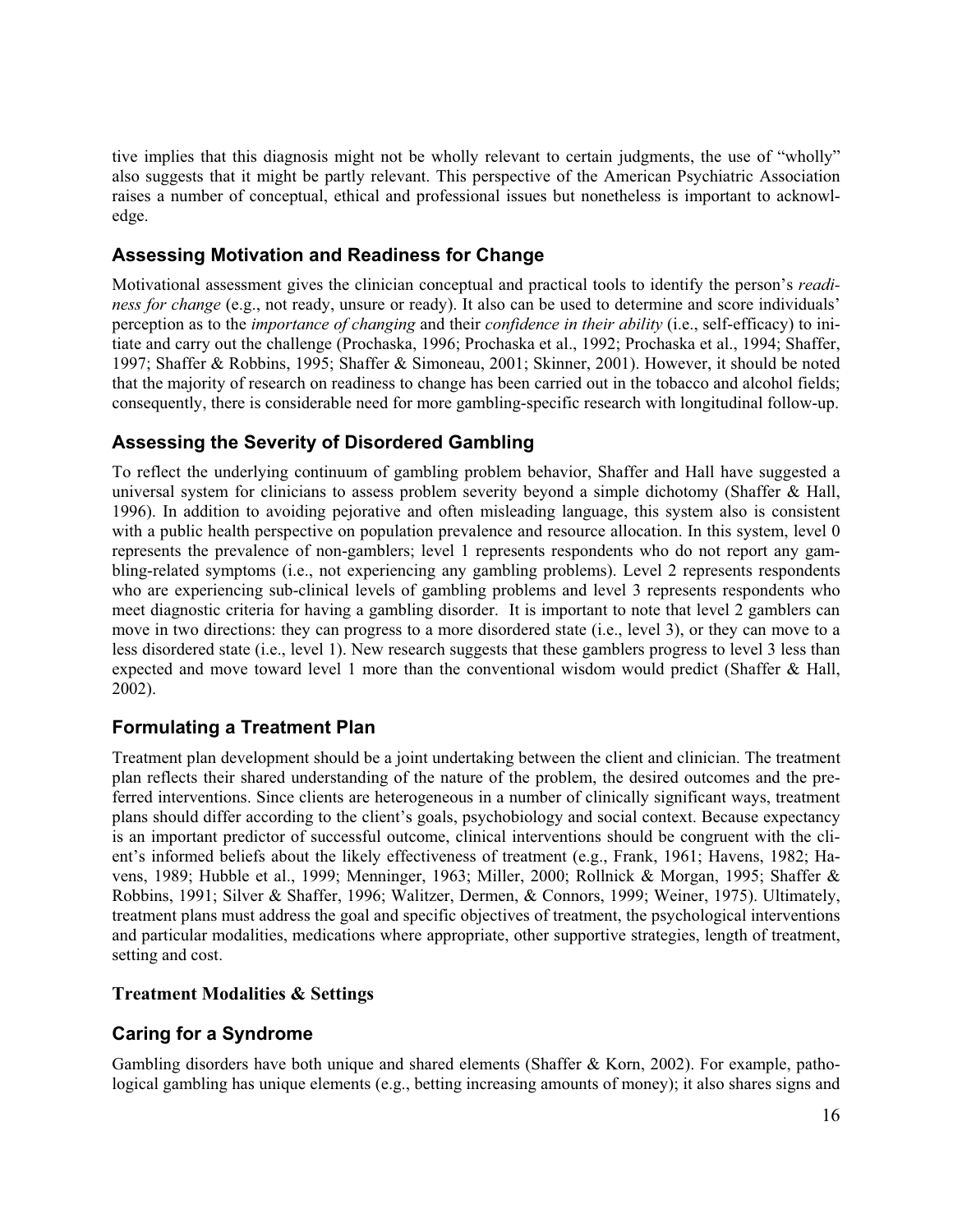tive implies that this diagnosis might not be wholly relevant to certain judgments, the use of "wholly" also suggests that it might be partly relevant. This perspective of the American Psychiatric Association raises a number of conceptual, ethical and professional issues but nonetheless is important to acknowledge.

## Assessing Motivation and Readiness for Change

Motivational assessment gives the clinician conceptual and practical tools to identify the person's *readiness for change* (e.g., not ready, unsure or ready). It also can be used to determine and score individuals' perception as to the *importance of changing* and their *confidence in their ability* (i.e., self-efficacy) to initiate and carry out the challenge (Prochaska, 1996; Prochaska et al., 1992; Prochaska et al., 1994; Shaffer, 1997; Shaffer & Robbins, 1995; Shaffer & Simoneau, 2001; Skinner, 2001). However, it should be noted that the majority of research on readiness to change has been carried out in the tobacco and alcohol fields; consequently, there is considerable need for more gambling-specific research with longitudinal follow-up.

## Assessing the Severity of Disordered Gambling

To reflect the underlying continuum of gambling problem behavior, Shaffer and Hall have suggested a universal system for clinicians to assess problem severity beyond a simple dichotomy (Shaffer & Hall, 1996). In addition to avoiding pejorative and often misleading language, this system also is consistent with a public health perspective on population prevalence and resource allocation. In this system, level 0 represents the prevalence of non-gamblers; level 1 represents respondents who do not report any gambling-related symptoms (i.e., not experiencing any gambling problems). Level 2 represents respondents who are experiencing sub-clinical levels of gambling problems and level 3 represents respondents who meet diagnostic criteria for having a gambling disorder. It is important to note that level 2 gamblers can move in two directions: they can progress to a more disordered state (i.e., level 3), or they can move to a less disordered state (i.e., level 1). New research suggests that these gamblers progress to level 3 less than expected and move toward level 1 more than the conventional wisdom would predict (Shaffer & Hall, 2002).

## Formulating a Treatment Plan

Treatment plan development should be a joint undertaking between the client and clinician. The treatment plan reflects their shared understanding of the nature of the problem, the desired outcomes and the preferred interventions. Since clients are heterogeneous in a number of clinically significant ways, treatment plans should differ according to the client's goals, psychobiology and social context. Because expectancy is an important predictor of successful outcome, clinical interventions should be congruent with the client's informed beliefs about the likely effectiveness of treatment (e.g., Frank, 1961; Havens, 1982; Havens, 1989; Hubble et al., 1999; Menninger, 1963; Miller, 2000; Rollnick & Morgan, 1995; Shaffer & Robbins, 1991; Silver & Shaffer, 1996; Walitzer, Dermen, & Connors, 1999; Weiner, 1975). Ultimately, treatment plans must address the goal and specific objectives of treatment, the psychological interventions and particular modalities, medications where appropriate, other supportive strategies, length of treatment, setting and cost.

### Treatment Modalities & Settings

## Caring for a Syndrome

Gambling disorders have both unique and shared elements (Shaffer & Korn, 2002). For example, pathological gambling has unique elements (e.g., betting increasing amounts of money); it also shares signs and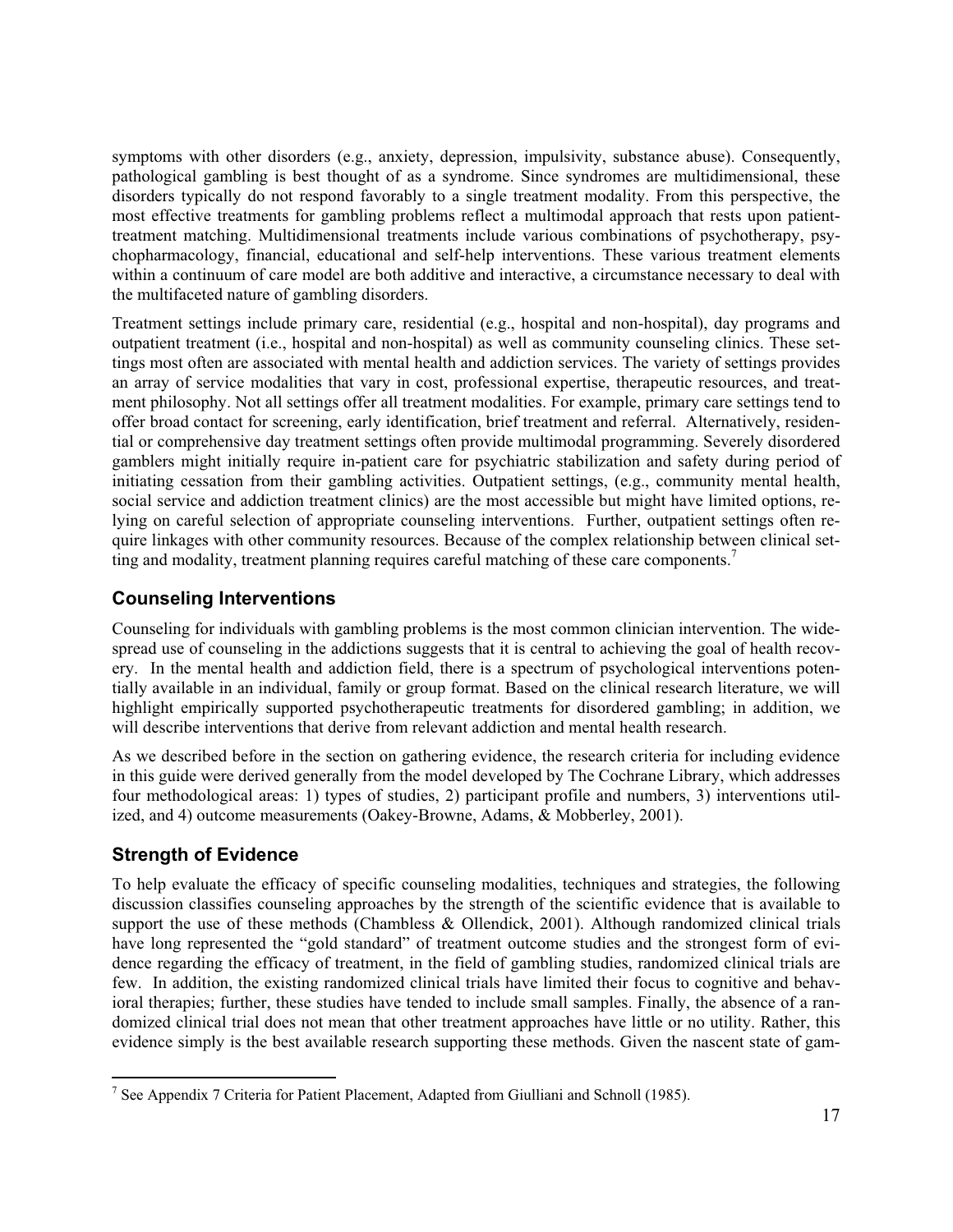symptoms with other disorders (e.g., anxiety, depression, impulsivity, substance abuse). Consequently, pathological gambling is best thought of as a syndrome. Since syndromes are multidimensional, these disorders typically do not respond favorably to a single treatment modality. From this perspective, the most effective treatments for gambling problems reflect a multimodal approach that rests upon patient-treatment matching. Multidimensional treatments include various combinations of psychotherapy, psychopharmacology, financial, educational and self-help interventions. These various treatment elements within a continuum of care model are both additive and interactive, a circumstance necessary to deal with the multifaceted nature of gambling disorders.

Treatment settings include primary care, residential (e.g., hospital and non-hospital), day programs and outpatient treatment (i.e., hospital and non-hospital) as well as community counseling clinics. These settings most often are associated with mental health and addiction services. The variety of settings provides an array of service modalities that vary in cost, professional expertise, therapeutic resources, and treatment philosophy. Not all settings offer all treatment modalities. For example, primary care settings tend to offer broad contact for screening, early identification, brief treatment and referral. Alternatively, residential or comprehensive day treatment settings often provide multimodal programming. Severely disordered gamblers might initially require in-patient care for psychiatric stabilization and safety during period of initiating cessation from their gambling activities. Outpatient settings, (e.g., community mental health, social service and addiction treatment clinics) are the most accessible but might have limited options, relying on careful selection of appropriate counseling interventions. Further, outpatient settings often require linkages with other community resources. Because of the complex relationship between clinical setting and modality, treatment planning requires careful matching of these care components.[7]

## Counseling Interventions

Counseling for individuals with gambling problems is the most common clinician intervention. The widespread use of counseling in the addictions suggests that it is central to achieving the goal of health recovery. In the mental health and addiction field, there is a spectrum of psychological interventions potentially available in an individual, family or group format. Based on the clinical research literature, we will highlight empirically supported psychotherapeutic treatments for disordered gambling; in addition, we will describe interventions that derive from relevant addiction and mental health research.

As we described before in the section on gathering evidence, the research criteria for including evidence in this guide were derived generally from the model developed by The Cochrane Library, which addresses four methodological areas: 1) types of studies, 2) participant profile and numbers, 3) interventions utilized, and 4) outcome measurements (Oakey-Browne, Adams, & Mobberley, 2001).

## Strength of Evidence

To help evaluate the efficacy of specific counseling modalities, techniques and strategies, the following discussion classifies counseling approaches by the strength of the scientific evidence that is available to support the use of these methods (Chambless & Ollendick, 2001). Although randomized clinical trials have long represented the "gold standard" of treatment outcome studies and the strongest form of evidence regarding the efficacy of treatment, in the field of gambling studies, randomized clinical trials are few. In addition, the existing randomized clinical trials have limited their focus to cognitive and behavioral therapies; further, these studies have tended to include small samples. Finally, the absence of a randomized clinical trial does not mean that other treatment approaches have little or no utility. Rather, this evidence simply is the best available research supporting these methods. Given the nascent state of gam-

---

[7] See Appendix 7 Criteria for Patient Placement, Adapted from Giulliani and Schnoll (1985).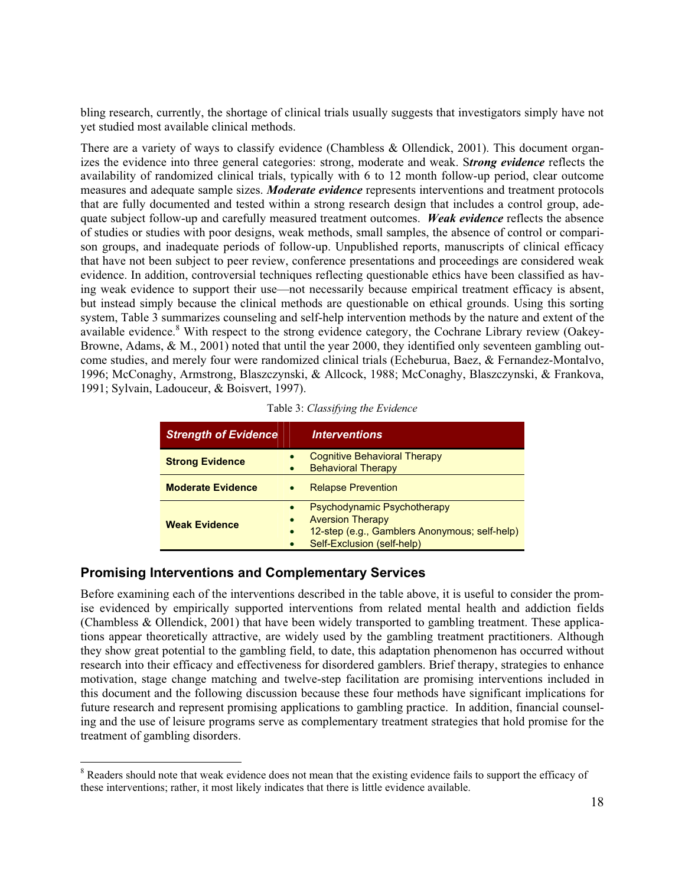bling research, currently, the shortage of clinical trials usually suggests that investigators simply have not yet studied most available clinical methods.

There are a variety of ways to classify evidence (Chambless & Ollendick, 2001). This document organizes the evidence into three general categories: strong, moderate and weak. S***trong evidence*** reflects the availability of randomized clinical trials, typically with 6 to 12 month follow-up period, clear outcome measures and adequate sample sizes. ***Moderate evidence*** represents interventions and treatment protocols that are fully documented and tested within a strong research design that includes a control group, adequate subject follow-up and carefully measured treatment outcomes. ***Weak evidence*** reflects the absence of studies or studies with poor designs, weak methods, small samples, the absence of control or comparison groups, and inadequate periods of follow-up. Unpublished reports, manuscripts of clinical efficacy that have not been subject to peer review, conference presentations and proceedings are considered weak evidence. In addition, controversial techniques reflecting questionable ethics have been classified as having weak evidence to support their use—not necessarily because empirical treatment efficacy is absent, but instead simply because the clinical methods are questionable on ethical grounds. Using this sorting system, Table 3 summarizes counseling and self-help intervention methods by the nature and extent of the available evidence.[8] With respect to the strong evidence category, the Cochrane Library review (Oakey-Browne, Adams, & M., 2001) noted that until the year 2000, they identified only seventeen gambling outcome studies, and merely four were randomized clinical trials (Echeburua, Baez, & Fernandez-Montalvo, 1996; McConaghy, Armstrong, Blaszczynski, & Allcock, 1988; McConaghy, Blaszczynski, & Frankova, 1991; Sylvain, Ladouceur, & Boisvert, 1997).

Table 3: *Classifying the Evidence*

| *Strength of Evidence* | *Interventions* |
|---|---|
| **Strong Evidence** | • Cognitive Behavioral Therapy<br>• Behavioral Therapy |
| **Moderate Evidence** | • Relapse Prevention |
| **Weak Evidence** | • Psychodynamic Psychotherapy<br>• Aversion Therapy<br>• 12-step (e.g., Gamblers Anonymous; self-help)<br>• Self-Exclusion (self-help) |

## Promising Interventions and Complementary Services

Before examining each of the interventions described in the table above, it is useful to consider the promise evidenced by empirically supported interventions from related mental health and addiction fields (Chambless & Ollendick, 2001) that have been widely transported to gambling treatment. These applications appear theoretically attractive, are widely used by the gambling treatment practitioners. Although they show great potential to the gambling field, to date, this adaptation phenomenon has occurred without research into their efficacy and effectiveness for disordered gamblers. Brief therapy, strategies to enhance motivation, stage change matching and twelve-step facilitation are promising interventions included in this document and the following discussion because these four methods have significant implications for future research and represent promising applications to gambling practice. In addition, financial counseling and the use of leisure programs serve as complementary treatment strategies that hold promise for the treatment of gambling disorders.

[8] Readers should note that weak evidence does not mean that the existing evidence fails to support the efficacy of these interventions; rather, it most likely indicates that there is little evidence available.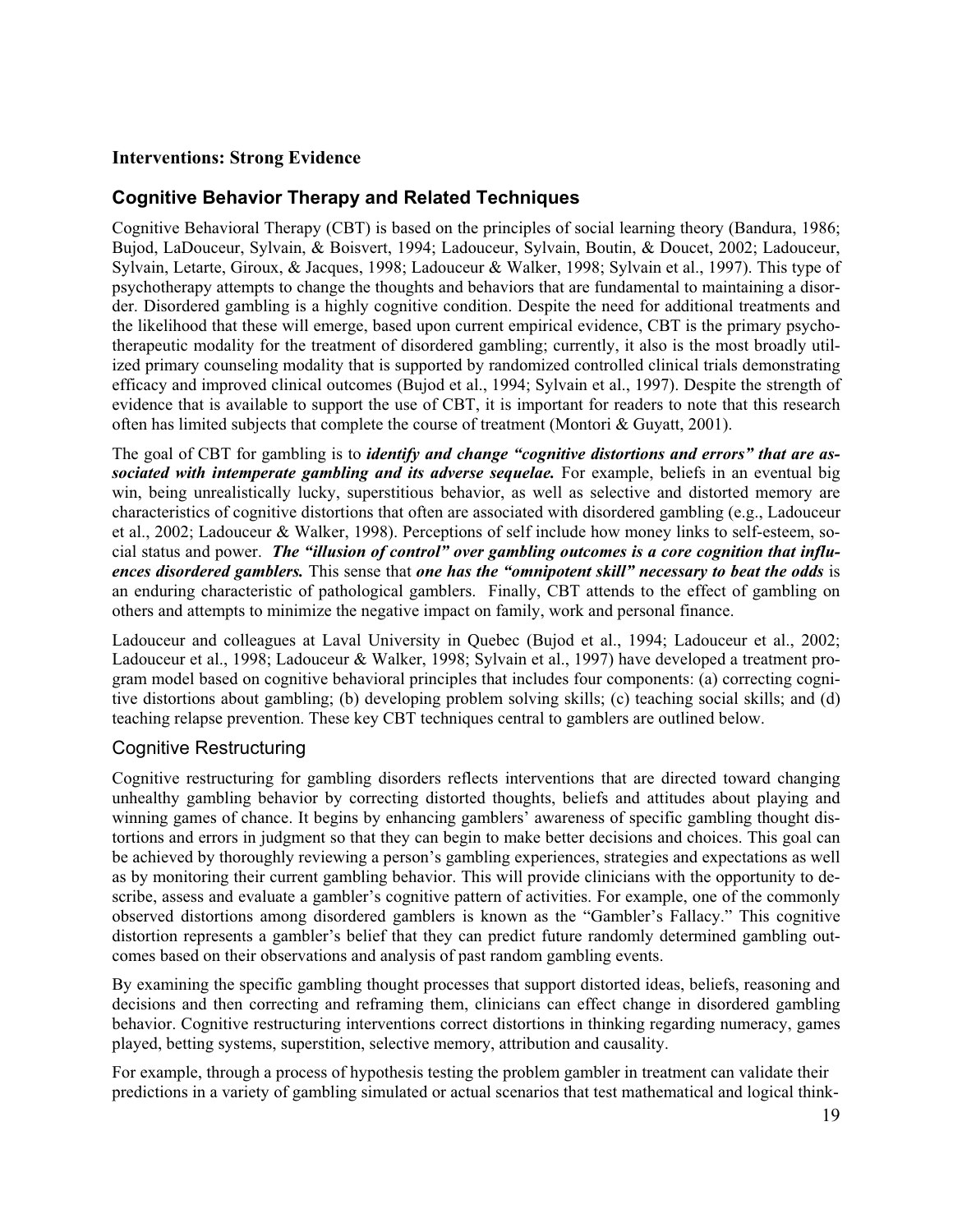**Interventions: Strong Evidence**

## Cognitive Behavior Therapy and Related Techniques

Cognitive Behavioral Therapy (CBT) is based on the principles of social learning theory (Bandura, 1986; Bujod, LaDouceur, Sylvain, & Boisvert, 1994; Ladouceur, Sylvain, Boutin, & Doucet, 2002; Ladouceur, Sylvain, Letarte, Giroux, & Jacques, 1998; Ladouceur & Walker, 1998; Sylvain et al., 1997). This type of psychotherapy attempts to change the thoughts and behaviors that are fundamental to maintaining a disorder. Disordered gambling is a highly cognitive condition. Despite the need for additional treatments and the likelihood that these will emerge, based upon current empirical evidence, CBT is the primary psychotherapeutic modality for the treatment of disordered gambling; currently, it also is the most broadly utilized primary counseling modality that is supported by randomized controlled clinical trials demonstrating efficacy and improved clinical outcomes (Bujod et al., 1994; Sylvain et al., 1997). Despite the strength of evidence that is available to support the use of CBT, it is important for readers to note that this research often has limited subjects that complete the course of treatment (Montori & Guyatt, 2001).

The goal of CBT for gambling is to ***identify and change "cognitive distortions and errors" that are associated with intemperate gambling and its adverse sequelae.*** For example, beliefs in an eventual big win, being unrealistically lucky, superstitious behavior, as well as selective and distorted memory are characteristics of cognitive distortions that often are associated with disordered gambling (e.g., Ladouceur et al., 2002; Ladouceur & Walker, 1998). Perceptions of self include how money links to self-esteem, social status and power. ***The "illusion of control" over gambling outcomes is a core cognition that influences disordered gamblers.*** This sense that ***one has the "omnipotent skill" necessary to beat the odds*** is an enduring characteristic of pathological gamblers. Finally, CBT attends to the effect of gambling on others and attempts to minimize the negative impact on family, work and personal finance.

Ladouceur and colleagues at Laval University in Quebec (Bujod et al., 1994; Ladouceur et al., 2002; Ladouceur et al., 1998; Ladouceur & Walker, 1998; Sylvain et al., 1997) have developed a treatment program model based on cognitive behavioral principles that includes four components: (a) correcting cognitive distortions about gambling; (b) developing problem solving skills; (c) teaching social skills; and (d) teaching relapse prevention. These key CBT techniques central to gamblers are outlined below.

### Cognitive Restructuring

Cognitive restructuring for gambling disorders reflects interventions that are directed toward changing unhealthy gambling behavior by correcting distorted thoughts, beliefs and attitudes about playing and winning games of chance. It begins by enhancing gamblers' awareness of specific gambling thought distortions and errors in judgment so that they can begin to make better decisions and choices. This goal can be achieved by thoroughly reviewing a person's gambling experiences, strategies and expectations as well as by monitoring their current gambling behavior. This will provide clinicians with the opportunity to describe, assess and evaluate a gambler's cognitive pattern of activities. For example, one of the commonly observed distortions among disordered gamblers is known as the "Gambler's Fallacy." This cognitive distortion represents a gambler's belief that they can predict future randomly determined gambling outcomes based on their observations and analysis of past random gambling events.

By examining the specific gambling thought processes that support distorted ideas, beliefs, reasoning and decisions and then correcting and reframing them, clinicians can effect change in disordered gambling behavior. Cognitive restructuring interventions correct distortions in thinking regarding numeracy, games played, betting systems, superstition, selective memory, attribution and causality.

For example, through a process of hypothesis testing the problem gambler in treatment can validate their predictions in a variety of gambling simulated or actual scenarios that test mathematical and logical think-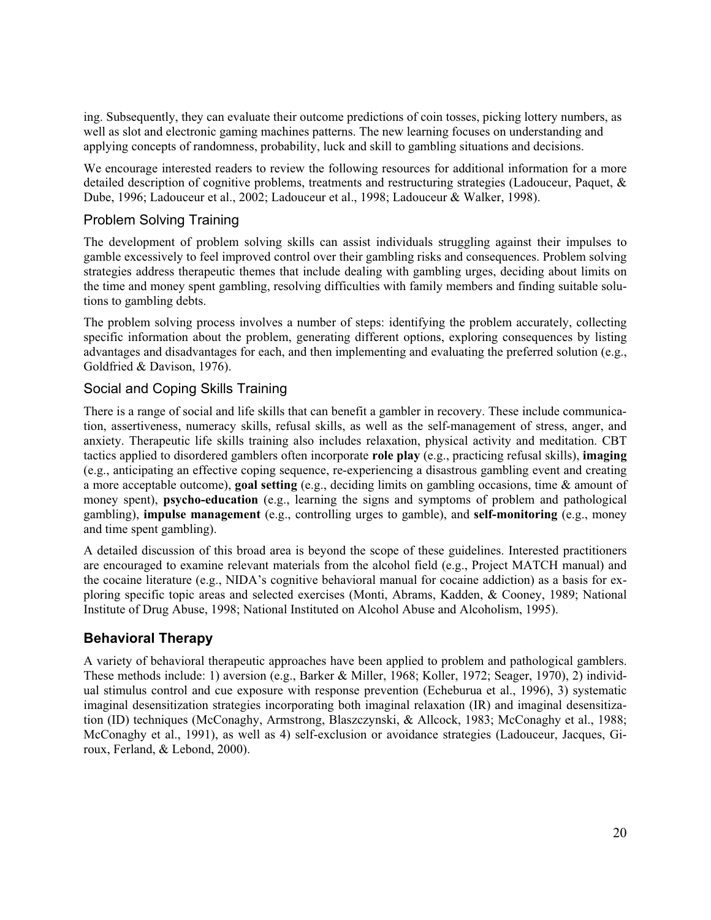ing. Subsequently, they can evaluate their outcome predictions of coin tosses, picking lottery numbers, as well as slot and electronic gaming machines patterns. The new learning focuses on understanding and applying concepts of randomness, probability, luck and skill to gambling situations and decisions.

We encourage interested readers to review the following resources for additional information for a more detailed description of cognitive problems, treatments and restructuring strategies (Ladouceur, Paquet, & Dube, 1996; Ladouceur et al., 2002; Ladouceur et al., 1998; Ladouceur & Walker, 1998).

### Problem Solving Training

The development of problem solving skills can assist individuals struggling against their impulses to gamble excessively to feel improved control over their gambling risks and consequences. Problem solving strategies address therapeutic themes that include dealing with gambling urges, deciding about limits on the time and money spent gambling, resolving difficulties with family members and finding suitable solutions to gambling debts.

The problem solving process involves a number of steps: identifying the problem accurately, collecting specific information about the problem, generating different options, exploring consequences by listing advantages and disadvantages for each, and then implementing and evaluating the preferred solution (e.g., Goldfried & Davison, 1976).

### Social and Coping Skills Training

There is a range of social and life skills that can benefit a gambler in recovery. These include communication, assertiveness, numeracy skills, refusal skills, as well as the self-management of stress, anger, and anxiety. Therapeutic life skills training also includes relaxation, physical activity and meditation. CBT tactics applied to disordered gamblers often incorporate **role play** (e.g., practicing refusal skills), **imaging** (e.g., anticipating an effective coping sequence, re-experiencing a disastrous gambling event and creating a more acceptable outcome), **goal setting** (e.g., deciding limits on gambling occasions, time & amount of money spent), **psycho-education** (e.g., learning the signs and symptoms of problem and pathological gambling), **impulse management** (e.g., controlling urges to gamble), and **self-monitoring** (e.g., money and time spent gambling).

A detailed discussion of this broad area is beyond the scope of these guidelines. Interested practitioners are encouraged to examine relevant materials from the alcohol field (e.g., Project MATCH manual) and the cocaine literature (e.g., NIDA's cognitive behavioral manual for cocaine addiction) as a basis for exploring specific topic areas and selected exercises (Monti, Abrams, Kadden, & Cooney, 1989; National Institute of Drug Abuse, 1998; National Instituted on Alcohol Abuse and Alcoholism, 1995).

## Behavioral Therapy

A variety of behavioral therapeutic approaches have been applied to problem and pathological gamblers. These methods include: 1) aversion (e.g., Barker & Miller, 1968; Koller, 1972; Seager, 1970), 2) individual stimulus control and cue exposure with response prevention (Echeburua et al., 1996), 3) systematic imaginal desensitization strategies incorporating both imaginal relaxation (IR) and imaginal desensitization (ID) techniques (McConaghy, Armstrong, Blaszczynski, & Allcock, 1983; McConaghy et al., 1988; McConaghy et al., 1991), as well as 4) self-exclusion or avoidance strategies (Ladouceur, Jacques, Giroux, Ferland, & Lebond, 2000).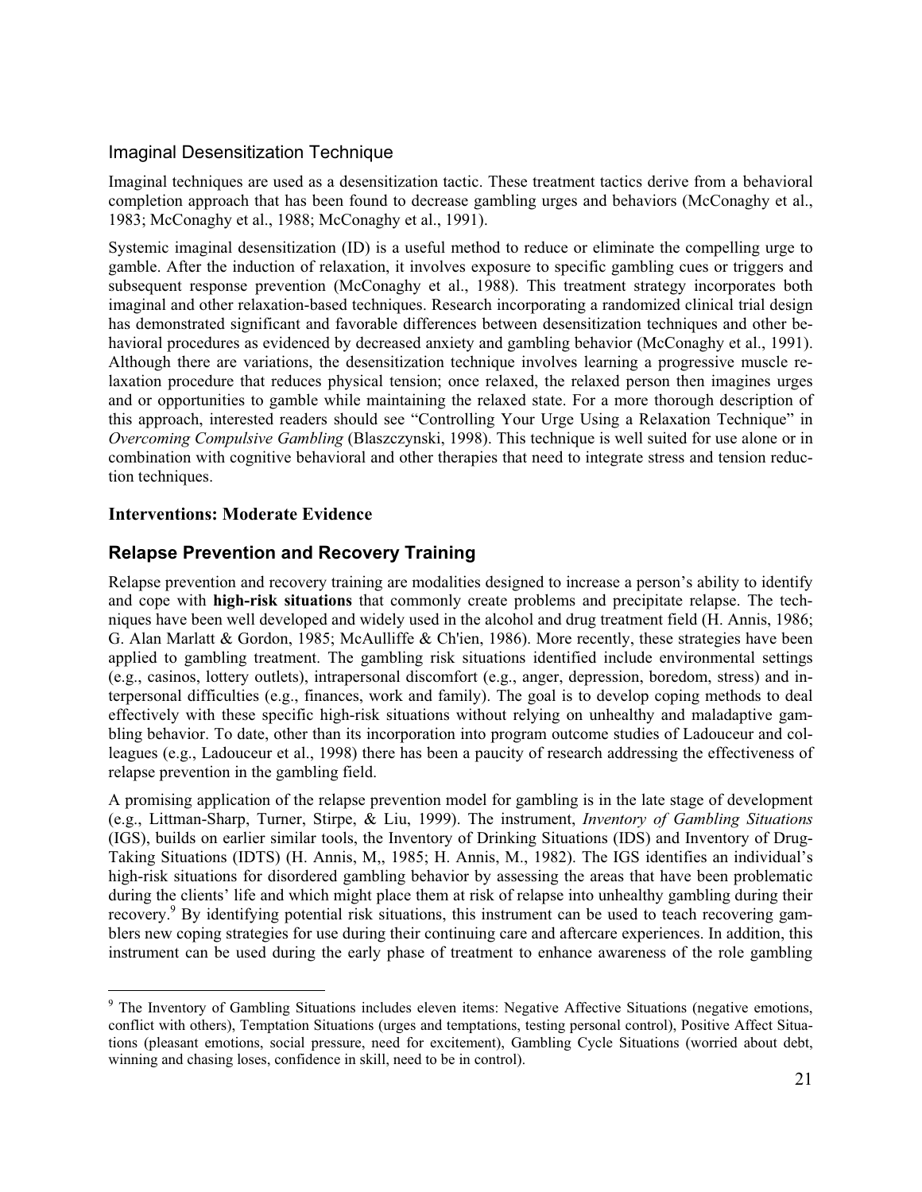### Imaginal Desensitization Technique

Imaginal techniques are used as a desensitization tactic. These treatment tactics derive from a behavioral completion approach that has been found to decrease gambling urges and behaviors (McConaghy et al., 1983; McConaghy et al., 1988; McConaghy et al., 1991).

Systemic imaginal desensitization (ID) is a useful method to reduce or eliminate the compelling urge to gamble. After the induction of relaxation, it involves exposure to specific gambling cues or triggers and subsequent response prevention (McConaghy et al., 1988). This treatment strategy incorporates both imaginal and other relaxation-based techniques. Research incorporating a randomized clinical trial design has demonstrated significant and favorable differences between desensitization techniques and other behavioral procedures as evidenced by decreased anxiety and gambling behavior (McConaghy et al., 1991). Although there are variations, the desensitization technique involves learning a progressive muscle relaxation procedure that reduces physical tension; once relaxed, the relaxed person then imagines urges and or opportunities to gamble while maintaining the relaxed state. For a more thorough description of this approach, interested readers should see "Controlling Your Urge Using a Relaxation Technique" in *Overcoming Compulsive Gambling* (Blaszczynski, 1998). This technique is well suited for use alone or in combination with cognitive behavioral and other therapies that need to integrate stress and tension reduction techniques.

**Interventions: Moderate Evidence**

## Relapse Prevention and Recovery Training

Relapse prevention and recovery training are modalities designed to increase a person's ability to identify and cope with **high-risk situations** that commonly create problems and precipitate relapse. The techniques have been well developed and widely used in the alcohol and drug treatment field (H. Annis, 1986; G. Alan Marlatt & Gordon, 1985; McAulliffe & Ch'ien, 1986). More recently, these strategies have been applied to gambling treatment. The gambling risk situations identified include environmental settings (e.g., casinos, lottery outlets), intrapersonal discomfort (e.g., anger, depression, boredom, stress) and interpersonal difficulties (e.g., finances, work and family). The goal is to develop coping methods to deal effectively with these specific high-risk situations without relying on unhealthy and maladaptive gambling behavior. To date, other than its incorporation into program outcome studies of Ladouceur and colleagues (e.g., Ladouceur et al., 1998) there has been a paucity of research addressing the effectiveness of relapse prevention in the gambling field.

A promising application of the relapse prevention model for gambling is in the late stage of development (e.g., Littman-Sharp, Turner, Stirpe, & Liu, 1999). The instrument, *Inventory of Gambling Situations* (IGS), builds on earlier similar tools, the Inventory of Drinking Situations (IDS) and Inventory of Drug-Taking Situations (IDTS) (H. Annis, M,, 1985; H. Annis, M., 1982). The IGS identifies an individual's high-risk situations for disordered gambling behavior by assessing the areas that have been problematic during the clients' life and which might place them at risk of relapse into unhealthy gambling during their recovery.[9] By identifying potential risk situations, this instrument can be used to teach recovering gamblers new coping strategies for use during their continuing care and aftercare experiences. In addition, this instrument can be used during the early phase of treatment to enhance awareness of the role gambling

[9] The Inventory of Gambling Situations includes eleven items: Negative Affective Situations (negative emotions, conflict with others), Temptation Situations (urges and temptations, testing personal control), Positive Affect Situations (pleasant emotions, social pressure, need for excitement), Gambling Cycle Situations (worried about debt, winning and chasing loses, confidence in skill, need to be in control).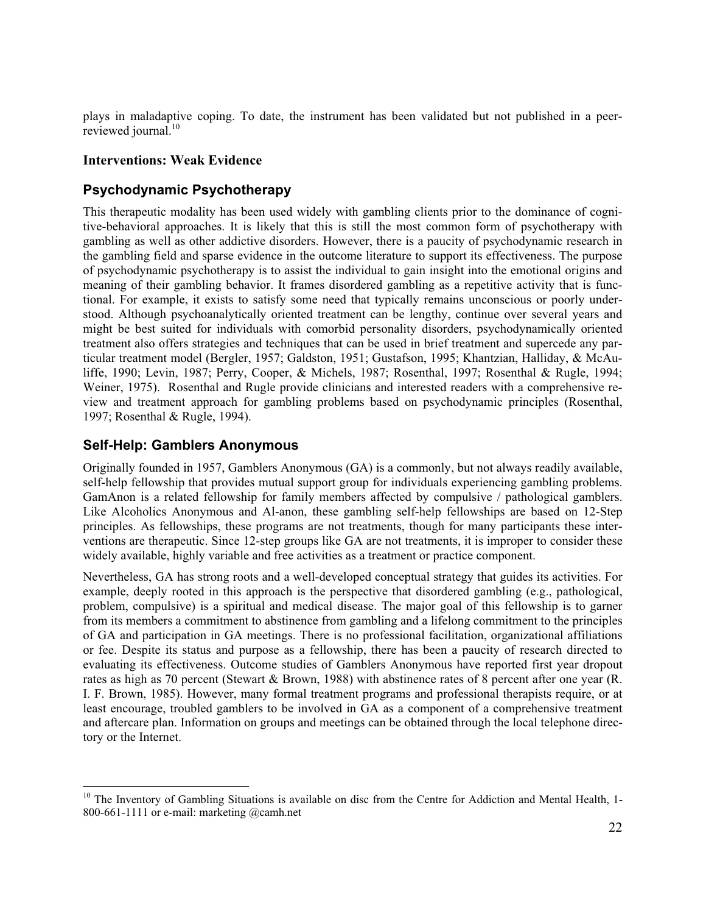plays in maladaptive coping. To date, the instrument has been validated but not published in a peer-reviewed journal.[10]

### Interventions: Weak Evidence

## Psychodynamic Psychotherapy

This therapeutic modality has been used widely with gambling clients prior to the dominance of cognitive-behavioral approaches. It is likely that this is still the most common form of psychotherapy with gambling as well as other addictive disorders. However, there is a paucity of psychodynamic research in the gambling field and sparse evidence in the outcome literature to support its effectiveness. The purpose of psychodynamic psychotherapy is to assist the individual to gain insight into the emotional origins and meaning of their gambling behavior. It frames disordered gambling as a repetitive activity that is functional. For example, it exists to satisfy some need that typically remains unconscious or poorly understood. Although psychoanalytically oriented treatment can be lengthy, continue over several years and might be best suited for individuals with comorbid personality disorders, psychodynamically oriented treatment also offers strategies and techniques that can be used in brief treatment and supercede any particular treatment model (Bergler, 1957; Galdston, 1951; Gustafson, 1995; Khantzian, Halliday, & McAuliffe, 1990; Levin, 1987; Perry, Cooper, & Michels, 1987; Rosenthal, 1997; Rosenthal & Rugle, 1994; Weiner, 1975). Rosenthal and Rugle provide clinicians and interested readers with a comprehensive review and treatment approach for gambling problems based on psychodynamic principles (Rosenthal, 1997; Rosenthal & Rugle, 1994).

## Self-Help: Gamblers Anonymous

Originally founded in 1957, Gamblers Anonymous (GA) is a commonly, but not always readily available, self-help fellowship that provides mutual support group for individuals experiencing gambling problems. GamAnon is a related fellowship for family members affected by compulsive / pathological gamblers. Like Alcoholics Anonymous and Al-anon, these gambling self-help fellowships are based on 12-Step principles. As fellowships, these programs are not treatments, though for many participants these interventions are therapeutic. Since 12-step groups like GA are not treatments, it is improper to consider these widely available, highly variable and free activities as a treatment or practice component.

Nevertheless, GA has strong roots and a well-developed conceptual strategy that guides its activities. For example, deeply rooted in this approach is the perspective that disordered gambling (e.g., pathological, problem, compulsive) is a spiritual and medical disease. The major goal of this fellowship is to garner from its members a commitment to abstinence from gambling and a lifelong commitment to the principles of GA and participation in GA meetings. There is no professional facilitation, organizational affiliations or fee. Despite its status and purpose as a fellowship, there has been a paucity of research directed to evaluating its effectiveness. Outcome studies of Gamblers Anonymous have reported first year dropout rates as high as 70 percent (Stewart & Brown, 1988) with abstinence rates of 8 percent after one year (R. I. F. Brown, 1985). However, many formal treatment programs and professional therapists require, or at least encourage, troubled gamblers to be involved in GA as a component of a comprehensive treatment and aftercare plan. Information on groups and meetings can be obtained through the local telephone directory or the Internet.

---

[10] The Inventory of Gambling Situations is available on disc from the Centre for Addiction and Mental Health, 1-800-661-1111 or e-mail: marketing @camh.net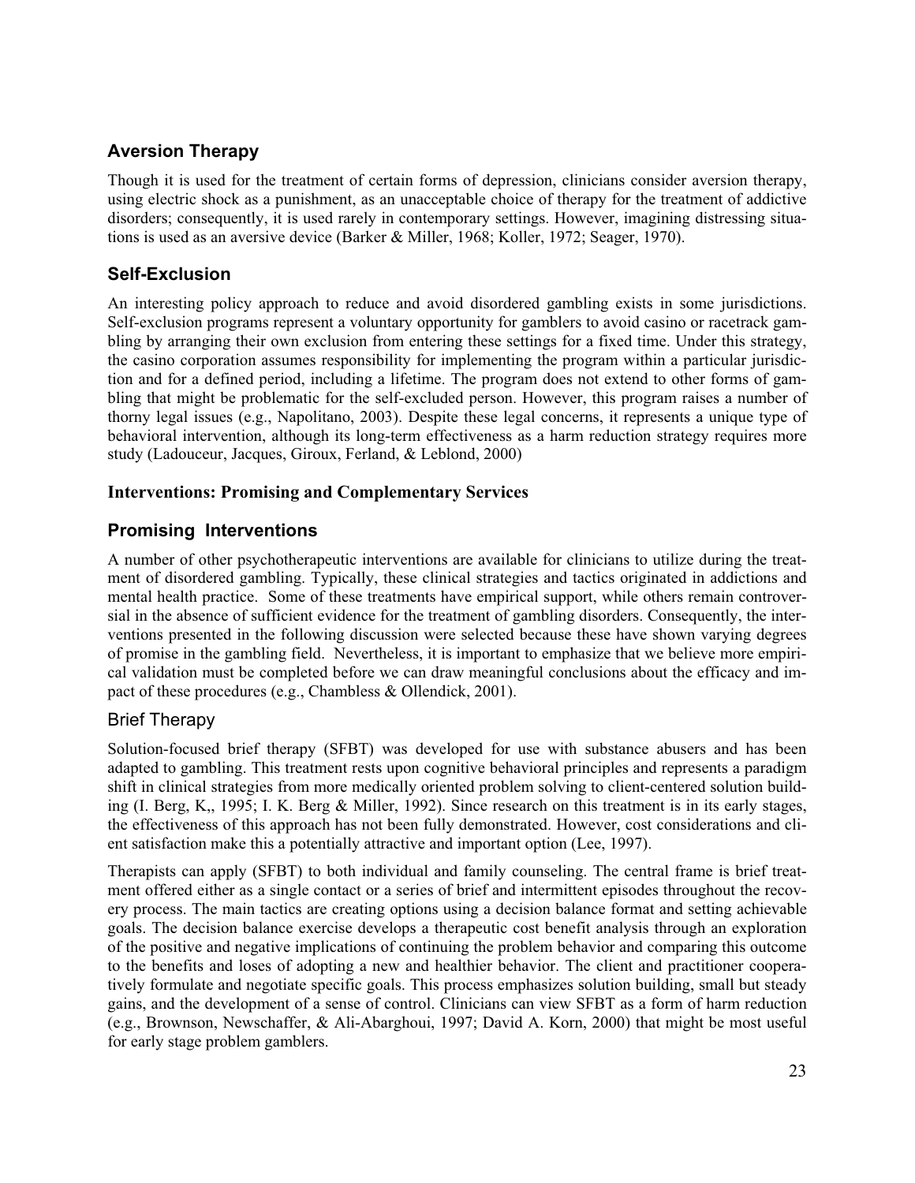## Aversion Therapy

Though it is used for the treatment of certain forms of depression, clinicians consider aversion therapy, using electric shock as a punishment, as an unacceptable choice of therapy for the treatment of addictive disorders; consequently, it is used rarely in contemporary settings. However, imagining distressing situations is used as an aversive device (Barker & Miller, 1968; Koller, 1972; Seager, 1970).

## Self-Exclusion

An interesting policy approach to reduce and avoid disordered gambling exists in some jurisdictions. Self-exclusion programs represent a voluntary opportunity for gamblers to avoid casino or racetrack gambling by arranging their own exclusion from entering these settings for a fixed time. Under this strategy, the casino corporation assumes responsibility for implementing the program within a particular jurisdiction and for a defined period, including a lifetime. The program does not extend to other forms of gambling that might be problematic for the self-excluded person. However, this program raises a number of thorny legal issues (e.g., Napolitano, 2003). Despite these legal concerns, it represents a unique type of behavioral intervention, although its long-term effectiveness as a harm reduction strategy requires more study (Ladouceur, Jacques, Giroux, Ferland, & Leblond, 2000)

**Interventions: Promising and Complementary Services**

## Promising Interventions

A number of other psychotherapeutic interventions are available for clinicians to utilize during the treatment of disordered gambling. Typically, these clinical strategies and tactics originated in addictions and mental health practice. Some of these treatments have empirical support, while others remain controversial in the absence of sufficient evidence for the treatment of gambling disorders. Consequently, the interventions presented in the following discussion were selected because these have shown varying degrees of promise in the gambling field. Nevertheless, it is important to emphasize that we believe more empirical validation must be completed before we can draw meaningful conclusions about the efficacy and impact of these procedures (e.g., Chambless & Ollendick, 2001).

### Brief Therapy

Solution-focused brief therapy (SFBT) was developed for use with substance abusers and has been adapted to gambling. This treatment rests upon cognitive behavioral principles and represents a paradigm shift in clinical strategies from more medically oriented problem solving to client-centered solution building (I. Berg, K,, 1995; I. K. Berg & Miller, 1992). Since research on this treatment is in its early stages, the effectiveness of this approach has not been fully demonstrated. However, cost considerations and client satisfaction make this a potentially attractive and important option (Lee, 1997).

Therapists can apply (SFBT) to both individual and family counseling. The central frame is brief treatment offered either as a single contact or a series of brief and intermittent episodes throughout the recovery process. The main tactics are creating options using a decision balance format and setting achievable goals. The decision balance exercise develops a therapeutic cost benefit analysis through an exploration of the positive and negative implications of continuing the problem behavior and comparing this outcome to the benefits and loses of adopting a new and healthier behavior. The client and practitioner cooperatively formulate and negotiate specific goals. This process emphasizes solution building, small but steady gains, and the development of a sense of control. Clinicians can view SFBT as a form of harm reduction (e.g., Brownson, Newschaffer, & Ali-Abarghoui, 1997; David A. Korn, 2000) that might be most useful for early stage problem gamblers.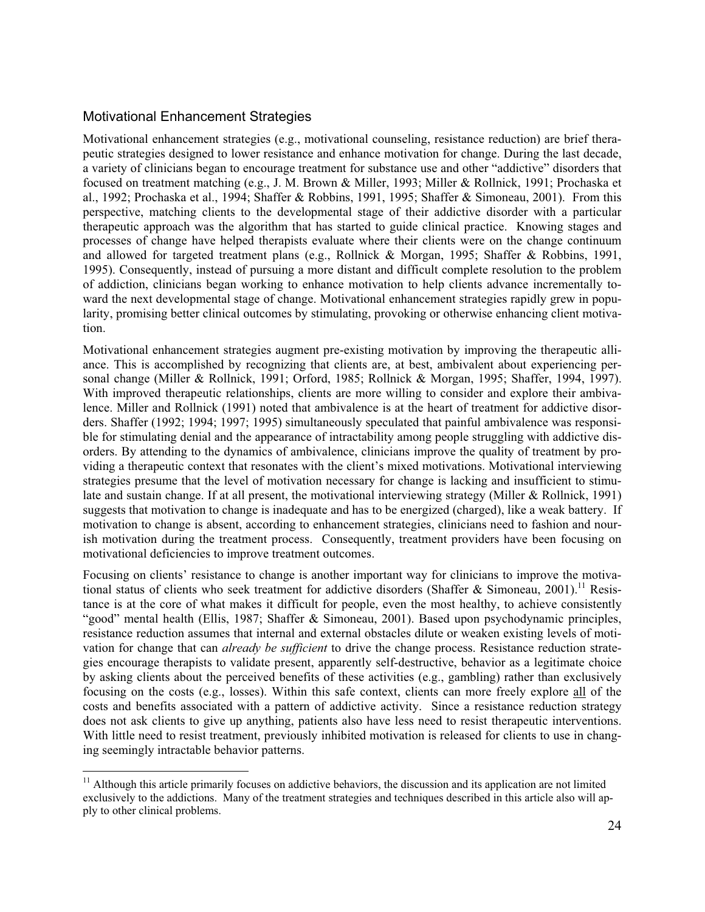## Motivational Enhancement Strategies

Motivational enhancement strategies (e.g., motivational counseling, resistance reduction) are brief therapeutic strategies designed to lower resistance and enhance motivation for change. During the last decade, a variety of clinicians began to encourage treatment for substance use and other "addictive" disorders that focused on treatment matching (e.g., J. M. Brown & Miller, 1993; Miller & Rollnick, 1991; Prochaska et al., 1992; Prochaska et al., 1994; Shaffer & Robbins, 1991, 1995; Shaffer & Simoneau, 2001). From this perspective, matching clients to the developmental stage of their addictive disorder with a particular therapeutic approach was the algorithm that has started to guide clinical practice. Knowing stages and processes of change have helped therapists evaluate where their clients were on the change continuum and allowed for targeted treatment plans (e.g., Rollnick & Morgan, 1995; Shaffer & Robbins, 1991, 1995). Consequently, instead of pursuing a more distant and difficult complete resolution to the problem of addiction, clinicians began working to enhance motivation to help clients advance incrementally toward the next developmental stage of change. Motivational enhancement strategies rapidly grew in popularity, promising better clinical outcomes by stimulating, provoking or otherwise enhancing client motivation.

Motivational enhancement strategies augment pre-existing motivation by improving the therapeutic alliance. This is accomplished by recognizing that clients are, at best, ambivalent about experiencing personal change (Miller & Rollnick, 1991; Orford, 1985; Rollnick & Morgan, 1995; Shaffer, 1994, 1997). With improved therapeutic relationships, clients are more willing to consider and explore their ambivalence. Miller and Rollnick (1991) noted that ambivalence is at the heart of treatment for addictive disorders. Shaffer (1992; 1994; 1997; 1995) simultaneously speculated that painful ambivalence was responsible for stimulating denial and the appearance of intractability among people struggling with addictive disorders. By attending to the dynamics of ambivalence, clinicians improve the quality of treatment by providing a therapeutic context that resonates with the client's mixed motivations. Motivational interviewing strategies presume that the level of motivation necessary for change is lacking and insufficient to stimulate and sustain change. If at all present, the motivational interviewing strategy (Miller & Rollnick, 1991) suggests that motivation to change is inadequate and has to be energized (charged), like a weak battery. If motivation to change is absent, according to enhancement strategies, clinicians need to fashion and nourish motivation during the treatment process. Consequently, treatment providers have been focusing on motivational deficiencies to improve treatment outcomes.

Focusing on clients' resistance to change is another important way for clinicians to improve the motivational status of clients who seek treatment for addictive disorders (Shaffer & Simoneau, 2001).[11] Resistance is at the core of what makes it difficult for people, even the most healthy, to achieve consistently "good" mental health (Ellis, 1987; Shaffer & Simoneau, 2001). Based upon psychodynamic principles, resistance reduction assumes that internal and external obstacles dilute or weaken existing levels of motivation for change that can *already be sufficient* to drive the change process. Resistance reduction strategies encourage therapists to validate present, apparently self-destructive, behavior as a legitimate choice by asking clients about the perceived benefits of these activities (e.g., gambling) rather than exclusively focusing on the costs (e.g., losses). Within this safe context, clients can more freely explore <u>all</u> of the costs and benefits associated with a pattern of addictive activity. Since a resistance reduction strategy does not ask clients to give up anything, patients also have less need to resist therapeutic interventions. With little need to resist treatment, previously inhibited motivation is released for clients to use in changing seemingly intractable behavior patterns.

---

[11] Although this article primarily focuses on addictive behaviors, the discussion and its application are not limited exclusively to the addictions. Many of the treatment strategies and techniques described in this article also will apply to other clinical problems.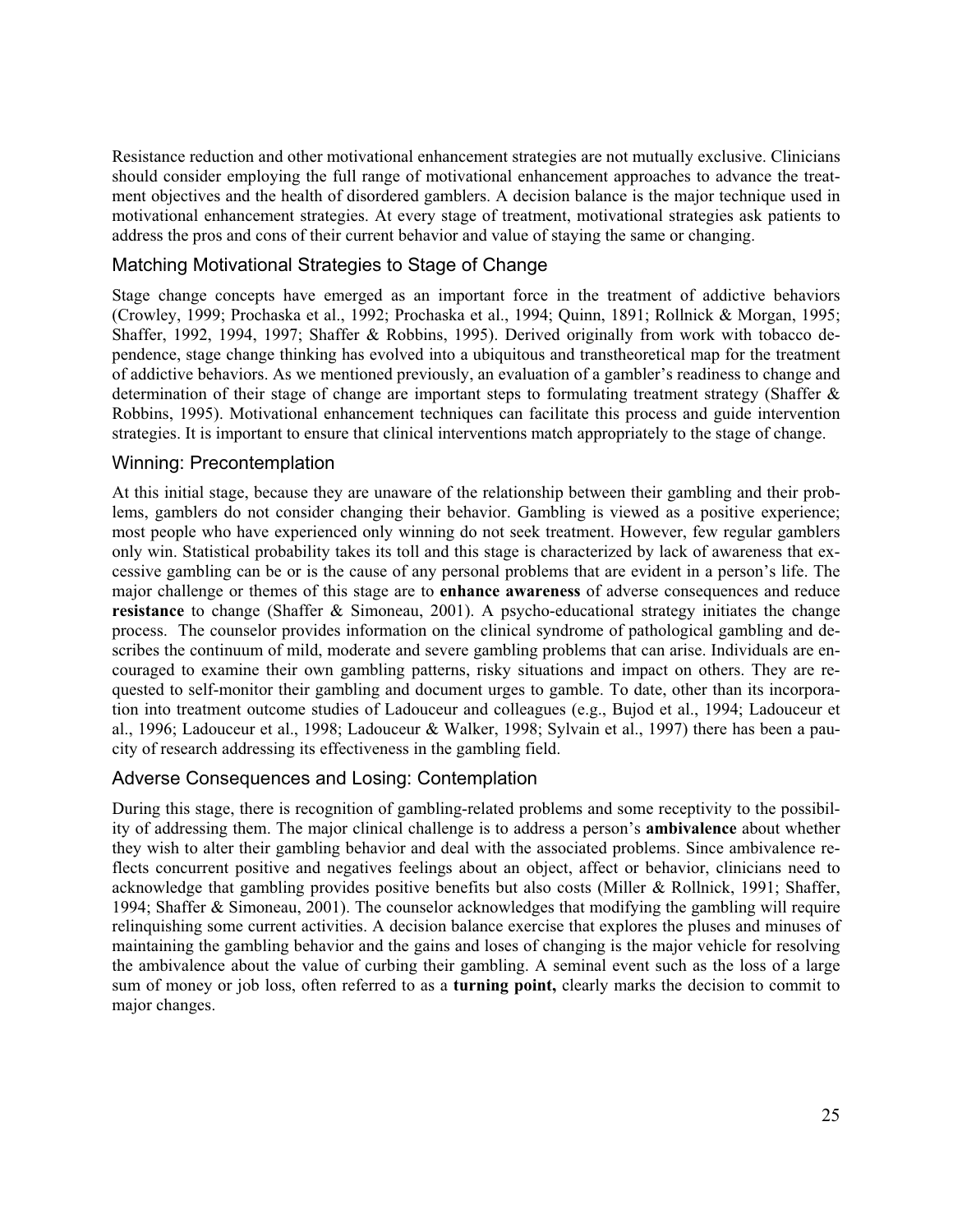Resistance reduction and other motivational enhancement strategies are not mutually exclusive. Clinicians should consider employing the full range of motivational enhancement approaches to advance the treatment objectives and the health of disordered gamblers. A decision balance is the major technique used in motivational enhancement strategies. At every stage of treatment, motivational strategies ask patients to address the pros and cons of their current behavior and value of staying the same or changing.

## Matching Motivational Strategies to Stage of Change

Stage change concepts have emerged as an important force in the treatment of addictive behaviors (Crowley, 1999; Prochaska et al., 1992; Prochaska et al., 1994; Quinn, 1891; Rollnick & Morgan, 1995; Shaffer, 1992, 1994, 1997; Shaffer & Robbins, 1995). Derived originally from work with tobacco dependence, stage change thinking has evolved into a ubiquitous and transtheoretical map for the treatment of addictive behaviors. As we mentioned previously, an evaluation of a gambler's readiness to change and determination of their stage of change are important steps to formulating treatment strategy (Shaffer & Robbins, 1995). Motivational enhancement techniques can facilitate this process and guide intervention strategies. It is important to ensure that clinical interventions match appropriately to the stage of change.

## Winning: Precontemplation

At this initial stage, because they are unaware of the relationship between their gambling and their problems, gamblers do not consider changing their behavior. Gambling is viewed as a positive experience; most people who have experienced only winning do not seek treatment. However, few regular gamblers only win. Statistical probability takes its toll and this stage is characterized by lack of awareness that excessive gambling can be or is the cause of any personal problems that are evident in a person's life. The major challenge or themes of this stage are to **enhance awareness** of adverse consequences and reduce **resistance** to change (Shaffer & Simoneau, 2001). A psycho-educational strategy initiates the change process. The counselor provides information on the clinical syndrome of pathological gambling and describes the continuum of mild, moderate and severe gambling problems that can arise. Individuals are encouraged to examine their own gambling patterns, risky situations and impact on others. They are requested to self-monitor their gambling and document urges to gamble. To date, other than its incorporation into treatment outcome studies of Ladouceur and colleagues (e.g., Bujod et al., 1994; Ladouceur et al., 1996; Ladouceur et al., 1998; Ladouceur & Walker, 1998; Sylvain et al., 1997) there has been a paucity of research addressing its effectiveness in the gambling field.

## Adverse Consequences and Losing: Contemplation

During this stage, there is recognition of gambling-related problems and some receptivity to the possibility of addressing them. The major clinical challenge is to address a person's **ambivalence** about whether they wish to alter their gambling behavior and deal with the associated problems. Since ambivalence reflects concurrent positive and negatives feelings about an object, affect or behavior, clinicians need to acknowledge that gambling provides positive benefits but also costs (Miller & Rollnick, 1991; Shaffer, 1994; Shaffer & Simoneau, 2001). The counselor acknowledges that modifying the gambling will require relinquishing some current activities. A decision balance exercise that explores the pluses and minuses of maintaining the gambling behavior and the gains and loses of changing is the major vehicle for resolving the ambivalence about the value of curbing their gambling. A seminal event such as the loss of a large sum of money or job loss, often referred to as a **turning point,** clearly marks the decision to commit to major changes.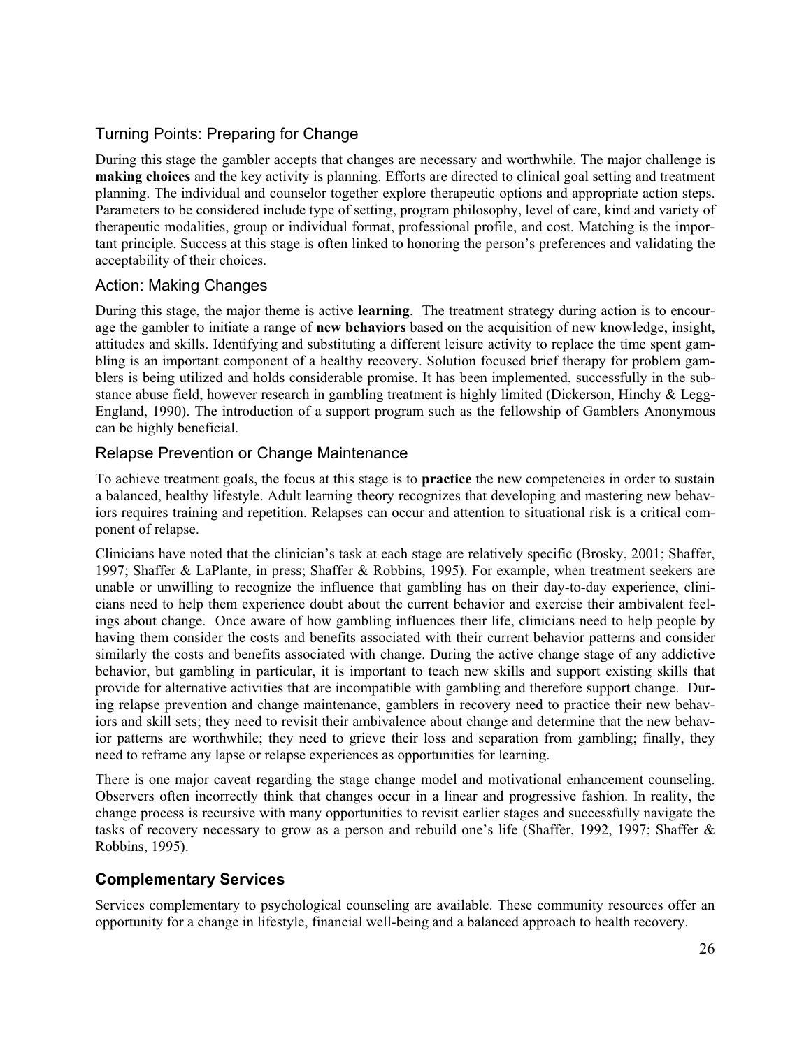### Turning Points: Preparing for Change

During this stage the gambler accepts that changes are necessary and worthwhile. The major challenge is **making choices** and the key activity is planning. Efforts are directed to clinical goal setting and treatment planning. The individual and counselor together explore therapeutic options and appropriate action steps. Parameters to be considered include type of setting, program philosophy, level of care, kind and variety of therapeutic modalities, group or individual format, professional profile, and cost. Matching is the important principle. Success at this stage is often linked to honoring the person's preferences and validating the acceptability of their choices.

### Action: Making Changes

During this stage, the major theme is active **learning**. The treatment strategy during action is to encourage the gambler to initiate a range of **new behaviors** based on the acquisition of new knowledge, insight, attitudes and skills. Identifying and substituting a different leisure activity to replace the time spent gambling is an important component of a healthy recovery. Solution focused brief therapy for problem gamblers is being utilized and holds considerable promise. It has been implemented, successfully in the substance abuse field, however research in gambling treatment is highly limited (Dickerson, Hinchy & Legg-England, 1990). The introduction of a support program such as the fellowship of Gamblers Anonymous can be highly beneficial.

### Relapse Prevention or Change Maintenance

To achieve treatment goals, the focus at this stage is to **practice** the new competencies in order to sustain a balanced, healthy lifestyle. Adult learning theory recognizes that developing and mastering new behaviors requires training and repetition. Relapses can occur and attention to situational risk is a critical component of relapse.

Clinicians have noted that the clinician's task at each stage are relatively specific (Brosky, 2001; Shaffer, 1997; Shaffer & LaPlante, in press; Shaffer & Robbins, 1995). For example, when treatment seekers are unable or unwilling to recognize the influence that gambling has on their day-to-day experience, clinicians need to help them experience doubt about the current behavior and exercise their ambivalent feelings about change. Once aware of how gambling influences their life, clinicians need to help people by having them consider the costs and benefits associated with their current behavior patterns and consider similarly the costs and benefits associated with change. During the active change stage of any addictive behavior, but gambling in particular, it is important to teach new skills and support existing skills that provide for alternative activities that are incompatible with gambling and therefore support change. During relapse prevention and change maintenance, gamblers in recovery need to practice their new behaviors and skill sets; they need to revisit their ambivalence about change and determine that the new behavior patterns are worthwhile; they need to grieve their loss and separation from gambling; finally, they need to reframe any lapse or relapse experiences as opportunities for learning.

There is one major caveat regarding the stage change model and motivational enhancement counseling. Observers often incorrectly think that changes occur in a linear and progressive fashion. In reality, the change process is recursive with many opportunities to revisit earlier stages and successfully navigate the tasks of recovery necessary to grow as a person and rebuild one's life (Shaffer, 1992, 1997; Shaffer & Robbins, 1995).

## Complementary Services

Services complementary to psychological counseling are available. These community resources offer an opportunity for a change in lifestyle, financial well-being and a balanced approach to health recovery.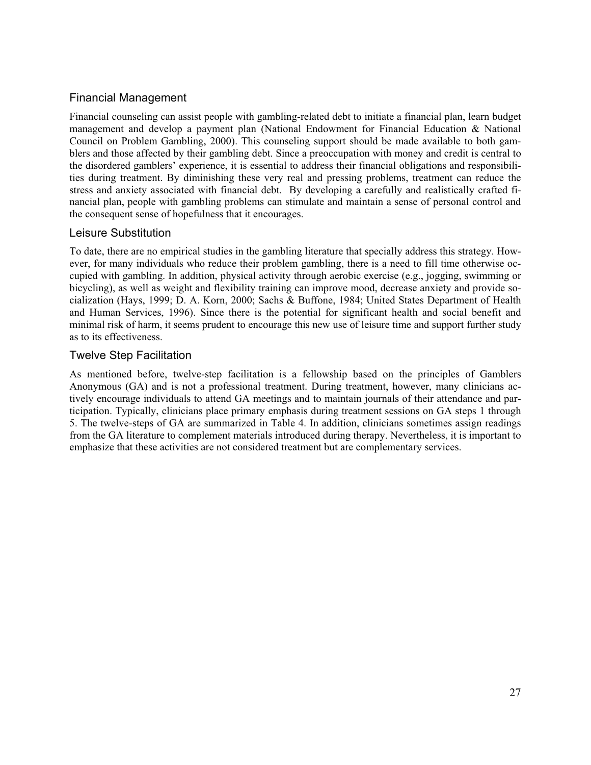## Financial Management

Financial counseling can assist people with gambling-related debt to initiate a financial plan, learn budget management and develop a payment plan (National Endowment for Financial Education & National Council on Problem Gambling, 2000). This counseling support should be made available to both gamblers and those affected by their gambling debt. Since a preoccupation with money and credit is central to the disordered gamblers' experience, it is essential to address their financial obligations and responsibilities during treatment. By diminishing these very real and pressing problems, treatment can reduce the stress and anxiety associated with financial debt. By developing a carefully and realistically crafted financial plan, people with gambling problems can stimulate and maintain a sense of personal control and the consequent sense of hopefulness that it encourages.

## Leisure Substitution

To date, there are no empirical studies in the gambling literature that specially address this strategy. However, for many individuals who reduce their problem gambling, there is a need to fill time otherwise occupied with gambling. In addition, physical activity through aerobic exercise (e.g., jogging, swimming or bicycling), as well as weight and flexibility training can improve mood, decrease anxiety and provide socialization (Hays, 1999; D. A. Korn, 2000; Sachs & Buffone, 1984; United States Department of Health and Human Services, 1996). Since there is the potential for significant health and social benefit and minimal risk of harm, it seems prudent to encourage this new use of leisure time and support further study as to its effectiveness.

## Twelve Step Facilitation

As mentioned before, twelve-step facilitation is a fellowship based on the principles of Gamblers Anonymous (GA) and is not a professional treatment. During treatment, however, many clinicians actively encourage individuals to attend GA meetings and to maintain journals of their attendance and participation. Typically, clinicians place primary emphasis during treatment sessions on GA steps 1 through 5. The twelve-steps of GA are summarized in Table 4. In addition, clinicians sometimes assign readings from the GA literature to complement materials introduced during therapy. Nevertheless, it is important to emphasize that these activities are not considered treatment but are complementary services.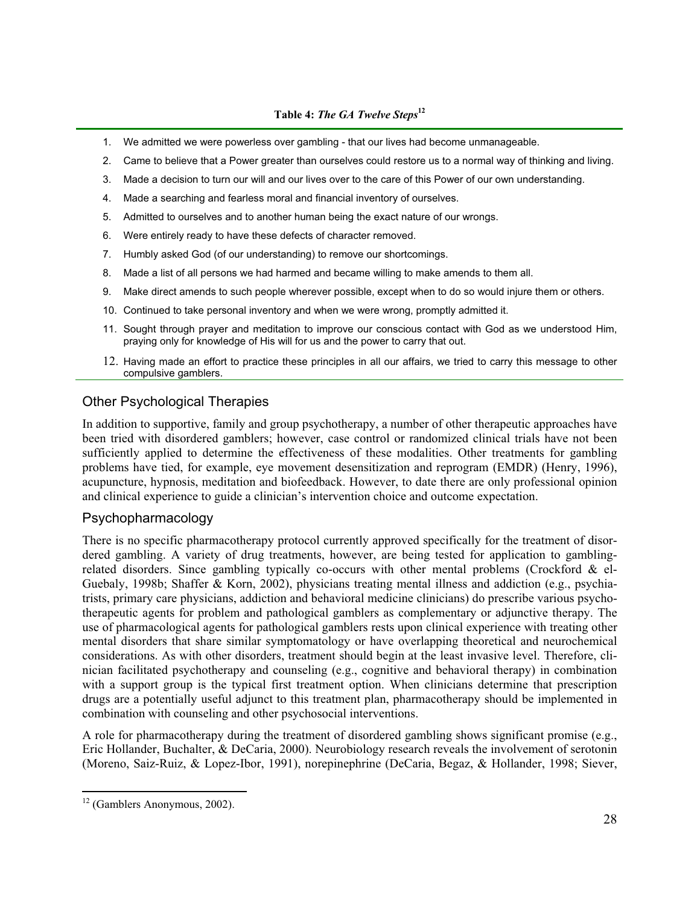**Table 4:** ***The GA Twelve Steps***[12]

1. We admitted we were powerless over gambling - that our lives had become unmanageable.
2. Came to believe that a Power greater than ourselves could restore us to a normal way of thinking and living.
3. Made a decision to turn our will and our lives over to the care of this Power of our own understanding.
4. Made a searching and fearless moral and financial inventory of ourselves.
5. Admitted to ourselves and to another human being the exact nature of our wrongs.
6. Were entirely ready to have these defects of character removed.
7. Humbly asked God (of our understanding) to remove our shortcomings.
8. Made a list of all persons we had harmed and became willing to make amends to them all.
9. Make direct amends to such people wherever possible, except when to do so would injure them or others.
10. Continued to take personal inventory and when we were wrong, promptly admitted it.
11. Sought through prayer and meditation to improve our conscious contact with God as we understood Him, praying only for knowledge of His will for us and the power to carry that out.
12. Having made an effort to practice these principles in all our affairs, we tried to carry this message to other compulsive gamblers.

## Other Psychological Therapies

In addition to supportive, family and group psychotherapy, a number of other therapeutic approaches have been tried with disordered gamblers; however, case control or randomized clinical trials have not been sufficiently applied to determine the effectiveness of these modalities. Other treatments for gambling problems have tied, for example, eye movement desensitization and reprogram (EMDR) (Henry, 1996), acupuncture, hypnosis, meditation and biofeedback. However, to date there are only professional opinion and clinical experience to guide a clinician's intervention choice and outcome expectation.

## Psychopharmacology

There is no specific pharmacotherapy protocol currently approved specifically for the treatment of disordered gambling. A variety of drug treatments, however, are being tested for application to gambling-related disorders. Since gambling typically co-occurs with other mental problems (Crockford & el-Guebaly, 1998b; Shaffer & Korn, 2002), physicians treating mental illness and addiction (e.g., psychiatrists, primary care physicians, addiction and behavioral medicine clinicians) do prescribe various psychotherapeutic agents for problem and pathological gamblers as complementary or adjunctive therapy. The use of pharmacological agents for pathological gamblers rests upon clinical experience with treating other mental disorders that share similar symptomatology or have overlapping theoretical and neurochemical considerations. As with other disorders, treatment should begin at the least invasive level. Therefore, clinician facilitated psychotherapy and counseling (e.g., cognitive and behavioral therapy) in combination with a support group is the typical first treatment option. When clinicians determine that prescription drugs are a potentially useful adjunct to this treatment plan, pharmacotherapy should be implemented in combination with counseling and other psychosocial interventions.

A role for pharmacotherapy during the treatment of disordered gambling shows significant promise (e.g., Eric Hollander, Buchalter, & DeCaria, 2000). Neurobiology research reveals the involvement of serotonin (Moreno, Saiz-Ruiz, & Lopez-Ibor, 1991), norepinephrine (DeCaria, Begaz, & Hollander, 1998; Siever,

[12] (Gamblers Anonymous, 2002).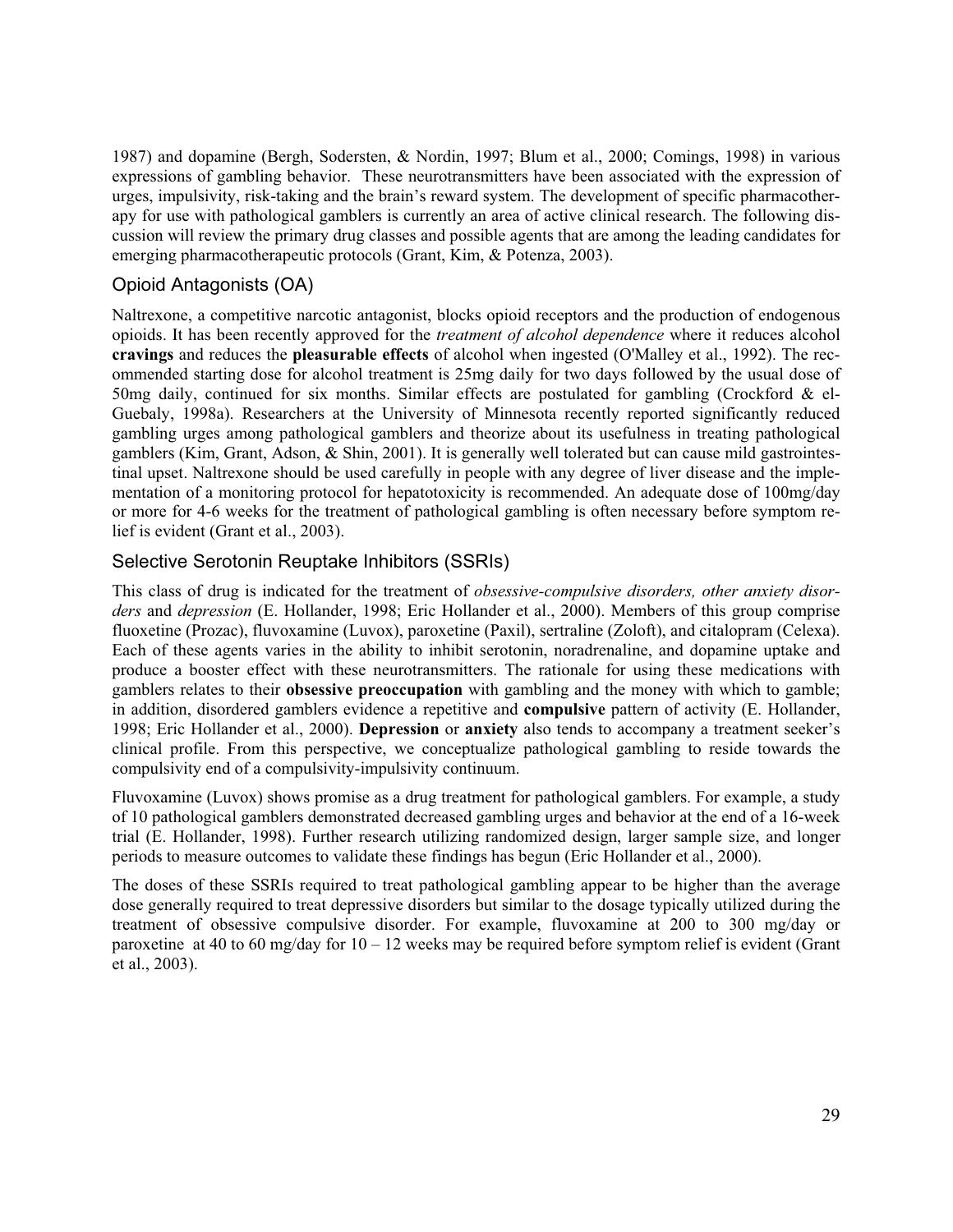1987) and dopamine (Bergh, Sodersten, & Nordin, 1997; Blum et al., 2000; Comings, 1998) in various expressions of gambling behavior. These neurotransmitters have been associated with the expression of urges, impulsivity, risk-taking and the brain's reward system. The development of specific pharmacotherapy for use with pathological gamblers is currently an area of active clinical research. The following discussion will review the primary drug classes and possible agents that are among the leading candidates for emerging pharmacotherapeutic protocols (Grant, Kim, & Potenza, 2003).

## Opioid Antagonists (OA)

Naltrexone, a competitive narcotic antagonist, blocks opioid receptors and the production of endogenous opioids. It has been recently approved for the *treatment of alcohol dependence* where it reduces alcohol **cravings** and reduces the **pleasurable effects** of alcohol when ingested (O'Malley et al., 1992). The recommended starting dose for alcohol treatment is 25mg daily for two days followed by the usual dose of 50mg daily, continued for six months. Similar effects are postulated for gambling (Crockford & el-Guebaly, 1998a). Researchers at the University of Minnesota recently reported significantly reduced gambling urges among pathological gamblers and theorize about its usefulness in treating pathological gamblers (Kim, Grant, Adson, & Shin, 2001). It is generally well tolerated but can cause mild gastrointestinal upset. Naltrexone should be used carefully in people with any degree of liver disease and the implementation of a monitoring protocol for hepatotoxicity is recommended. An adequate dose of 100mg/day or more for 4-6 weeks for the treatment of pathological gambling is often necessary before symptom relief is evident (Grant et al., 2003).

## Selective Serotonin Reuptake Inhibitors (SSRIs)

This class of drug is indicated for the treatment of *obsessive-compulsive disorders, other anxiety disorders* and *depression* (E. Hollander, 1998; Eric Hollander et al., 2000). Members of this group comprise fluoxetine (Prozac), fluvoxamine (Luvox), paroxetine (Paxil), sertraline (Zoloft), and citalopram (Celexa). Each of these agents varies in the ability to inhibit serotonin, noradrenaline, and dopamine uptake and produce a booster effect with these neurotransmitters. The rationale for using these medications with gamblers relates to their **obsessive preoccupation** with gambling and the money with which to gamble; in addition, disordered gamblers evidence a repetitive and **compulsive** pattern of activity (E. Hollander, 1998; Eric Hollander et al., 2000). **Depression** or **anxiety** also tends to accompany a treatment seeker's clinical profile. From this perspective, we conceptualize pathological gambling to reside towards the compulsivity end of a compulsivity-impulsivity continuum.

Fluvoxamine (Luvox) shows promise as a drug treatment for pathological gamblers. For example, a study of 10 pathological gamblers demonstrated decreased gambling urges and behavior at the end of a 16-week trial (E. Hollander, 1998). Further research utilizing randomized design, larger sample size, and longer periods to measure outcomes to validate these findings has begun (Eric Hollander et al., 2000).

The doses of these SSRIs required to treat pathological gambling appear to be higher than the average dose generally required to treat depressive disorders but similar to the dosage typically utilized during the treatment of obsessive compulsive disorder. For example, fluvoxamine at 200 to 300 mg/day or paroxetine at 40 to 60 mg/day for 10 – 12 weeks may be required before symptom relief is evident (Grant et al., 2003).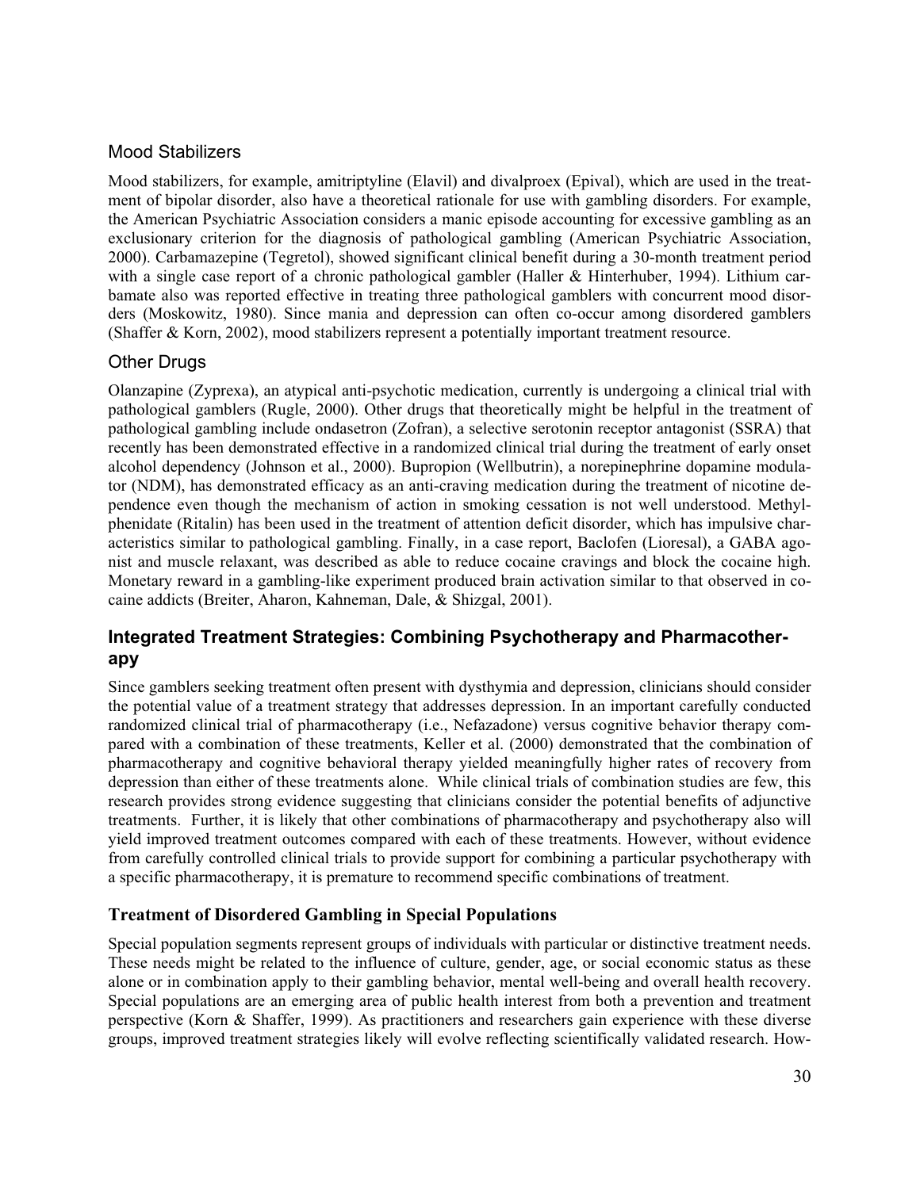### Mood Stabilizers

Mood stabilizers, for example, amitriptyline (Elavil) and divalproex (Epival), which are used in the treatment of bipolar disorder, also have a theoretical rationale for use with gambling disorders. For example, the American Psychiatric Association considers a manic episode accounting for excessive gambling as an exclusionary criterion for the diagnosis of pathological gambling (American Psychiatric Association, 2000). Carbamazepine (Tegretol), showed significant clinical benefit during a 30-month treatment period with a single case report of a chronic pathological gambler (Haller & Hinterhuber, 1994). Lithium carbamate also was reported effective in treating three pathological gamblers with concurrent mood disorders (Moskowitz, 1980). Since mania and depression can often co-occur among disordered gamblers (Shaffer & Korn, 2002), mood stabilizers represent a potentially important treatment resource.

### Other Drugs

Olanzapine (Zyprexa), an atypical anti-psychotic medication, currently is undergoing a clinical trial with pathological gamblers (Rugle, 2000). Other drugs that theoretically might be helpful in the treatment of pathological gambling include ondasetron (Zofran), a selective serotonin receptor antagonist (SSRA) that recently has been demonstrated effective in a randomized clinical trial during the treatment of early onset alcohol dependency (Johnson et al., 2000). Bupropion (Wellbutrin), a norepinephrine dopamine modulator (NDM), has demonstrated efficacy as an anti-craving medication during the treatment of nicotine dependence even though the mechanism of action in smoking cessation is not well understood. Methylphenidate (Ritalin) has been used in the treatment of attention deficit disorder, which has impulsive characteristics similar to pathological gambling. Finally, in a case report, Baclofen (Lioresal), a GABA agonist and muscle relaxant, was described as able to reduce cocaine cravings and block the cocaine high. Monetary reward in a gambling-like experiment produced brain activation similar to that observed in cocaine addicts (Breiter, Aharon, Kahneman, Dale, & Shizgal, 2001).

## Integrated Treatment Strategies: Combining Psychotherapy and Pharmacotherapy

Since gamblers seeking treatment often present with dysthymia and depression, clinicians should consider the potential value of a treatment strategy that addresses depression. In an important carefully conducted randomized clinical trial of pharmacotherapy (i.e., Nefazadone) versus cognitive behavior therapy compared with a combination of these treatments, Keller et al. (2000) demonstrated that the combination of pharmacotherapy and cognitive behavioral therapy yielded meaningfully higher rates of recovery from depression than either of these treatments alone. While clinical trials of combination studies are few, this research provides strong evidence suggesting that clinicians consider the potential benefits of adjunctive treatments. Further, it is likely that other combinations of pharmacotherapy and psychotherapy also will yield improved treatment outcomes compared with each of these treatments. However, without evidence from carefully controlled clinical trials to provide support for combining a particular psychotherapy with a specific pharmacotherapy, it is premature to recommend specific combinations of treatment.

## Treatment of Disordered Gambling in Special Populations

Special population segments represent groups of individuals with particular or distinctive treatment needs. These needs might be related to the influence of culture, gender, age, or social economic status as these alone or in combination apply to their gambling behavior, mental well-being and overall health recovery. Special populations are an emerging area of public health interest from both a prevention and treatment perspective (Korn & Shaffer, 1999). As practitioners and researchers gain experience with these diverse groups, improved treatment strategies likely will evolve reflecting scientifically validated research. How-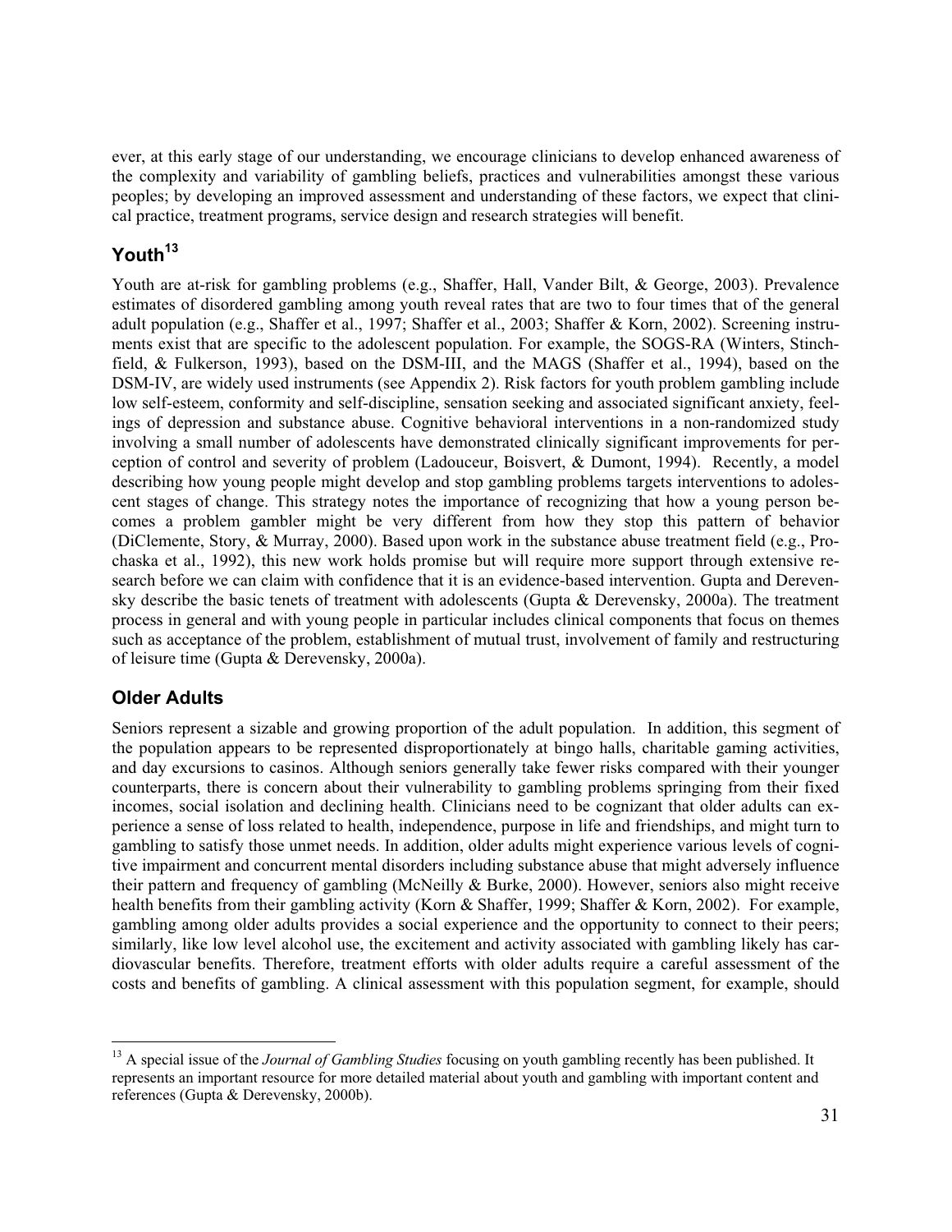ever, at this early stage of our understanding, we encourage clinicians to develop enhanced awareness of the complexity and variability of gambling beliefs, practices and vulnerabilities amongst these various peoples; by developing an improved assessment and understanding of these factors, we expect that clinical practice, treatment programs, service design and research strategies will benefit.

## Youth[13]

Youth are at-risk for gambling problems (e.g., Shaffer, Hall, Vander Bilt, & George, 2003). Prevalence estimates of disordered gambling among youth reveal rates that are two to four times that of the general adult population (e.g., Shaffer et al., 1997; Shaffer et al., 2003; Shaffer & Korn, 2002). Screening instruments exist that are specific to the adolescent population. For example, the SOGS-RA (Winters, Stinchfield, & Fulkerson, 1993), based on the DSM-III, and the MAGS (Shaffer et al., 1994), based on the DSM-IV, are widely used instruments (see Appendix 2). Risk factors for youth problem gambling include low self-esteem, conformity and self-discipline, sensation seeking and associated significant anxiety, feelings of depression and substance abuse. Cognitive behavioral interventions in a non-randomized study involving a small number of adolescents have demonstrated clinically significant improvements for perception of control and severity of problem (Ladouceur, Boisvert, & Dumont, 1994). Recently, a model describing how young people might develop and stop gambling problems targets interventions to adolescent stages of change. This strategy notes the importance of recognizing that how a young person becomes a problem gambler might be very different from how they stop this pattern of behavior (DiClemente, Story, & Murray, 2000). Based upon work in the substance abuse treatment field (e.g., Prochaska et al., 1992), this new work holds promise but will require more support through extensive research before we can claim with confidence that it is an evidence-based intervention. Gupta and Derevensky describe the basic tenets of treatment with adolescents (Gupta & Derevensky, 2000a). The treatment process in general and with young people in particular includes clinical components that focus on themes such as acceptance of the problem, establishment of mutual trust, involvement of family and restructuring of leisure time (Gupta & Derevensky, 2000a).

## Older Adults

Seniors represent a sizable and growing proportion of the adult population. In addition, this segment of the population appears to be represented disproportionately at bingo halls, charitable gaming activities, and day excursions to casinos. Although seniors generally take fewer risks compared with their younger counterparts, there is concern about their vulnerability to gambling problems springing from their fixed incomes, social isolation and declining health. Clinicians need to be cognizant that older adults can experience a sense of loss related to health, independence, purpose in life and friendships, and might turn to gambling to satisfy those unmet needs. In addition, older adults might experience various levels of cognitive impairment and concurrent mental disorders including substance abuse that might adversely influence their pattern and frequency of gambling (McNeilly & Burke, 2000). However, seniors also might receive health benefits from their gambling activity (Korn & Shaffer, 1999; Shaffer & Korn, 2002). For example, gambling among older adults provides a social experience and the opportunity to connect to their peers; similarly, like low level alcohol use, the excitement and activity associated with gambling likely has cardiovascular benefits. Therefore, treatment efforts with older adults require a careful assessment of the costs and benefits of gambling. A clinical assessment with this population segment, for example, should

---

[13] A special issue of the *Journal of Gambling Studies* focusing on youth gambling recently has been published. It represents an important resource for more detailed material about youth and gambling with important content and references (Gupta & Derevensky, 2000b).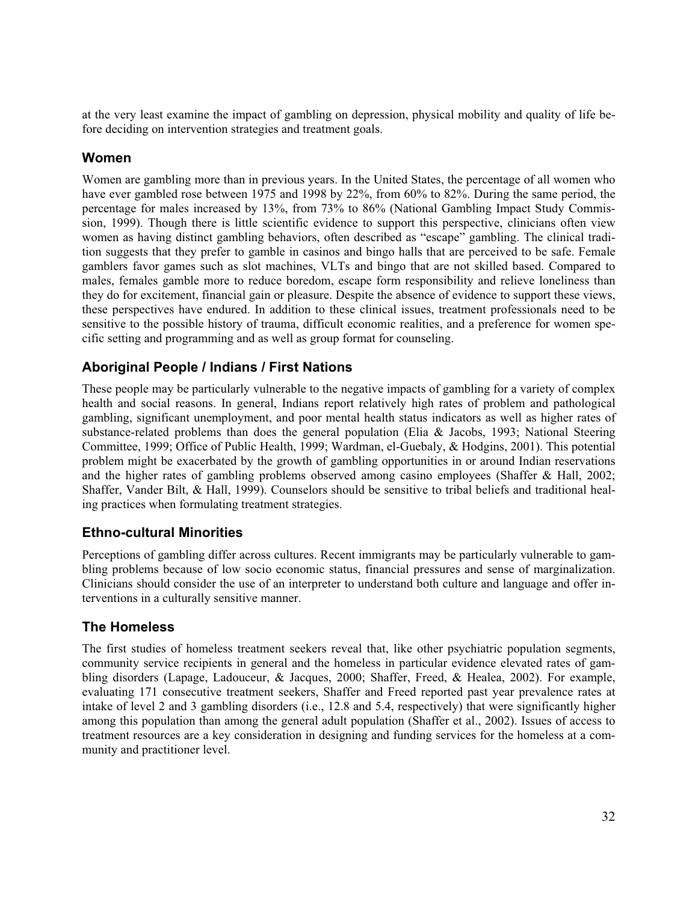at the very least examine the impact of gambling on depression, physical mobility and quality of life before deciding on intervention strategies and treatment goals.

## Women

Women are gambling more than in previous years. In the United States, the percentage of all women who have ever gambled rose between 1975 and 1998 by 22%, from 60% to 82%. During the same period, the percentage for males increased by 13%, from 73% to 86% (National Gambling Impact Study Commission, 1999). Though there is little scientific evidence to support this perspective, clinicians often view women as having distinct gambling behaviors, often described as "escape" gambling. The clinical tradition suggests that they prefer to gamble in casinos and bingo halls that are perceived to be safe. Female gamblers favor games such as slot machines, VLTs and bingo that are not skilled based. Compared to males, females gamble more to reduce boredom, escape form responsibility and relieve loneliness than they do for excitement, financial gain or pleasure. Despite the absence of evidence to support these views, these perspectives have endured. In addition to these clinical issues, treatment professionals need to be sensitive to the possible history of trauma, difficult economic realities, and a preference for women specific setting and programming and as well as group format for counseling.

## Aboriginal People / Indians / First Nations

These people may be particularly vulnerable to the negative impacts of gambling for a variety of complex health and social reasons. In general, Indians report relatively high rates of problem and pathological gambling, significant unemployment, and poor mental health status indicators as well as higher rates of substance-related problems than does the general population (Elia & Jacobs, 1993; National Steering Committee, 1999; Office of Public Health, 1999; Wardman, el-Guebaly, & Hodgins, 2001). This potential problem might be exacerbated by the growth of gambling opportunities in or around Indian reservations and the higher rates of gambling problems observed among casino employees (Shaffer & Hall, 2002; Shaffer, Vander Bilt, & Hall, 1999). Counselors should be sensitive to tribal beliefs and traditional healing practices when formulating treatment strategies.

## Ethno-cultural Minorities

Perceptions of gambling differ across cultures. Recent immigrants may be particularly vulnerable to gambling problems because of low socio economic status, financial pressures and sense of marginalization. Clinicians should consider the use of an interpreter to understand both culture and language and offer interventions in a culturally sensitive manner.

## The Homeless

The first studies of homeless treatment seekers reveal that, like other psychiatric population segments, community service recipients in general and the homeless in particular evidence elevated rates of gambling disorders (Lapage, Ladouceur, & Jacques, 2000; Shaffer, Freed, & Healea, 2002). For example, evaluating 171 consecutive treatment seekers, Shaffer and Freed reported past year prevalence rates at intake of level 2 and 3 gambling disorders (i.e., 12.8 and 5.4, respectively) that were significantly higher among this population than among the general adult population (Shaffer et al., 2002). Issues of access to treatment resources are a key consideration in designing and funding services for the homeless at a community and practitioner level.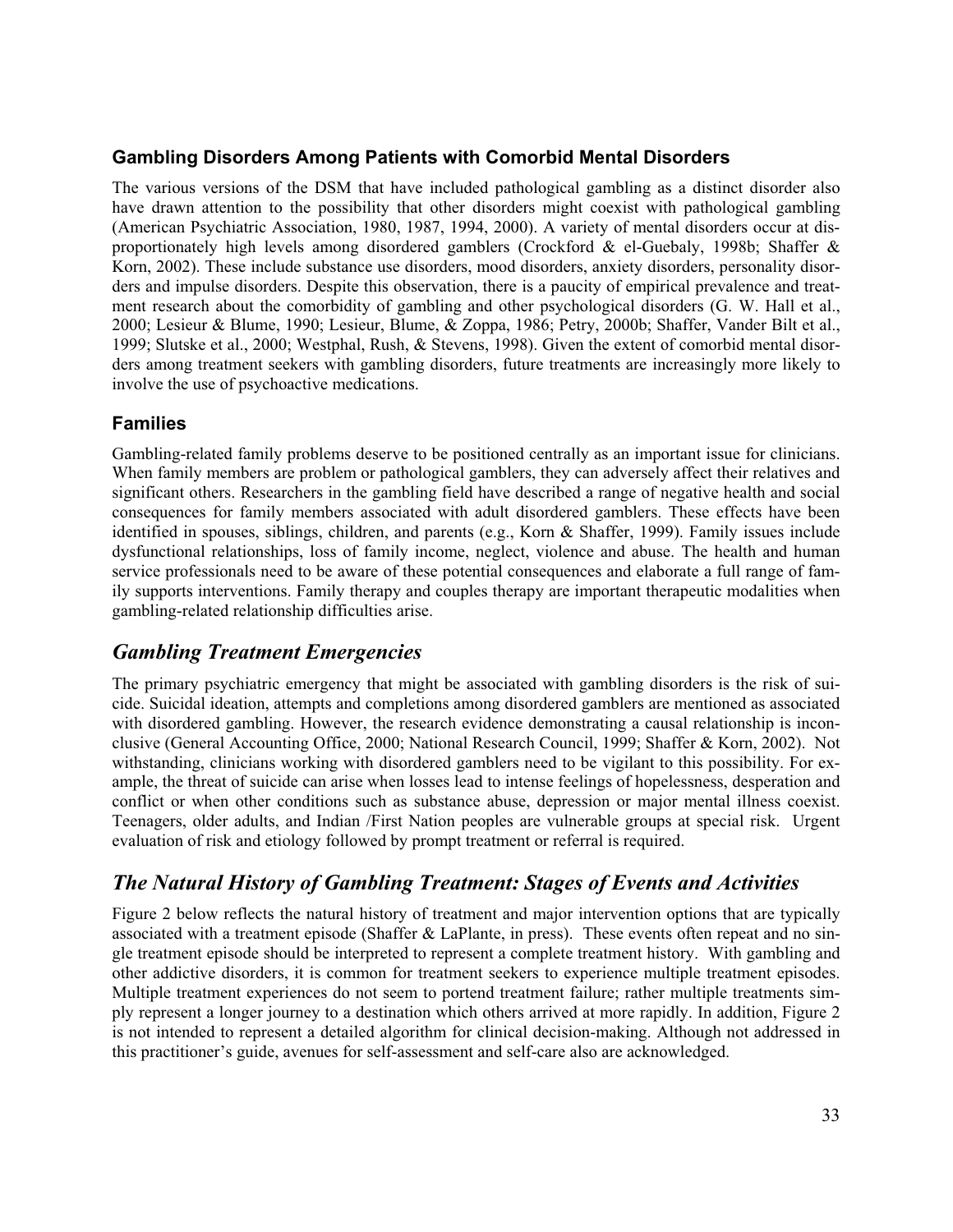### Gambling Disorders Among Patients with Comorbid Mental Disorders

The various versions of the DSM that have included pathological gambling as a distinct disorder also have drawn attention to the possibility that other disorders might coexist with pathological gambling (American Psychiatric Association, 1980, 1987, 1994, 2000). A variety of mental disorders occur at disproportionately high levels among disordered gamblers (Crockford & el-Guebaly, 1998b; Shaffer & Korn, 2002). These include substance use disorders, mood disorders, anxiety disorders, personality disorders and impulse disorders. Despite this observation, there is a paucity of empirical prevalence and treatment research about the comorbidity of gambling and other psychological disorders (G. W. Hall et al., 2000; Lesieur & Blume, 1990; Lesieur, Blume, & Zoppa, 1986; Petry, 2000b; Shaffer, Vander Bilt et al., 1999; Slutske et al., 2000; Westphal, Rush, & Stevens, 1998). Given the extent of comorbid mental disorders among treatment seekers with gambling disorders, future treatments are increasingly more likely to involve the use of psychoactive medications.

### Families

Gambling-related family problems deserve to be positioned centrally as an important issue for clinicians. When family members are problem or pathological gamblers, they can adversely affect their relatives and significant others. Researchers in the gambling field have described a range of negative health and social consequences for family members associated with adult disordered gamblers. These effects have been identified in spouses, siblings, children, and parents (e.g., Korn & Shaffer, 1999). Family issues include dysfunctional relationships, loss of family income, neglect, violence and abuse. The health and human service professionals need to be aware of these potential consequences and elaborate a full range of family supports interventions. Family therapy and couples therapy are important therapeutic modalities when gambling-related relationship difficulties arise.

## *Gambling Treatment Emergencies*

The primary psychiatric emergency that might be associated with gambling disorders is the risk of suicide. Suicidal ideation, attempts and completions among disordered gamblers are mentioned as associated with disordered gambling. However, the research evidence demonstrating a causal relationship is inconclusive (General Accounting Office, 2000; National Research Council, 1999; Shaffer & Korn, 2002). Not withstanding, clinicians working with disordered gamblers need to be vigilant to this possibility. For example, the threat of suicide can arise when losses lead to intense feelings of hopelessness, desperation and conflict or when other conditions such as substance abuse, depression or major mental illness coexist. Teenagers, older adults, and Indian /First Nation peoples are vulnerable groups at special risk. Urgent evaluation of risk and etiology followed by prompt treatment or referral is required.

## *The Natural History of Gambling Treatment: Stages of Events and Activities*

Figure 2 below reflects the natural history of treatment and major intervention options that are typically associated with a treatment episode (Shaffer & LaPlante, in press). These events often repeat and no single treatment episode should be interpreted to represent a complete treatment history. With gambling and other addictive disorders, it is common for treatment seekers to experience multiple treatment episodes. Multiple treatment experiences do not seem to portend treatment failure; rather multiple treatments simply represent a longer journey to a destination which others arrived at more rapidly. In addition, Figure 2 is not intended to represent a detailed algorithm for clinical decision-making. Although not addressed in this practitioner's guide, avenues for self-assessment and self-care also are acknowledged.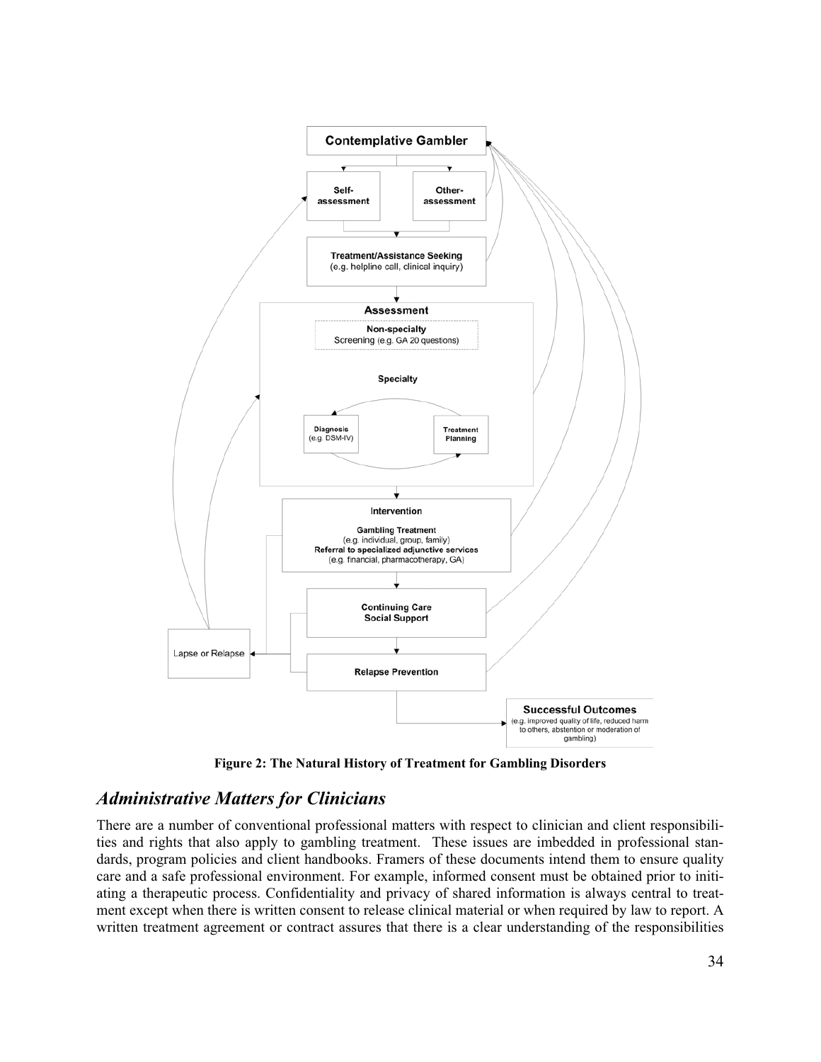Contemplative Gambler

Self-assessment

Other-assessment

Treatment/Assistance Seeking
(e.g. helpline call, clinical inquiry)

Assessment

Non-specialty
Screening (e.g. GA 20 questions)

Specialty

Diagnosis
(e.g. DSM-IV)

Treatment Planning

Intervention

Gambling Treatment
(e.g. individual, group, family)
Referral to specialized adjunctive services
(e.g. financial, pharmacotherapy, GA)

Continuing Care
Social Support

Lapse or Relapse

Relapse Prevention

Successful Outcomes
(e.g. improved quality of life, reduced harm to others, abstention or moderation of gambling)

**Figure 2: The Natural History of Treatment for Gambling Disorders**

## *Administrative Matters for Clinicians*

There are a number of conventional professional matters with respect to clinician and client responsibilities and rights that also apply to gambling treatment. These issues are imbedded in professional standards, program policies and client handbooks. Framers of these documents intend them to ensure quality care and a safe professional environment. For example, informed consent must be obtained prior to initiating a therapeutic process. Confidentiality and privacy of shared information is always central to treatment except when there is written consent to release clinical material or when required by law to report. A written treatment agreement or contract assures that there is a clear understanding of the responsibilities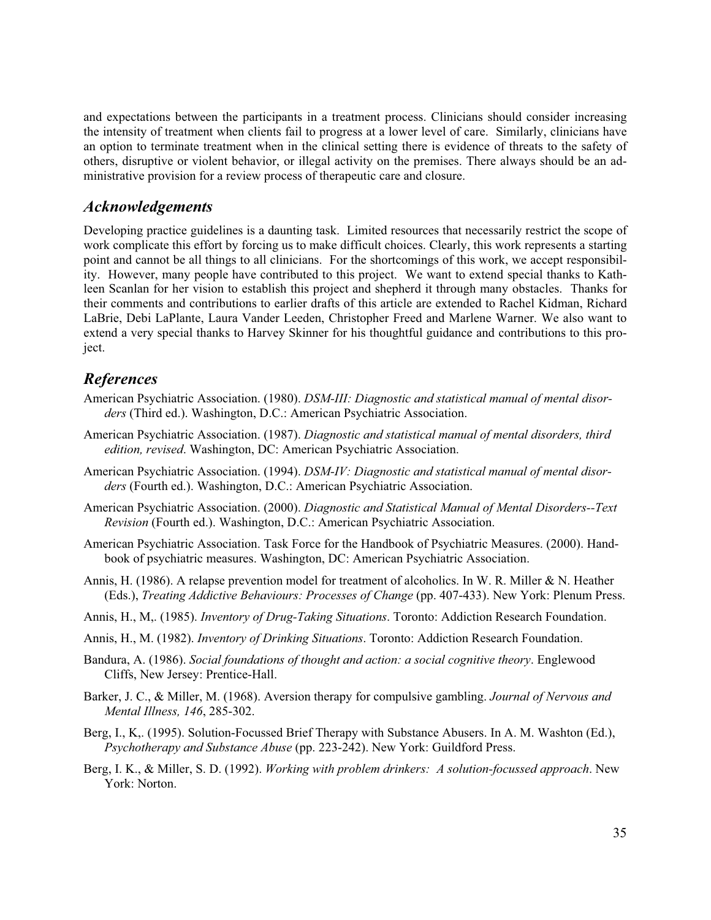and expectations between the participants in a treatment process. Clinicians should consider increasing the intensity of treatment when clients fail to progress at a lower level of care. Similarly, clinicians have an option to terminate treatment when in the clinical setting there is evidence of threats to the safety of others, disruptive or violent behavior, or illegal activity on the premises. There always should be an administrative provision for a review process of therapeutic care and closure.

## *Acknowledgements*

Developing practice guidelines is a daunting task. Limited resources that necessarily restrict the scope of work complicate this effort by forcing us to make difficult choices. Clearly, this work represents a starting point and cannot be all things to all clinicians. For the shortcomings of this work, we accept responsibility. However, many people have contributed to this project. We want to extend special thanks to Kathleen Scanlan for her vision to establish this project and shepherd it through many obstacles. Thanks for their comments and contributions to earlier drafts of this article are extended to Rachel Kidman, Richard LaBrie, Debi LaPlante, Laura Vander Leeden, Christopher Freed and Marlene Warner. We also want to extend a very special thanks to Harvey Skinner for his thoughtful guidance and contributions to this project.

## *References*

American Psychiatric Association. (1980). *DSM-III: Diagnostic and statistical manual of mental disorders* (Third ed.). Washington, D.C.: American Psychiatric Association.

American Psychiatric Association. (1987). *Diagnostic and statistical manual of mental disorders, third edition, revised*. Washington, DC: American Psychiatric Association.

American Psychiatric Association. (1994). *DSM-IV: Diagnostic and statistical manual of mental disorders* (Fourth ed.). Washington, D.C.: American Psychiatric Association.

American Psychiatric Association. (2000). *Diagnostic and Statistical Manual of Mental Disorders--Text Revision* (Fourth ed.). Washington, D.C.: American Psychiatric Association.

American Psychiatric Association. Task Force for the Handbook of Psychiatric Measures. (2000). Handbook of psychiatric measures. Washington, DC: American Psychiatric Association.

Annis, H. (1986). A relapse prevention model for treatment of alcoholics. In W. R. Miller & N. Heather (Eds.), *Treating Addictive Behaviours: Processes of Change* (pp. 407-433). New York: Plenum Press.

Annis, H., M,. (1985). *Inventory of Drug-Taking Situations*. Toronto: Addiction Research Foundation.

Annis, H., M. (1982). *Inventory of Drinking Situations*. Toronto: Addiction Research Foundation.

Bandura, A. (1986). *Social foundations of thought and action: a social cognitive theory*. Englewood Cliffs, New Jersey: Prentice-Hall.

Barker, J. C., & Miller, M. (1968). Aversion therapy for compulsive gambling. *Journal of Nervous and Mental Illness, 146*, 285-302.

Berg, I., K,. (1995). Solution-Focussed Brief Therapy with Substance Abusers. In A. M. Washton (Ed.), *Psychotherapy and Substance Abuse* (pp. 223-242). New York: Guildford Press.

Berg, I. K., & Miller, S. D. (1992). *Working with problem drinkers: A solution-focussed approach*. New York: Norton.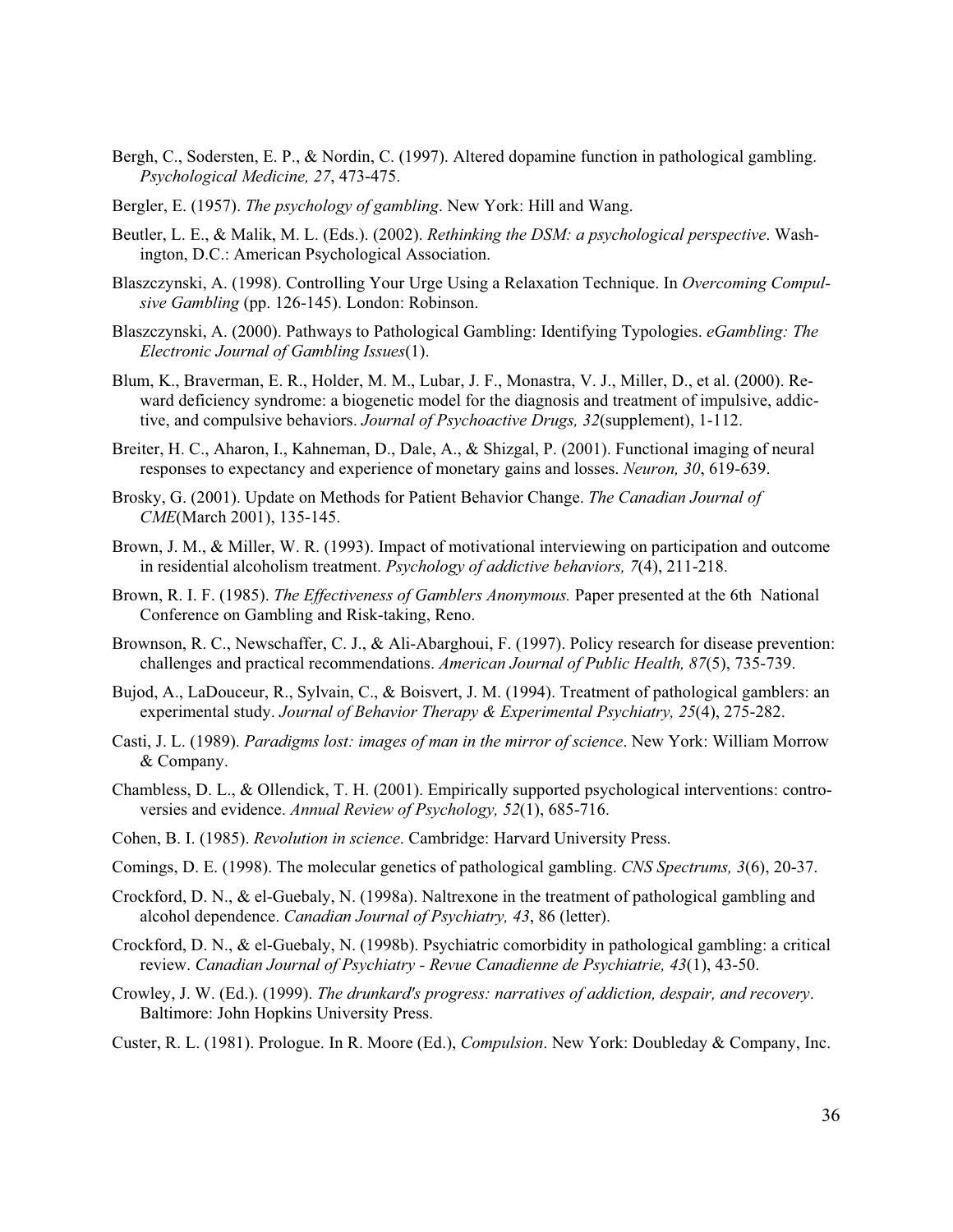Bergh, C., Sodersten, E. P., & Nordin, C. (1997). Altered dopamine function in pathological gambling. *Psychological Medicine, 27*, 473-475.

Bergler, E. (1957). *The psychology of gambling*. New York: Hill and Wang.

Beutler, L. E., & Malik, M. L. (Eds.). (2002). *Rethinking the DSM: a psychological perspective*. Washington, D.C.: American Psychological Association.

Blaszczynski, A. (1998). Controlling Your Urge Using a Relaxation Technique. In *Overcoming Compulsive Gambling* (pp. 126-145). London: Robinson.

Blaszczynski, A. (2000). Pathways to Pathological Gambling: Identifying Typologies. *eGambling: The Electronic Journal of Gambling Issues*(1).

Blum, K., Braverman, E. R., Holder, M. M., Lubar, J. F., Monastra, V. J., Miller, D., et al. (2000). Reward deficiency syndrome: a biogenetic model for the diagnosis and treatment of impulsive, addictive, and compulsive behaviors. *Journal of Psychoactive Drugs, 32*(supplement), 1-112.

Breiter, H. C., Aharon, I., Kahneman, D., Dale, A., & Shizgal, P. (2001). Functional imaging of neural responses to expectancy and experience of monetary gains and losses. *Neuron, 30*, 619-639.

Brosky, G. (2001). Update on Methods for Patient Behavior Change. *The Canadian Journal of CME*(March 2001), 135-145.

Brown, J. M., & Miller, W. R. (1993). Impact of motivational interviewing on participation and outcome in residential alcoholism treatment. *Psychology of addictive behaviors, 7*(4), 211-218.

Brown, R. I. F. (1985). *The Effectiveness of Gamblers Anonymous.* Paper presented at the 6th National Conference on Gambling and Risk-taking, Reno.

Brownson, R. C., Newschaffer, C. J., & Ali-Abarghoui, F. (1997). Policy research for disease prevention: challenges and practical recommendations. *American Journal of Public Health, 87*(5), 735-739.

Bujod, A., LaDouceur, R., Sylvain, C., & Boisvert, J. M. (1994). Treatment of pathological gamblers: an experimental study. *Journal of Behavior Therapy & Experimental Psychiatry, 25*(4), 275-282.

Casti, J. L. (1989). *Paradigms lost: images of man in the mirror of science*. New York: William Morrow & Company.

Chambless, D. L., & Ollendick, T. H. (2001). Empirically supported psychological interventions: controversies and evidence. *Annual Review of Psychology, 52*(1), 685-716.

Cohen, B. I. (1985). *Revolution in science*. Cambridge: Harvard University Press.

Comings, D. E. (1998). The molecular genetics of pathological gambling. *CNS Spectrums, 3*(6), 20-37.

Crockford, D. N., & el-Guebaly, N. (1998a). Naltrexone in the treatment of pathological gambling and alcohol dependence. *Canadian Journal of Psychiatry, 43*, 86 (letter).

Crockford, D. N., & el-Guebaly, N. (1998b). Psychiatric comorbidity in pathological gambling: a critical review. *Canadian Journal of Psychiatry - Revue Canadienne de Psychiatrie, 43*(1), 43-50.

Crowley, J. W. (Ed.). (1999). *The drunkard's progress: narratives of addiction, despair, and recovery*. Baltimore: John Hopkins University Press.

Custer, R. L. (1981). Prologue. In R. Moore (Ed.), *Compulsion*. New York: Doubleday & Company, Inc.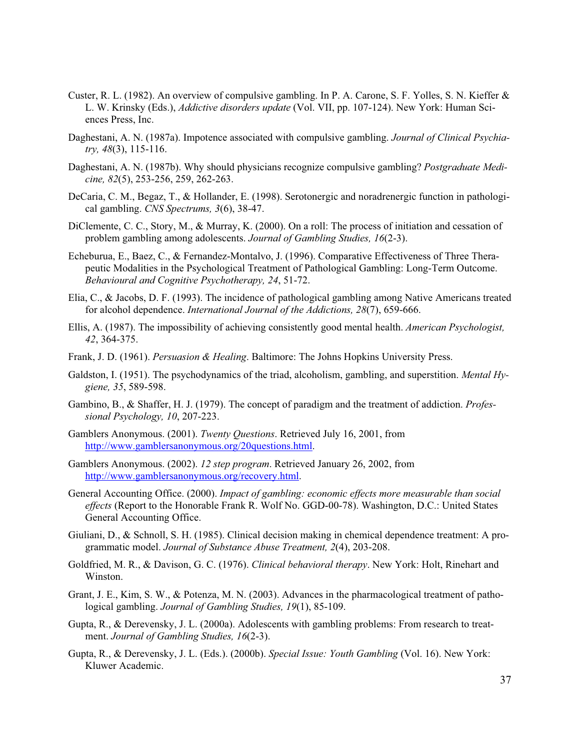Custer, R. L. (1982). An overview of compulsive gambling. In P. A. Carone, S. F. Yolles, S. N. Kieffer & L. W. Krinsky (Eds.), *Addictive disorders update* (Vol. VII, pp. 107-124). New York: Human Sciences Press, Inc.

Daghestani, A. N. (1987a). Impotence associated with compulsive gambling. *Journal of Clinical Psychiatry, 48*(3), 115-116.

Daghestani, A. N. (1987b). Why should physicians recognize compulsive gambling? *Postgraduate Medicine, 82*(5), 253-256, 259, 262-263.

DeCaria, C. M., Begaz, T., & Hollander, E. (1998). Serotonergic and noradrenergic function in pathological gambling. *CNS Spectrums, 3*(6), 38-47.

DiClemente, C. C., Story, M., & Murray, K. (2000). On a roll: The process of initiation and cessation of problem gambling among adolescents. *Journal of Gambling Studies, 16*(2-3).

Echeburua, E., Baez, C., & Fernandez-Montalvo, J. (1996). Comparative Effectiveness of Three Therapeutic Modalities in the Psychological Treatment of Pathological Gambling: Long-Term Outcome. *Behavioural and Cognitive Psychotherapy, 24*, 51-72.

Elia, C., & Jacobs, D. F. (1993). The incidence of pathological gambling among Native Americans treated for alcohol dependence. *International Journal of the Addictions, 28*(7), 659-666.

Ellis, A. (1987). The impossibility of achieving consistently good mental health. *American Psychologist, 42*, 364-375.

Frank, J. D. (1961). *Persuasion & Healing*. Baltimore: The Johns Hopkins University Press.

Galdston, I. (1951). The psychodynamics of the triad, alcoholism, gambling, and superstition. *Mental Hygiene, 35*, 589-598.

Gambino, B., & Shaffer, H. J. (1979). The concept of paradigm and the treatment of addiction. *Professional Psychology, 10*, 207-223.

Gamblers Anonymous. (2001). *Twenty Questions*. Retrieved July 16, 2001, from http://www.gamblersanonymous.org/20questions.html.

Gamblers Anonymous. (2002). *12 step program*. Retrieved January 26, 2002, from http://www.gamblersanonymous.org/recovery.html.

General Accounting Office. (2000). *Impact of gambling: economic effects more measurable than social effects* (Report to the Honorable Frank R. Wolf No. GGD-00-78). Washington, D.C.: United States General Accounting Office.

Giuliani, D., & Schnoll, S. H. (1985). Clinical decision making in chemical dependence treatment: A programmatic model. *Journal of Substance Abuse Treatment, 2*(4), 203-208.

Goldfried, M. R., & Davison, G. C. (1976). *Clinical behavioral therapy*. New York: Holt, Rinehart and Winston.

Grant, J. E., Kim, S. W., & Potenza, M. N. (2003). Advances in the pharmacological treatment of pathological gambling. *Journal of Gambling Studies, 19*(1), 85-109.

Gupta, R., & Derevensky, J. L. (2000a). Adolescents with gambling problems: From research to treatment. *Journal of Gambling Studies, 16*(2-3).

Gupta, R., & Derevensky, J. L. (Eds.). (2000b). *Special Issue: Youth Gambling* (Vol. 16). New York: Kluwer Academic.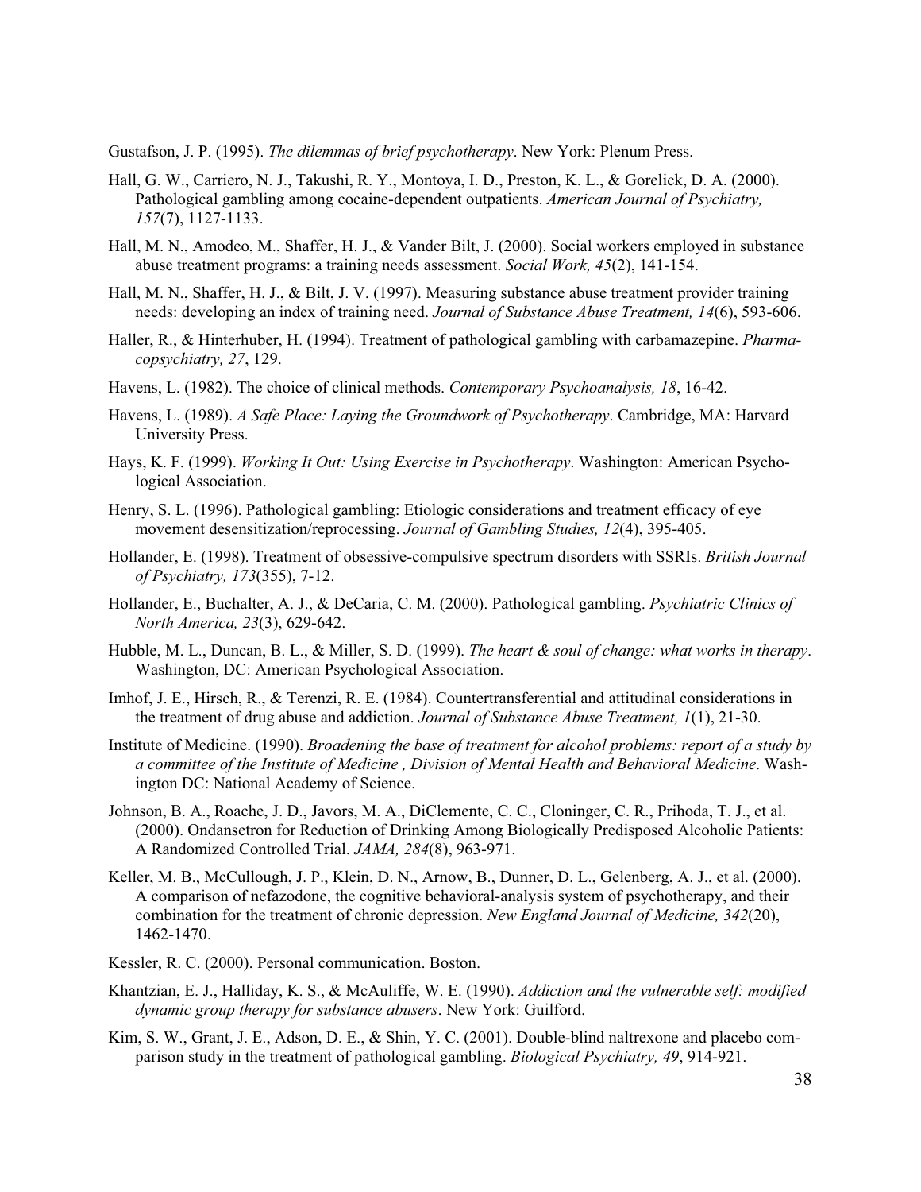Gustafson, J. P. (1995). *The dilemmas of brief psychotherapy*. New York: Plenum Press.

Hall, G. W., Carriero, N. J., Takushi, R. Y., Montoya, I. D., Preston, K. L., & Gorelick, D. A. (2000). Pathological gambling among cocaine-dependent outpatients. *American Journal of Psychiatry, 157*(7), 1127-1133.

Hall, M. N., Amodeo, M., Shaffer, H. J., & Vander Bilt, J. (2000). Social workers employed in substance abuse treatment programs: a training needs assessment. *Social Work, 45*(2), 141-154.

Hall, M. N., Shaffer, H. J., & Bilt, J. V. (1997). Measuring substance abuse treatment provider training needs: developing an index of training need. *Journal of Substance Abuse Treatment, 14*(6), 593-606.

Haller, R., & Hinterhuber, H. (1994). Treatment of pathological gambling with carbamazepine. *Pharmacopsychiatry, 27*, 129.

Havens, L. (1982). The choice of clinical methods. *Contemporary Psychoanalysis, 18*, 16-42.

Havens, L. (1989). *A Safe Place: Laying the Groundwork of Psychotherapy*. Cambridge, MA: Harvard University Press.

Hays, K. F. (1999). *Working It Out: Using Exercise in Psychotherapy*. Washington: American Psychological Association.

Henry, S. L. (1996). Pathological gambling: Etiologic considerations and treatment efficacy of eye movement desensitization/reprocessing. *Journal of Gambling Studies, 12*(4), 395-405.

Hollander, E. (1998). Treatment of obsessive-compulsive spectrum disorders with SSRIs. *British Journal of Psychiatry, 173*(355), 7-12.

Hollander, E., Buchalter, A. J., & DeCaria, C. M. (2000). Pathological gambling. *Psychiatric Clinics of North America, 23*(3), 629-642.

Hubble, M. L., Duncan, B. L., & Miller, S. D. (1999). *The heart & soul of change: what works in therapy*. Washington, DC: American Psychological Association.

Imhof, J. E., Hirsch, R., & Terenzi, R. E. (1984). Countertransferential and attitudinal considerations in the treatment of drug abuse and addiction. *Journal of Substance Abuse Treatment, 1*(1), 21-30.

Institute of Medicine. (1990). *Broadening the base of treatment for alcohol problems: report of a study by a committee of the Institute of Medicine , Division of Mental Health and Behavioral Medicine*. Washington DC: National Academy of Science.

Johnson, B. A., Roache, J. D., Javors, M. A., DiClemente, C. C., Cloninger, C. R., Prihoda, T. J., et al. (2000). Ondansetron for Reduction of Drinking Among Biologically Predisposed Alcoholic Patients: A Randomized Controlled Trial. *JAMA, 284*(8), 963-971.

Keller, M. B., McCullough, J. P., Klein, D. N., Arnow, B., Dunner, D. L., Gelenberg, A. J., et al. (2000). A comparison of nefazodone, the cognitive behavioral-analysis system of psychotherapy, and their combination for the treatment of chronic depression. *New England Journal of Medicine, 342*(20), 1462-1470.

Kessler, R. C. (2000). Personal communication. Boston.

Khantzian, E. J., Halliday, K. S., & McAuliffe, W. E. (1990). *Addiction and the vulnerable self: modified dynamic group therapy for substance abusers*. New York: Guilford.

Kim, S. W., Grant, J. E., Adson, D. E., & Shin, Y. C. (2001). Double-blind naltrexone and placebo comparison study in the treatment of pathological gambling. *Biological Psychiatry, 49*, 914-921.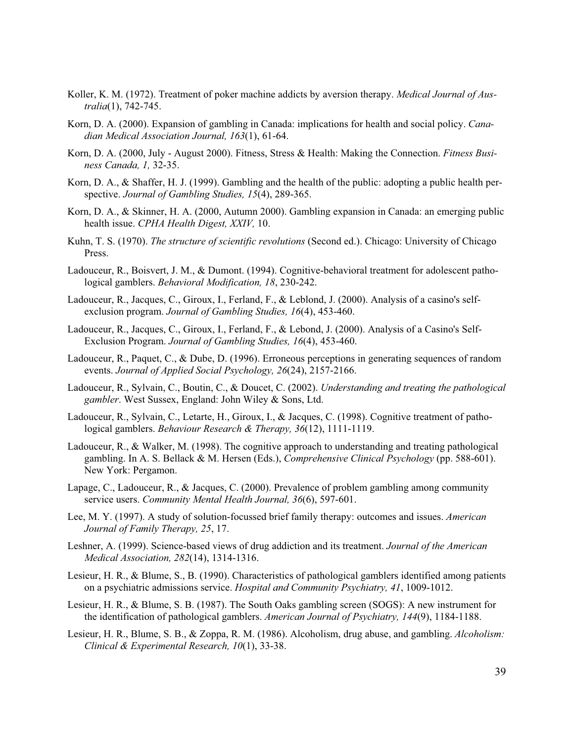Koller, K. M. (1972). Treatment of poker machine addicts by aversion therapy. *Medical Journal of Australia*(1), 742-745.

Korn, D. A. (2000). Expansion of gambling in Canada: implications for health and social policy. *Canadian Medical Association Journal, 163*(1), 61-64.

Korn, D. A. (2000, July - August 2000). Fitness, Stress & Health: Making the Connection. *Fitness Business Canada, 1,* 32-35.

Korn, D. A., & Shaffer, H. J. (1999). Gambling and the health of the public: adopting a public health perspective. *Journal of Gambling Studies, 15*(4), 289-365.

Korn, D. A., & Skinner, H. A. (2000, Autumn 2000). Gambling expansion in Canada: an emerging public health issue. *CPHA Health Digest, XXIV,* 10.

Kuhn, T. S. (1970). *The structure of scientific revolutions* (Second ed.). Chicago: University of Chicago Press.

Ladouceur, R., Boisvert, J. M., & Dumont. (1994). Cognitive-behavioral treatment for adolescent pathological gamblers. *Behavioral Modification, 18*, 230-242.

Ladouceur, R., Jacques, C., Giroux, I., Ferland, F., & Leblond, J. (2000). Analysis of a casino's self-exclusion program. *Journal of Gambling Studies, 16*(4), 453-460.

Ladouceur, R., Jacques, C., Giroux, I., Ferland, F., & Lebond, J. (2000). Analysis of a Casino's Self-Exclusion Program. *Journal of Gambling Studies, 16*(4), 453-460.

Ladouceur, R., Paquet, C., & Dube, D. (1996). Erroneous perceptions in generating sequences of random events. *Journal of Applied Social Psychology, 26*(24), 2157-2166.

Ladouceur, R., Sylvain, C., Boutin, C., & Doucet, C. (2002). *Understanding and treating the pathological gambler*. West Sussex, England: John Wiley & Sons, Ltd.

Ladouceur, R., Sylvain, C., Letarte, H., Giroux, I., & Jacques, C. (1998). Cognitive treatment of pathological gamblers. *Behaviour Research & Therapy, 36*(12), 1111-1119.

Ladouceur, R., & Walker, M. (1998). The cognitive approach to understanding and treating pathological gambling. In A. S. Bellack & M. Hersen (Eds.), *Comprehensive Clinical Psychology* (pp. 588-601). New York: Pergamon.

Lapage, C., Ladouceur, R., & Jacques, C. (2000). Prevalence of problem gambling among community service users. *Community Mental Health Journal, 36*(6), 597-601.

Lee, M. Y. (1997). A study of solution-focussed brief family therapy: outcomes and issues. *American Journal of Family Therapy, 25*, 17.

Leshner, A. (1999). Science-based views of drug addiction and its treatment. *Journal of the American Medical Association, 282*(14), 1314-1316.

Lesieur, H. R., & Blume, S., B. (1990). Characteristics of pathological gamblers identified among patients on a psychiatric admissions service. *Hospital and Community Psychiatry, 41*, 1009-1012.

Lesieur, H. R., & Blume, S. B. (1987). The South Oaks gambling screen (SOGS): A new instrument for the identification of pathological gamblers. *American Journal of Psychiatry, 144*(9), 1184-1188.

Lesieur, H. R., Blume, S. B., & Zoppa, R. M. (1986). Alcoholism, drug abuse, and gambling. *Alcoholism: Clinical & Experimental Research, 10*(1), 33-38.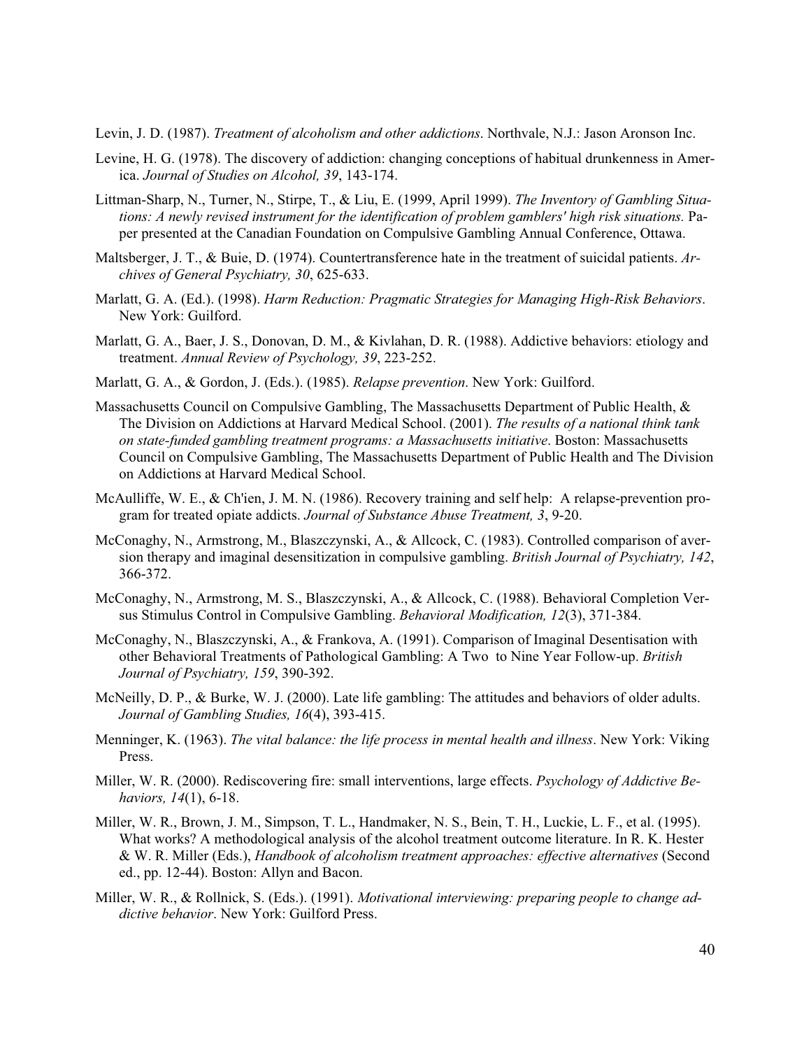Levin, J. D. (1987). *Treatment of alcoholism and other addictions*. Northvale, N.J.: Jason Aronson Inc.

Levine, H. G. (1978). The discovery of addiction: changing conceptions of habitual drunkenness in America. *Journal of Studies on Alcohol, 39*, 143-174.

Littman-Sharp, N., Turner, N., Stirpe, T., & Liu, E. (1999, April 1999). *The Inventory of Gambling Situations: A newly revised instrument for the identification of problem gamblers' high risk situations.* Paper presented at the Canadian Foundation on Compulsive Gambling Annual Conference, Ottawa.

Maltsberger, J. T., & Buie, D. (1974). Countertransference hate in the treatment of suicidal patients. *Archives of General Psychiatry, 30*, 625-633.

Marlatt, G. A. (Ed.). (1998). *Harm Reduction: Pragmatic Strategies for Managing High-Risk Behaviors*. New York: Guilford.

Marlatt, G. A., Baer, J. S., Donovan, D. M., & Kivlahan, D. R. (1988). Addictive behaviors: etiology and treatment. *Annual Review of Psychology, 39*, 223-252.

Marlatt, G. A., & Gordon, J. (Eds.). (1985). *Relapse prevention*. New York: Guilford.

Massachusetts Council on Compulsive Gambling, The Massachusetts Department of Public Health, & The Division on Addictions at Harvard Medical School. (2001). *The results of a national think tank on state-funded gambling treatment programs: a Massachusetts initiative*. Boston: Massachusetts Council on Compulsive Gambling, The Massachusetts Department of Public Health and The Division on Addictions at Harvard Medical School.

McAulliffe, W. E., & Ch'ien, J. M. N. (1986). Recovery training and self help: A relapse-prevention program for treated opiate addicts. *Journal of Substance Abuse Treatment, 3*, 9-20.

McConaghy, N., Armstrong, M., Blaszczynski, A., & Allcock, C. (1983). Controlled comparison of aversion therapy and imaginal desensitization in compulsive gambling. *British Journal of Psychiatry, 142*, 366-372.

McConaghy, N., Armstrong, M. S., Blaszczynski, A., & Allcock, C. (1988). Behavioral Completion Versus Stimulus Control in Compulsive Gambling. *Behavioral Modification, 12*(3), 371-384.

McConaghy, N., Blaszczynski, A., & Frankova, A. (1991). Comparison of Imaginal Desentisation with other Behavioral Treatments of Pathological Gambling: A Two to Nine Year Follow-up. *British Journal of Psychiatry, 159*, 390-392.

McNeilly, D. P., & Burke, W. J. (2000). Late life gambling: The attitudes and behaviors of older adults. *Journal of Gambling Studies, 16*(4), 393-415.

Menninger, K. (1963). *The vital balance: the life process in mental health and illness*. New York: Viking Press.

Miller, W. R. (2000). Rediscovering fire: small interventions, large effects. *Psychology of Addictive Behaviors, 14*(1), 6-18.

Miller, W. R., Brown, J. M., Simpson, T. L., Handmaker, N. S., Bein, T. H., Luckie, L. F., et al. (1995). What works? A methodological analysis of the alcohol treatment outcome literature. In R. K. Hester & W. R. Miller (Eds.), *Handbook of alcoholism treatment approaches: effective alternatives* (Second ed., pp. 12-44). Boston: Allyn and Bacon.

Miller, W. R., & Rollnick, S. (Eds.). (1991). *Motivational interviewing: preparing people to change addictive behavior*. New York: Guilford Press.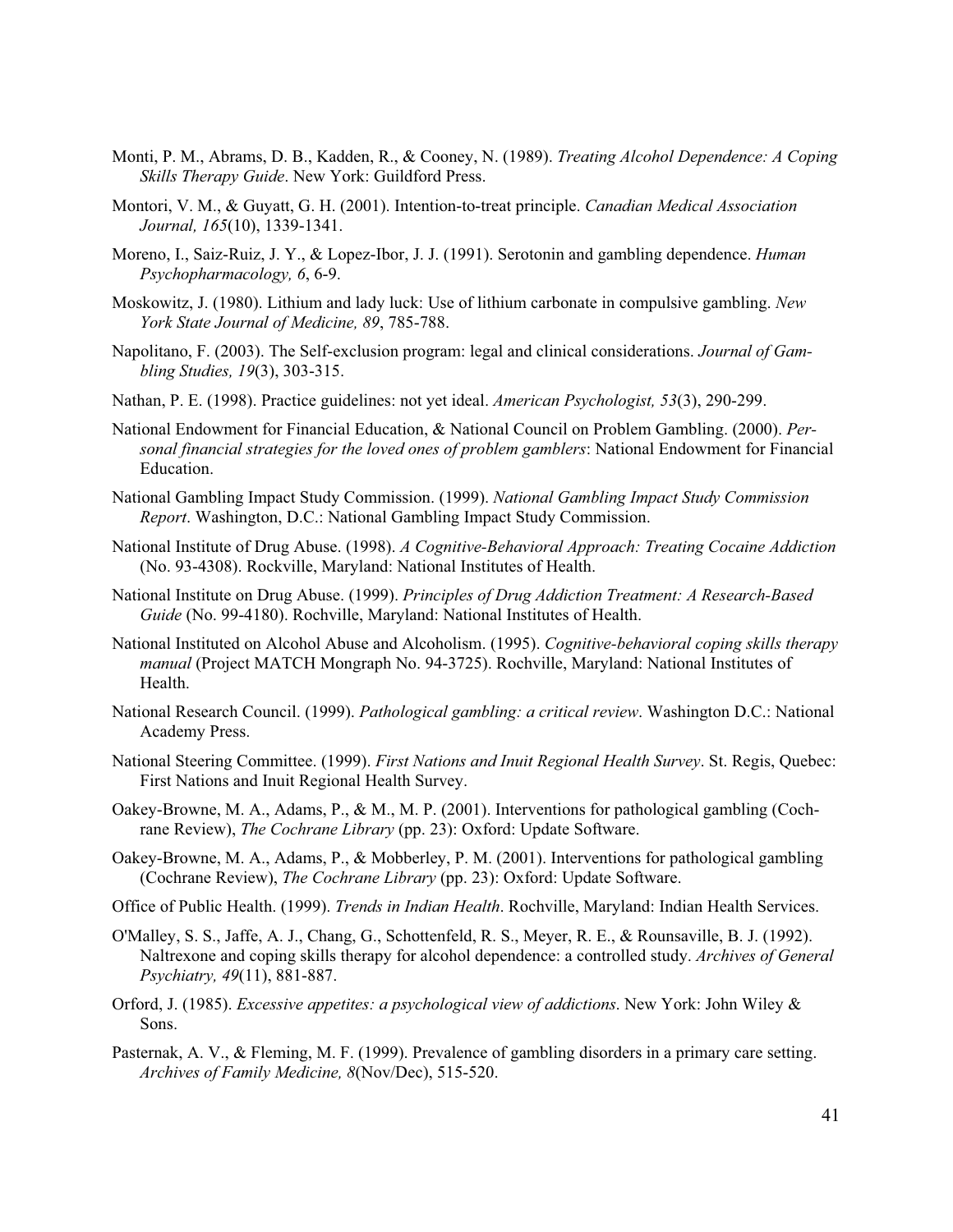Monti, P. M., Abrams, D. B., Kadden, R., & Cooney, N. (1989). *Treating Alcohol Dependence: A Coping Skills Therapy Guide*. New York: Guildford Press.

Montori, V. M., & Guyatt, G. H. (2001). Intention-to-treat principle. *Canadian Medical Association Journal, 165*(10), 1339-1341.

Moreno, I., Saiz-Ruiz, J. Y., & Lopez-Ibor, J. J. (1991). Serotonin and gambling dependence. *Human Psychopharmacology, 6*, 6-9.

Moskowitz, J. (1980). Lithium and lady luck: Use of lithium carbonate in compulsive gambling. *New York State Journal of Medicine, 89*, 785-788.

Napolitano, F. (2003). The Self-exclusion program: legal and clinical considerations. *Journal of Gambling Studies, 19*(3), 303-315.

Nathan, P. E. (1998). Practice guidelines: not yet ideal. *American Psychologist, 53*(3), 290-299.

National Endowment for Financial Education, & National Council on Problem Gambling. (2000). *Personal financial strategies for the loved ones of problem gamblers*: National Endowment for Financial Education.

National Gambling Impact Study Commission. (1999). *National Gambling Impact Study Commission Report*. Washington, D.C.: National Gambling Impact Study Commission.

National Institute of Drug Abuse. (1998). *A Cognitive-Behavioral Approach: Treating Cocaine Addiction* (No. 93-4308). Rockville, Maryland: National Institutes of Health.

National Institute on Drug Abuse. (1999). *Principles of Drug Addiction Treatment: A Research-Based Guide* (No. 99-4180). Rochville, Maryland: National Institutes of Health.

National Instituted on Alcohol Abuse and Alcoholism. (1995). *Cognitive-behavioral coping skills therapy manual* (Project MATCH Mongraph No. 94-3725). Rochville, Maryland: National Institutes of Health.

National Research Council. (1999). *Pathological gambling: a critical review*. Washington D.C.: National Academy Press.

National Steering Committee. (1999). *First Nations and Inuit Regional Health Survey*. St. Regis, Quebec: First Nations and Inuit Regional Health Survey.

Oakey-Browne, M. A., Adams, P., & M., M. P. (2001). Interventions for pathological gambling (Cochrane Review), *The Cochrane Library* (pp. 23): Oxford: Update Software.

Oakey-Browne, M. A., Adams, P., & Mobberley, P. M. (2001). Interventions for pathological gambling (Cochrane Review), *The Cochrane Library* (pp. 23): Oxford: Update Software.

Office of Public Health. (1999). *Trends in Indian Health*. Rochville, Maryland: Indian Health Services.

O'Malley, S. S., Jaffe, A. J., Chang, G., Schottenfeld, R. S., Meyer, R. E., & Rounsaville, B. J. (1992). Naltrexone and coping skills therapy for alcohol dependence: a controlled study. *Archives of General Psychiatry, 49*(11), 881-887.

Orford, J. (1985). *Excessive appetites: a psychological view of addictions*. New York: John Wiley & Sons.

Pasternak, A. V., & Fleming, M. F. (1999). Prevalence of gambling disorders in a primary care setting. *Archives of Family Medicine, 8*(Nov/Dec), 515-520.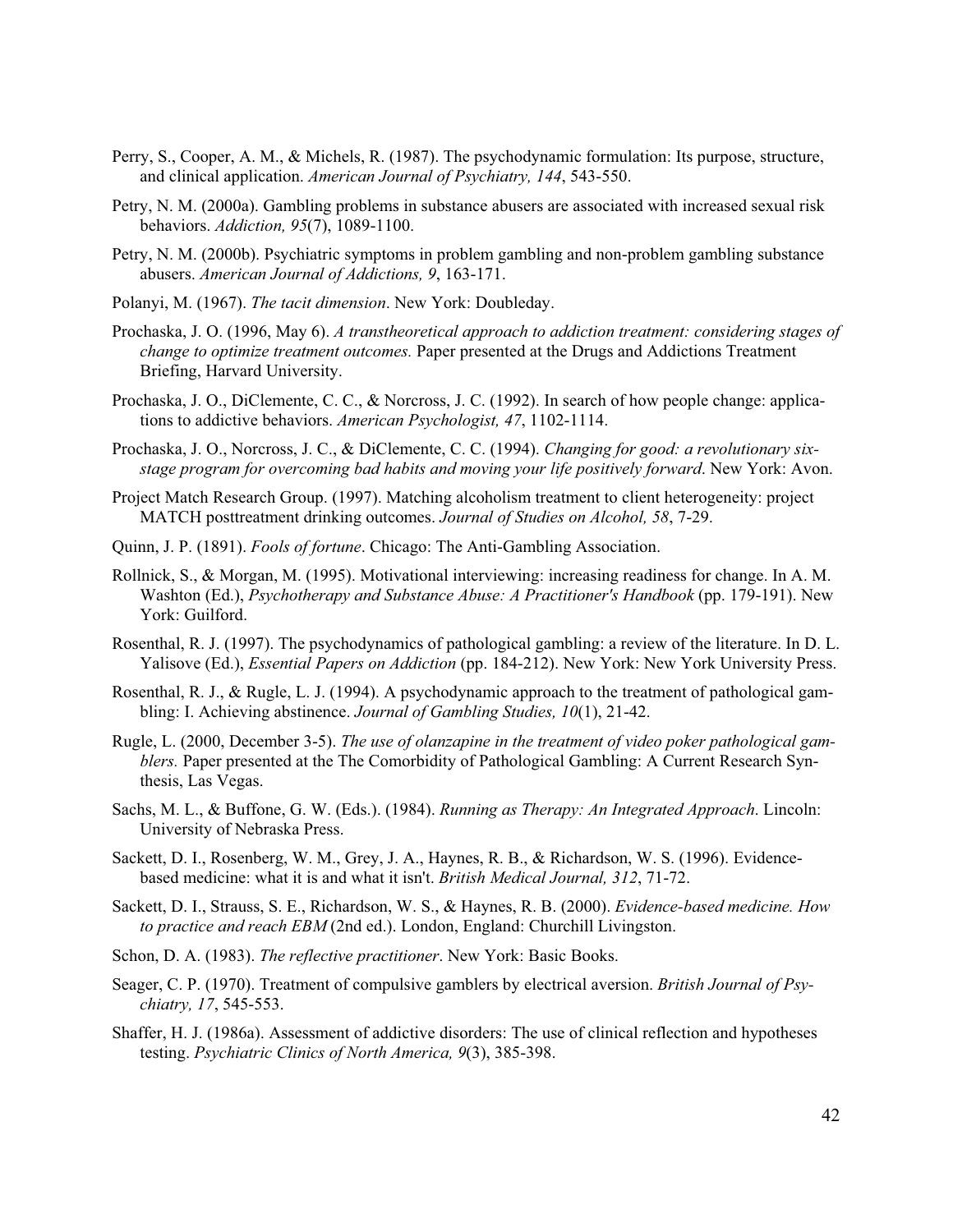Perry, S., Cooper, A. M., & Michels, R. (1987). The psychodynamic formulation: Its purpose, structure, and clinical application. *American Journal of Psychiatry, 144*, 543-550.

Petry, N. M. (2000a). Gambling problems in substance abusers are associated with increased sexual risk behaviors. *Addiction, 95*(7), 1089-1100.

Petry, N. M. (2000b). Psychiatric symptoms in problem gambling and non-problem gambling substance abusers. *American Journal of Addictions, 9*, 163-171.

Polanyi, M. (1967). *The tacit dimension*. New York: Doubleday.

Prochaska, J. O. (1996, May 6). *A transtheoretical approach to addiction treatment: considering stages of change to optimize treatment outcomes.* Paper presented at the Drugs and Addictions Treatment Briefing, Harvard University.

Prochaska, J. O., DiClemente, C. C., & Norcross, J. C. (1992). In search of how people change: applications to addictive behaviors. *American Psychologist, 47*, 1102-1114.

Prochaska, J. O., Norcross, J. C., & DiClemente, C. C. (1994). *Changing for good: a revolutionary six-stage program for overcoming bad habits and moving your life positively forward*. New York: Avon.

Project Match Research Group. (1997). Matching alcoholism treatment to client heterogeneity: project MATCH posttreatment drinking outcomes. *Journal of Studies on Alcohol, 58*, 7-29.

Quinn, J. P. (1891). *Fools of fortune*. Chicago: The Anti-Gambling Association.

Rollnick, S., & Morgan, M. (1995). Motivational interviewing: increasing readiness for change. In A. M. Washton (Ed.), *Psychotherapy and Substance Abuse: A Practitioner's Handbook* (pp. 179-191). New York: Guilford.

Rosenthal, R. J. (1997). The psychodynamics of pathological gambling: a review of the literature. In D. L. Yalisove (Ed.), *Essential Papers on Addiction* (pp. 184-212). New York: New York University Press.

Rosenthal, R. J., & Rugle, L. J. (1994). A psychodynamic approach to the treatment of pathological gambling: I. Achieving abstinence. *Journal of Gambling Studies, 10*(1), 21-42.

Rugle, L. (2000, December 3-5). *The use of olanzapine in the treatment of video poker pathological gamblers.* Paper presented at the The Comorbidity of Pathological Gambling: A Current Research Synthesis, Las Vegas.

Sachs, M. L., & Buffone, G. W. (Eds.). (1984). *Running as Therapy: An Integrated Approach*. Lincoln: University of Nebraska Press.

Sackett, D. I., Rosenberg, W. M., Grey, J. A., Haynes, R. B., & Richardson, W. S. (1996). Evidence-based medicine: what it is and what it isn't. *British Medical Journal, 312*, 71-72.

Sackett, D. I., Strauss, S. E., Richardson, W. S., & Haynes, R. B. (2000). *Evidence-based medicine. How to practice and reach EBM* (2nd ed.). London, England: Churchill Livingston.

Schon, D. A. (1983). *The reflective practitioner*. New York: Basic Books.

Seager, C. P. (1970). Treatment of compulsive gamblers by electrical aversion. *British Journal of Psychiatry, 17*, 545-553.

Shaffer, H. J. (1986a). Assessment of addictive disorders: The use of clinical reflection and hypotheses testing. *Psychiatric Clinics of North America, 9*(3), 385-398.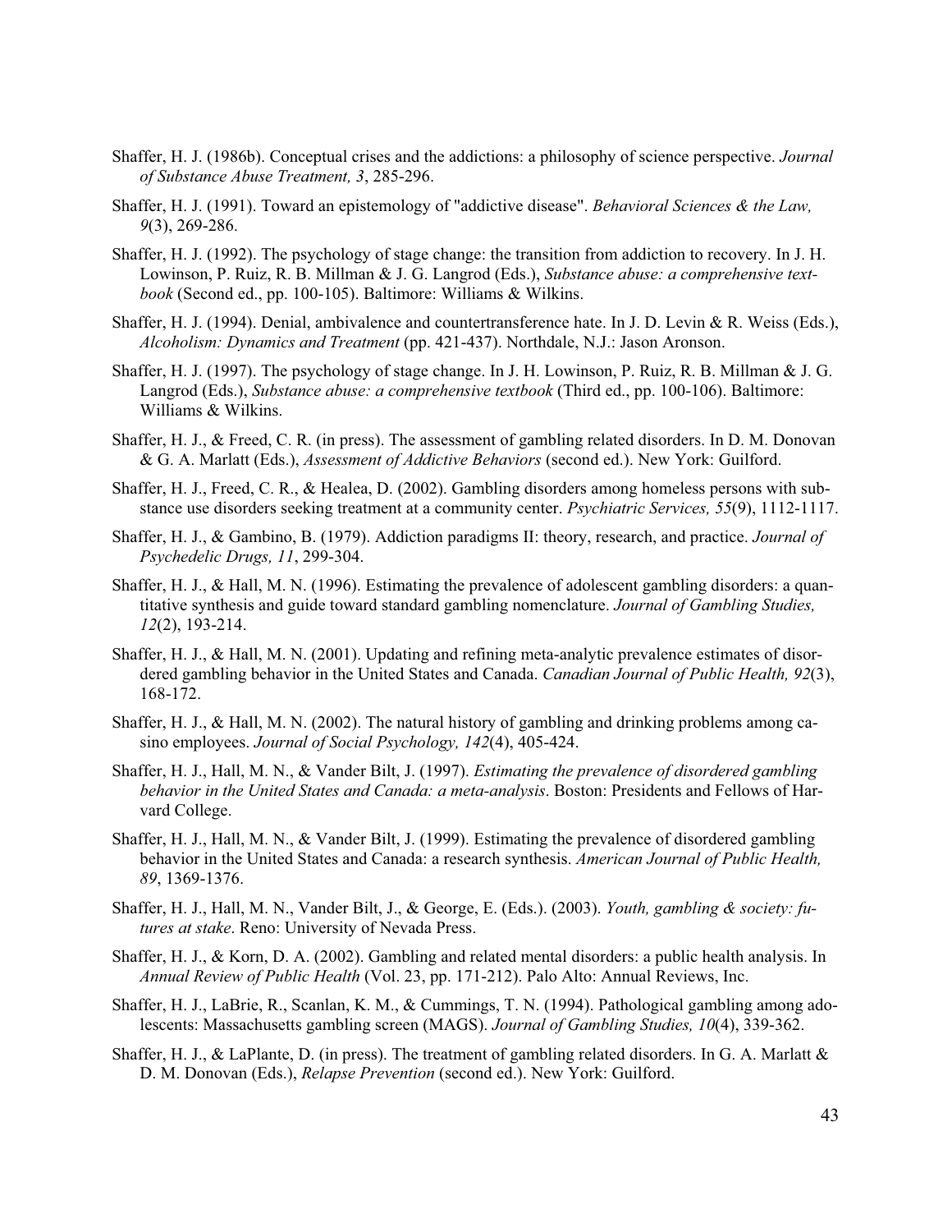Shaffer, H. J. (1986b). Conceptual crises and the addictions: a philosophy of science perspective. *Journal of Substance Abuse Treatment, 3*, 285-296.

Shaffer, H. J. (1991). Toward an epistemology of "addictive disease". *Behavioral Sciences & the Law, 9*(3), 269-286.

Shaffer, H. J. (1992). The psychology of stage change: the transition from addiction to recovery. In J. H. Lowinson, P. Ruiz, R. B. Millman & J. G. Langrod (Eds.), *Substance abuse: a comprehensive textbook* (Second ed., pp. 100-105). Baltimore: Williams & Wilkins.

Shaffer, H. J. (1994). Denial, ambivalence and countertransference hate. In J. D. Levin & R. Weiss (Eds.), *Alcoholism: Dynamics and Treatment* (pp. 421-437). Northdale, N.J.: Jason Aronson.

Shaffer, H. J. (1997). The psychology of stage change. In J. H. Lowinson, P. Ruiz, R. B. Millman & J. G. Langrod (Eds.), *Substance abuse: a comprehensive textbook* (Third ed., pp. 100-106). Baltimore: Williams & Wilkins.

Shaffer, H. J., & Freed, C. R. (in press). The assessment of gambling related disorders. In D. M. Donovan & G. A. Marlatt (Eds.), *Assessment of Addictive Behaviors* (second ed.). New York: Guilford.

Shaffer, H. J., Freed, C. R., & Healea, D. (2002). Gambling disorders among homeless persons with substance use disorders seeking treatment at a community center. *Psychiatric Services, 55*(9), 1112-1117.

Shaffer, H. J., & Gambino, B. (1979). Addiction paradigms II: theory, research, and practice. *Journal of Psychedelic Drugs, 11*, 299-304.

Shaffer, H. J., & Hall, M. N. (1996). Estimating the prevalence of adolescent gambling disorders: a quantitative synthesis and guide toward standard gambling nomenclature. *Journal of Gambling Studies, 12*(2), 193-214.

Shaffer, H. J., & Hall, M. N. (2001). Updating and refining meta-analytic prevalence estimates of disordered gambling behavior in the United States and Canada. *Canadian Journal of Public Health, 92*(3), 168-172.

Shaffer, H. J., & Hall, M. N. (2002). The natural history of gambling and drinking problems among casino employees. *Journal of Social Psychology, 142*(4), 405-424.

Shaffer, H. J., Hall, M. N., & Vander Bilt, J. (1997). *Estimating the prevalence of disordered gambling behavior in the United States and Canada: a meta-analysis*. Boston: Presidents and Fellows of Harvard College.

Shaffer, H. J., Hall, M. N., & Vander Bilt, J. (1999). Estimating the prevalence of disordered gambling behavior in the United States and Canada: a research synthesis. *American Journal of Public Health, 89*, 1369-1376.

Shaffer, H. J., Hall, M. N., Vander Bilt, J., & George, E. (Eds.). (2003). *Youth, gambling & society: futures at stake*. Reno: University of Nevada Press.

Shaffer, H. J., & Korn, D. A. (2002). Gambling and related mental disorders: a public health analysis. In *Annual Review of Public Health* (Vol. 23, pp. 171-212). Palo Alto: Annual Reviews, Inc.

Shaffer, H. J., LaBrie, R., Scanlan, K. M., & Cummings, T. N. (1994). Pathological gambling among adolescents: Massachusetts gambling screen (MAGS). *Journal of Gambling Studies, 10*(4), 339-362.

Shaffer, H. J., & LaPlante, D. (in press). The treatment of gambling related disorders. In G. A. Marlatt & D. M. Donovan (Eds.), *Relapse Prevention* (second ed.). New York: Guilford.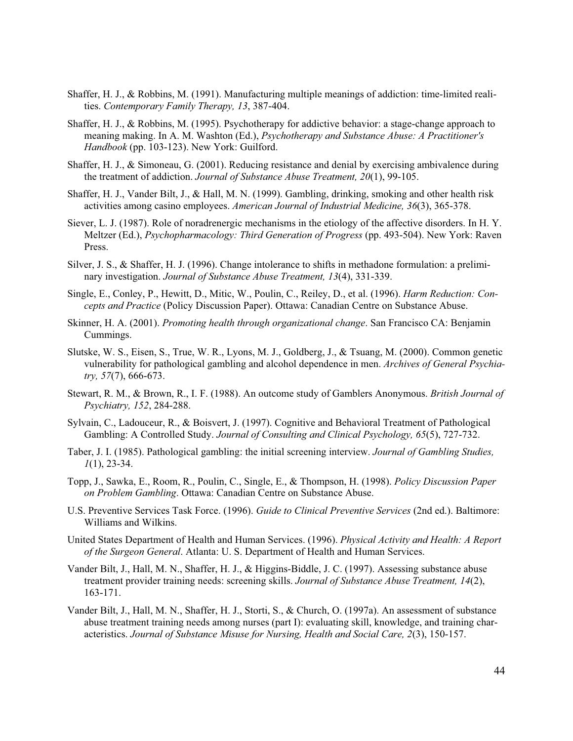Shaffer, H. J., & Robbins, M. (1991). Manufacturing multiple meanings of addiction: time-limited realities. *Contemporary Family Therapy, 13*, 387-404.

Shaffer, H. J., & Robbins, M. (1995). Psychotherapy for addictive behavior: a stage-change approach to meaning making. In A. M. Washton (Ed.), *Psychotherapy and Substance Abuse: A Practitioner's Handbook* (pp. 103-123). New York: Guilford.

Shaffer, H. J., & Simoneau, G. (2001). Reducing resistance and denial by exercising ambivalence during the treatment of addiction. *Journal of Substance Abuse Treatment, 20*(1), 99-105.

Shaffer, H. J., Vander Bilt, J., & Hall, M. N. (1999). Gambling, drinking, smoking and other health risk activities among casino employees. *American Journal of Industrial Medicine, 36*(3), 365-378.

Siever, L. J. (1987). Role of noradrenergic mechanisms in the etiology of the affective disorders. In H. Y. Meltzer (Ed.), *Psychopharmacology: Third Generation of Progress* (pp. 493-504). New York: Raven Press.

Silver, J. S., & Shaffer, H. J. (1996). Change intolerance to shifts in methadone formulation: a preliminary investigation. *Journal of Substance Abuse Treatment, 13*(4), 331-339.

Single, E., Conley, P., Hewitt, D., Mitic, W., Poulin, C., Reiley, D., et al. (1996). *Harm Reduction: Concepts and Practice* (Policy Discussion Paper). Ottawa: Canadian Centre on Substance Abuse.

Skinner, H. A. (2001). *Promoting health through organizational change*. San Francisco CA: Benjamin Cummings.

Slutske, W. S., Eisen, S., True, W. R., Lyons, M. J., Goldberg, J., & Tsuang, M. (2000). Common genetic vulnerability for pathological gambling and alcohol dependence in men. *Archives of General Psychiatry, 57*(7), 666-673.

Stewart, R. M., & Brown, R., I. F. (1988). An outcome study of Gamblers Anonymous. *British Journal of Psychiatry, 152*, 284-288.

Sylvain, C., Ladouceur, R., & Boisvert, J. (1997). Cognitive and Behavioral Treatment of Pathological Gambling: A Controlled Study. *Journal of Consulting and Clinical Psychology, 65*(5), 727-732.

Taber, J. I. (1985). Pathological gambling: the initial screening interview. *Journal of Gambling Studies, 1*(1), 23-34.

Topp, J., Sawka, E., Room, R., Poulin, C., Single, E., & Thompson, H. (1998). *Policy Discussion Paper on Problem Gambling*. Ottawa: Canadian Centre on Substance Abuse.

U.S. Preventive Services Task Force. (1996). *Guide to Clinical Preventive Services* (2nd ed.). Baltimore: Williams and Wilkins.

United States Department of Health and Human Services. (1996). *Physical Activity and Health: A Report of the Surgeon General*. Atlanta: U. S. Department of Health and Human Services.

Vander Bilt, J., Hall, M. N., Shaffer, H. J., & Higgins-Biddle, J. C. (1997). Assessing substance abuse treatment provider training needs: screening skills. *Journal of Substance Abuse Treatment, 14*(2), 163-171.

Vander Bilt, J., Hall, M. N., Shaffer, H. J., Storti, S., & Church, O. (1997a). An assessment of substance abuse treatment training needs among nurses (part I): evaluating skill, knowledge, and training characteristics. *Journal of Substance Misuse for Nursing, Health and Social Care, 2*(3), 150-157.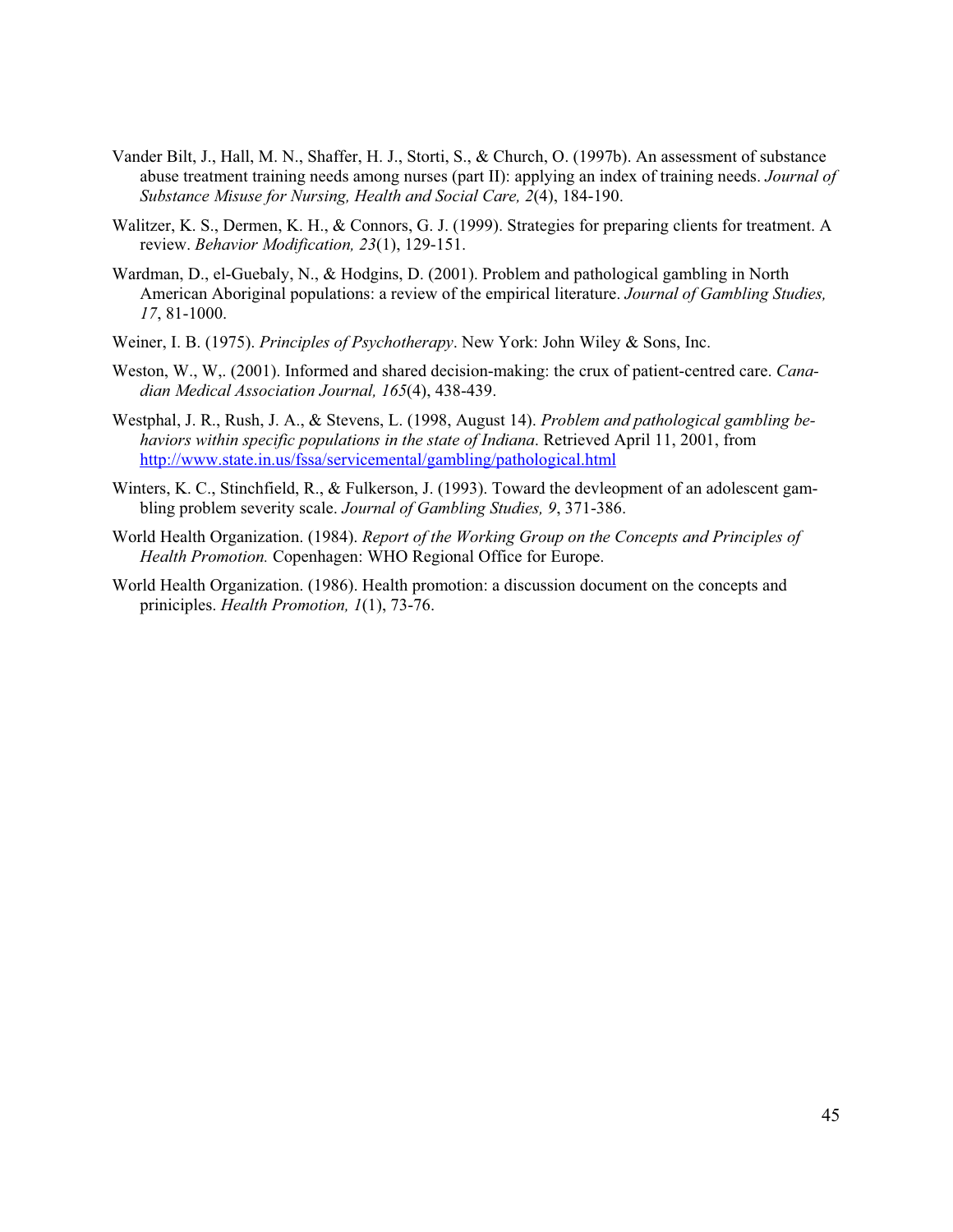Vander Bilt, J., Hall, M. N., Shaffer, H. J., Storti, S., & Church, O. (1997b). An assessment of substance abuse treatment training needs among nurses (part II): applying an index of training needs. *Journal of Substance Misuse for Nursing, Health and Social Care, 2*(4), 184-190.

Walitzer, K. S., Dermen, K. H., & Connors, G. J. (1999). Strategies for preparing clients for treatment. A review. *Behavior Modification, 23*(1), 129-151.

Wardman, D., el-Guebaly, N., & Hodgins, D. (2001). Problem and pathological gambling in North American Aboriginal populations: a review of the empirical literature. *Journal of Gambling Studies, 17*, 81-1000.

Weiner, I. B. (1975). *Principles of Psychotherapy*. New York: John Wiley & Sons, Inc.

Weston, W., W,. (2001). Informed and shared decision-making: the crux of patient-centred care. *Canadian Medical Association Journal, 165*(4), 438-439.

Westphal, J. R., Rush, J. A., & Stevens, L. (1998, August 14). *Problem and pathological gambling behaviors within specific populations in the state of Indiana*. Retrieved April 11, 2001, from http://www.state.in.us/fssa/servicementa/gambling/pathological.html

Winters, K. C., Stinchfield, R., & Fulkerson, J. (1993). Toward the devleopment of an adolescent gambling problem severity scale. *Journal of Gambling Studies, 9*, 371-386.

World Health Organization. (1984). *Report of the Working Group on the Concepts and Principles of Health Promotion.* Copenhagen: WHO Regional Office for Europe.

World Health Organization. (1986). Health promotion: a discussion document on the concepts and priniciples. *Health Promotion, 1*(1), 73-76.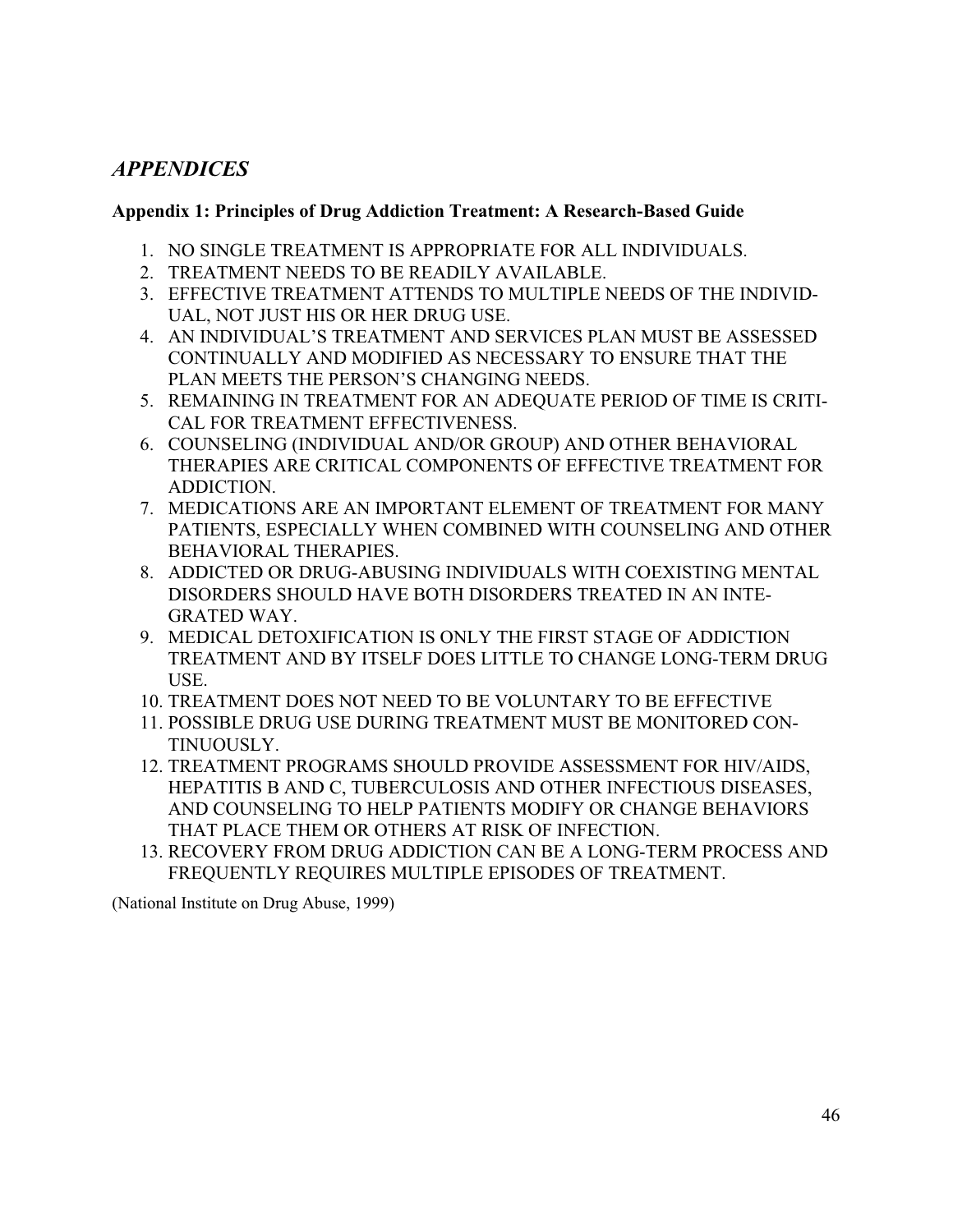## *APPENDICES*

### Appendix 1: Principles of Drug Addiction Treatment: A Research-Based Guide

1. NO SINGLE TREATMENT IS APPROPRIATE FOR ALL INDIVIDUALS.
2. TREATMENT NEEDS TO BE READILY AVAILABLE.
3. EFFECTIVE TREATMENT ATTENDS TO MULTIPLE NEEDS OF THE INDIVIDUAL, NOT JUST HIS OR HER DRUG USE.
4. AN INDIVIDUAL'S TREATMENT AND SERVICES PLAN MUST BE ASSESSED CONTINUALLY AND MODIFIED AS NECESSARY TO ENSURE THAT THE PLAN MEETS THE PERSON'S CHANGING NEEDS.
5. REMAINING IN TREATMENT FOR AN ADEQUATE PERIOD OF TIME IS CRITICAL FOR TREATMENT EFFECTIVENESS.
6. COUNSELING (INDIVIDUAL AND/OR GROUP) AND OTHER BEHAVIORAL THERAPIES ARE CRITICAL COMPONENTS OF EFFECTIVE TREATMENT FOR ADDICTION.
7. MEDICATIONS ARE AN IMPORTANT ELEMENT OF TREATMENT FOR MANY PATIENTS, ESPECIALLY WHEN COMBINED WITH COUNSELING AND OTHER BEHAVIORAL THERAPIES.
8. ADDICTED OR DRUG-ABUSING INDIVIDUALS WITH COEXISTING MENTAL DISORDERS SHOULD HAVE BOTH DISORDERS TREATED IN AN INTEGRATED WAY.
9. MEDICAL DETOXIFICATION IS ONLY THE FIRST STAGE OF ADDICTION TREATMENT AND BY ITSELF DOES LITTLE TO CHANGE LONG-TERM DRUG USE.
10. TREATMENT DOES NOT NEED TO BE VOLUNTARY TO BE EFFECTIVE
11. POSSIBLE DRUG USE DURING TREATMENT MUST BE MONITORED CONTINUOUSLY.
12. TREATMENT PROGRAMS SHOULD PROVIDE ASSESSMENT FOR HIV/AIDS, HEPATITIS B AND C, TUBERCULOSIS AND OTHER INFECTIOUS DISEASES, AND COUNSELING TO HELP PATIENTS MODIFY OR CHANGE BEHAVIORS THAT PLACE THEM OR OTHERS AT RISK OF INFECTION.
13. RECOVERY FROM DRUG ADDICTION CAN BE A LONG-TERM PROCESS AND FREQUENTLY REQUIRES MULTIPLE EPISODES OF TREATMENT.

(National Institute on Drug Abuse, 1999)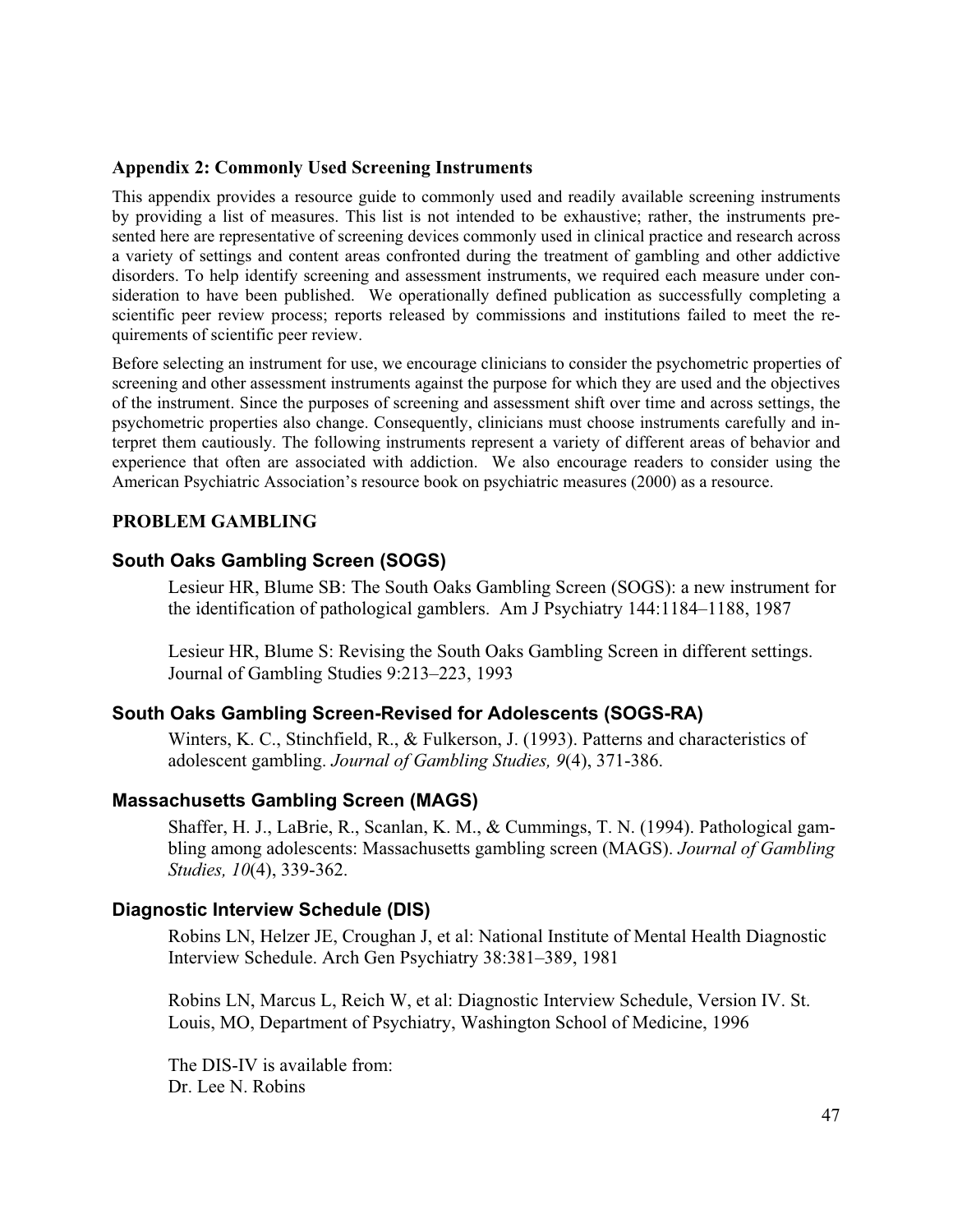## Appendix 2: Commonly Used Screening Instruments

This appendix provides a resource guide to commonly used and readily available screening instruments by providing a list of measures. This list is not intended to be exhaustive; rather, the instruments presented here are representative of screening devices commonly used in clinical practice and research across a variety of settings and content areas confronted during the treatment of gambling and other addictive disorders. To help identify screening and assessment instruments, we required each measure under consideration to have been published. We operationally defined publication as successfully completing a scientific peer review process; reports released by commissions and institutions failed to meet the requirements of scientific peer review.

Before selecting an instrument for use, we encourage clinicians to consider the psychometric properties of screening and other assessment instruments against the purpose for which they are used and the objectives of the instrument. Since the purposes of screening and assessment shift over time and across settings, the psychometric properties also change. Consequently, clinicians must choose instruments carefully and interpret them cautiously. The following instruments represent a variety of different areas of behavior and experience that often are associated with addiction. We also encourage readers to consider using the American Psychiatric Association's resource book on psychiatric measures (2000) as a resource.

### PROBLEM GAMBLING

#### South Oaks Gambling Screen (SOGS)

Lesieur HR, Blume SB: The South Oaks Gambling Screen (SOGS): a new instrument for the identification of pathological gamblers. Am J Psychiatry 144:1184–1188, 1987

Lesieur HR, Blume S: Revising the South Oaks Gambling Screen in different settings. Journal of Gambling Studies 9:213–223, 1993

#### South Oaks Gambling Screen-Revised for Adolescents (SOGS-RA)

Winters, K. C., Stinchfield, R., & Fulkerson, J. (1993). Patterns and characteristics of adolescent gambling. *Journal of Gambling Studies, 9*(4), 371-386.

#### Massachusetts Gambling Screen (MAGS)

Shaffer, H. J., LaBrie, R., Scanlan, K. M., & Cummings, T. N. (1994). Pathological gambling among adolescents: Massachusetts gambling screen (MAGS). *Journal of Gambling Studies, 10*(4), 339-362.

#### Diagnostic Interview Schedule (DIS)

Robins LN, Helzer JE, Croughan J, et al: National Institute of Mental Health Diagnostic Interview Schedule. Arch Gen Psychiatry 38:381–389, 1981

Robins LN, Marcus L, Reich W, et al: Diagnostic Interview Schedule, Version IV. St. Louis, MO, Department of Psychiatry, Washington School of Medicine, 1996

The DIS-IV is available from:
Dr. Lee N. Robins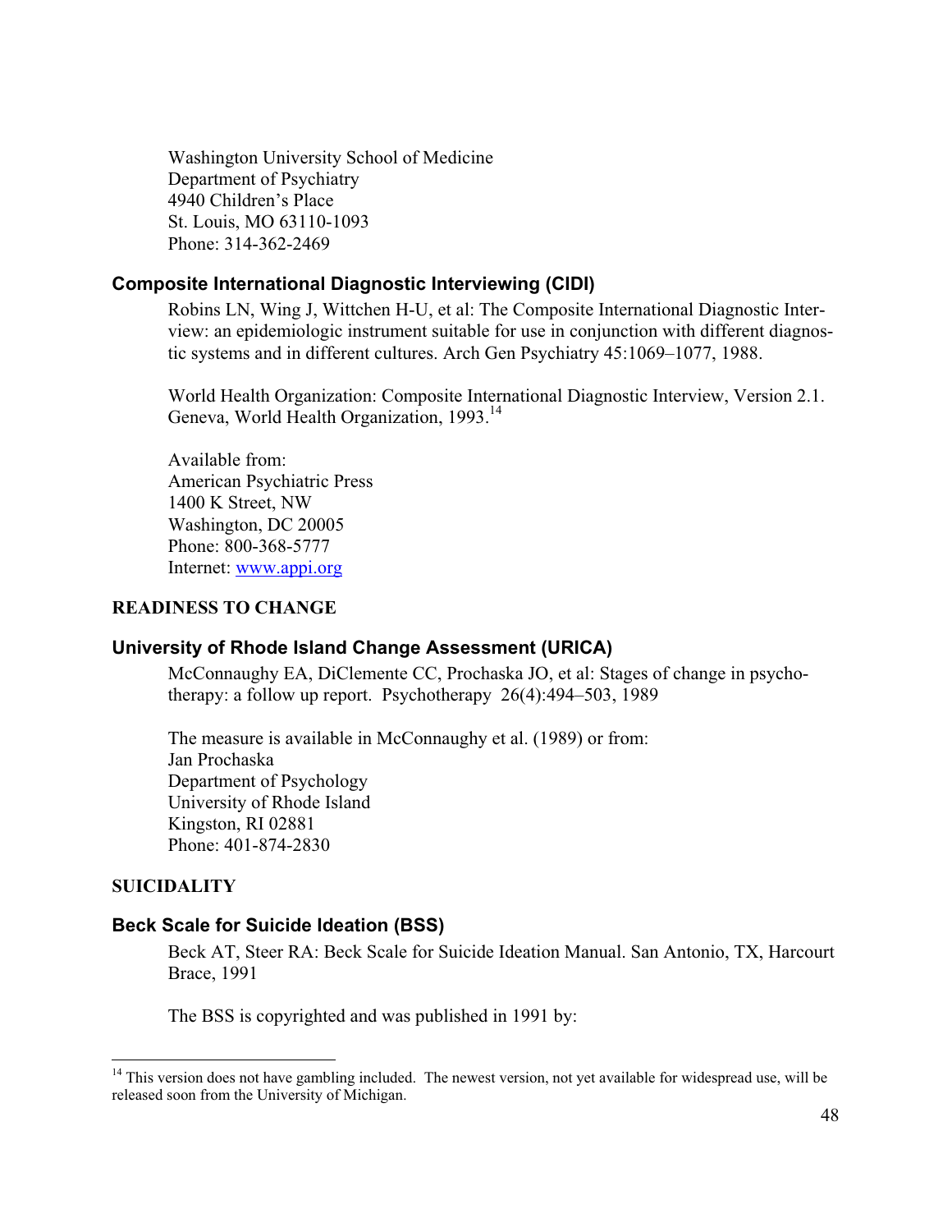Washington University School of Medicine
Department of Psychiatry
4940 Children's Place
St. Louis, MO 63110-1093
Phone: 314-362-2469

### Composite International Diagnostic Interviewing (CIDI)

Robins LN, Wing J, Wittchen H-U, et al: The Composite International Diagnostic Interview: an epidemiologic instrument suitable for use in conjunction with different diagnostic systems and in different cultures. Arch Gen Psychiatry 45:1069–1077, 1988.

World Health Organization: Composite International Diagnostic Interview, Version 2.1. Geneva, World Health Organization, 1993.[14]

Available from:
American Psychiatric Press
1400 K Street, NW
Washington, DC 20005
Phone: 800-368-5777
Internet: www.appi.org

## READINESS TO CHANGE

### University of Rhode Island Change Assessment (URICA)

McConnaughy EA, DiClemente CC, Prochaska JO, et al: Stages of change in psychotherapy: a follow up report. Psychotherapy 26(4):494–503, 1989

The measure is available in McConnaughy et al. (1989) or from:
Jan Prochaska
Department of Psychology
University of Rhode Island
Kingston, RI 02881
Phone: 401-874-2830

## SUICIDALITY

### Beck Scale for Suicide Ideation (BSS)

Beck AT, Steer RA: Beck Scale for Suicide Ideation Manual. San Antonio, TX, Harcourt Brace, 1991

The BSS is copyrighted and was published in 1991 by:

---

[14] This version does not have gambling included. The newest version, not yet available for widespread use, will be released soon from the University of Michigan.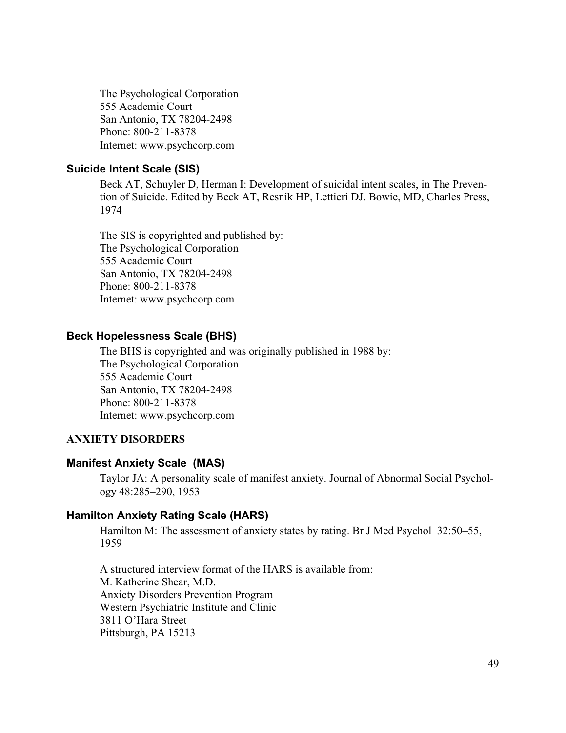The Psychological Corporation
555 Academic Court
San Antonio, TX 78204-2498
Phone: 800-211-8378
Internet: www.psychcorp.com

### Suicide Intent Scale (SIS)

Beck AT, Schuyler D, Herman I: Development of suicidal intent scales, in The Prevention of Suicide. Edited by Beck AT, Resnik HP, Lettieri DJ. Bowie, MD, Charles Press, 1974

The SIS is copyrighted and published by:
The Psychological Corporation
555 Academic Court
San Antonio, TX 78204-2498
Phone: 800-211-8378
Internet: www.psychcorp.com

### Beck Hopelessness Scale (BHS)

The BHS is copyrighted and was originally published in 1988 by:
The Psychological Corporation
555 Academic Court
San Antonio, TX 78204-2498
Phone: 800-211-8378
Internet: www.psychcorp.com

## ANXIETY DISORDERS

### Manifest Anxiety Scale (MAS)

Taylor JA: A personality scale of manifest anxiety. Journal of Abnormal Social Psychology 48:285–290, 1953

### Hamilton Anxiety Rating Scale (HARS)

Hamilton M: The assessment of anxiety states by rating. Br J Med Psychol 32:50–55, 1959

A structured interview format of the HARS is available from:
M. Katherine Shear, M.D.
Anxiety Disorders Prevention Program
Western Psychiatric Institute and Clinic
3811 O'Hara Street
Pittsburgh, PA 15213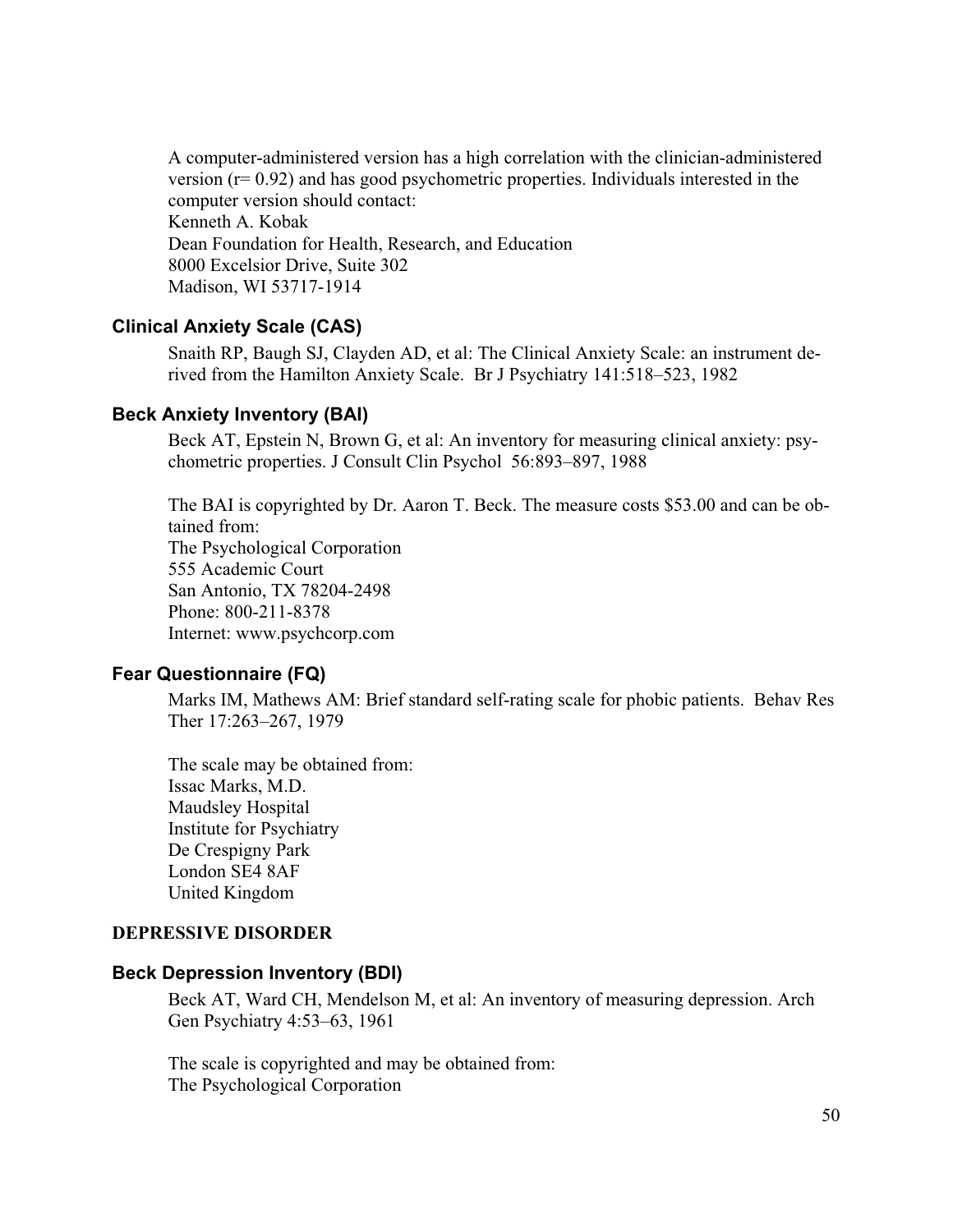A computer-administered version has a high correlation with the clinician-administered version (r= 0.92) and has good psychometric properties. Individuals interested in the computer version should contact:
Kenneth A. Kobak
Dean Foundation for Health, Research, and Education
8000 Excelsior Drive, Suite 302
Madison, WI 53717-1914

### Clinical Anxiety Scale (CAS)

Snaith RP, Baugh SJ, Clayden AD, et al: The Clinical Anxiety Scale: an instrument derived from the Hamilton Anxiety Scale. Br J Psychiatry 141:518–523, 1982

### Beck Anxiety Inventory (BAI)

Beck AT, Epstein N, Brown G, et al: An inventory for measuring clinical anxiety: psychometric properties. J Consult Clin Psychol 56:893–897, 1988

The BAI is copyrighted by Dr. Aaron T. Beck. The measure costs $53.00 and can be obtained from:
The Psychological Corporation
555 Academic Court
San Antonio, TX 78204-2498
Phone: 800-211-8378
Internet: www.psychcorp.com

### Fear Questionnaire (FQ)

Marks IM, Mathews AM: Brief standard self-rating scale for phobic patients. Behav Res Ther 17:263–267, 1979

The scale may be obtained from:
Issac Marks, M.D.
Maudsley Hospital
Institute for Psychiatry
De Crespigny Park
London SE4 8AF
United Kingdom

## DEPRESSIVE DISORDER

### Beck Depression Inventory (BDI)

Beck AT, Ward CH, Mendelson M, et al: An inventory of measuring depression. Arch Gen Psychiatry 4:53–63, 1961

The scale is copyrighted and may be obtained from:
The Psychological Corporation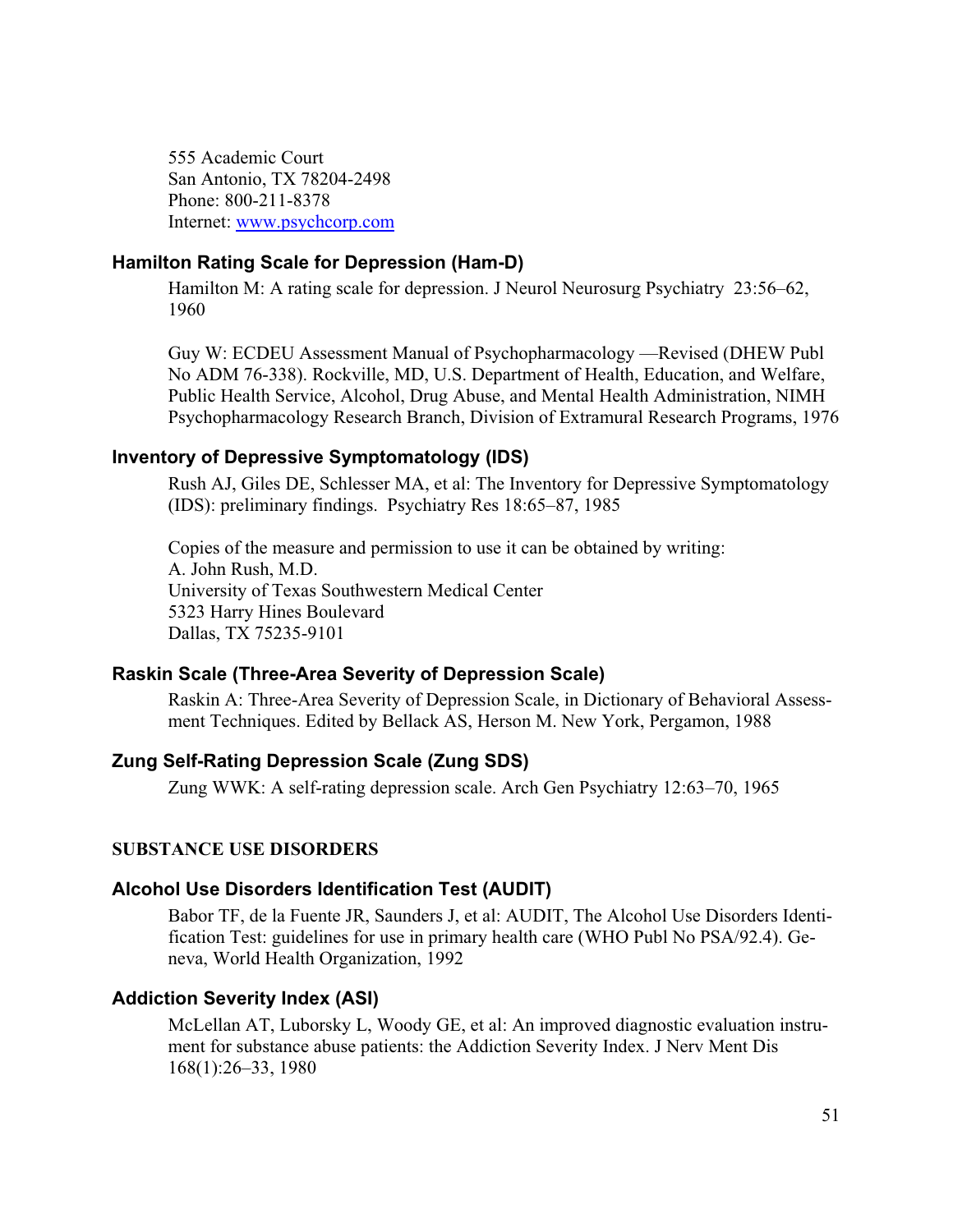555 Academic Court
San Antonio, TX 78204-2498
Phone: 800-211-8378
Internet: www.psychcorp.com

### Hamilton Rating Scale for Depression (Ham-D)

Hamilton M: A rating scale for depression. J Neurol Neurosurg Psychiatry 23:56–62, 1960

Guy W: ECDEU Assessment Manual of Psychopharmacology —Revised (DHEW Publ No ADM 76-338). Rockville, MD, U.S. Department of Health, Education, and Welfare, Public Health Service, Alcohol, Drug Abuse, and Mental Health Administration, NIMH Psychopharmacology Research Branch, Division of Extramural Research Programs, 1976

### Inventory of Depressive Symptomatology (IDS)

Rush AJ, Giles DE, Schlesser MA, et al: The Inventory for Depressive Symptomatology (IDS): preliminary findings. Psychiatry Res 18:65–87, 1985

Copies of the measure and permission to use it can be obtained by writing:
A. John Rush, M.D.
University of Texas Southwestern Medical Center
5323 Harry Hines Boulevard
Dallas, TX 75235-9101

### Raskin Scale (Three-Area Severity of Depression Scale)

Raskin A: Three-Area Severity of Depression Scale, in Dictionary of Behavioral Assessment Techniques. Edited by Bellack AS, Herson M. New York, Pergamon, 1988

### Zung Self-Rating Depression Scale (Zung SDS)

Zung WWK: A self-rating depression scale. Arch Gen Psychiatry 12:63–70, 1965

## SUBSTANCE USE DISORDERS

### Alcohol Use Disorders Identification Test (AUDIT)

Babor TF, de la Fuente JR, Saunders J, et al: AUDIT, The Alcohol Use Disorders Identification Test: guidelines for use in primary health care (WHO Publ No PSA/92.4). Geneva, World Health Organization, 1992

### Addiction Severity Index (ASI)

McLellan AT, Luborsky L, Woody GE, et al: An improved diagnostic evaluation instrument for substance abuse patients: the Addiction Severity Index. J Nerv Ment Dis 168(1):26–33, 1980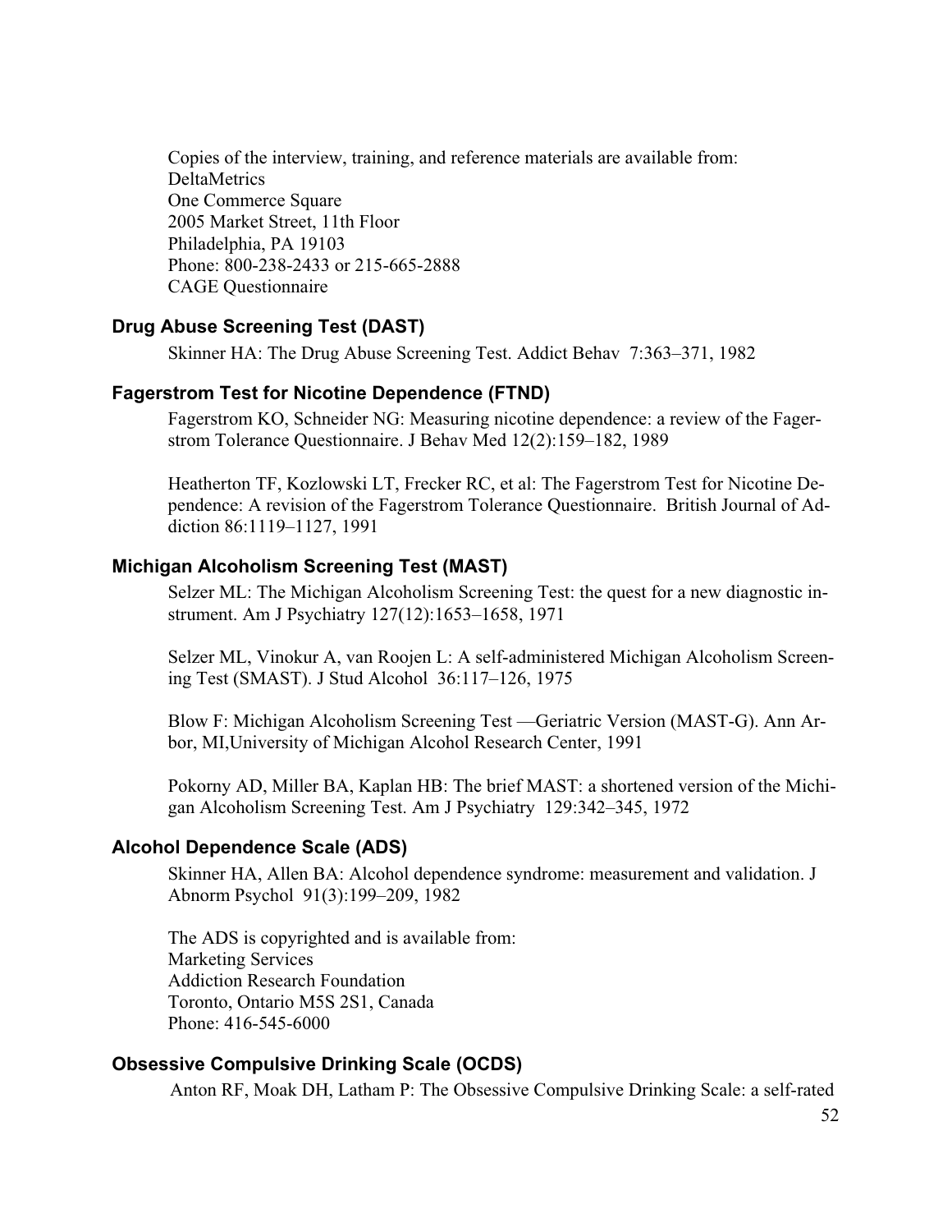Copies of the interview, training, and reference materials are available from:
DeltaMetrics
One Commerce Square
2005 Market Street, 11th Floor
Philadelphia, PA 19103
Phone: 800-238-2433 or 215-665-2888
CAGE Questionnaire

### Drug Abuse Screening Test (DAST)

Skinner HA: The Drug Abuse Screening Test. Addict Behav 7:363–371, 1982

### Fagerstrom Test for Nicotine Dependence (FTND)

Fagerstrom KO, Schneider NG: Measuring nicotine dependence: a review of the Fagerstrom Tolerance Questionnaire. J Behav Med 12(2):159–182, 1989

Heatherton TF, Kozlowski LT, Frecker RC, et al: The Fagerstrom Test for Nicotine Dependence: A revision of the Fagerstrom Tolerance Questionnaire. British Journal of Addiction 86:1119–1127, 1991

### Michigan Alcoholism Screening Test (MAST)

Selzer ML: The Michigan Alcoholism Screening Test: the quest for a new diagnostic instrument. Am J Psychiatry 127(12):1653–1658, 1971

Selzer ML, Vinokur A, van Roojen L: A self-administered Michigan Alcoholism Screening Test (SMAST). J Stud Alcohol 36:117–126, 1975

Blow F: Michigan Alcoholism Screening Test —Geriatric Version (MAST-G). Ann Arbor, MI,University of Michigan Alcohol Research Center, 1991

Pokorny AD, Miller BA, Kaplan HB: The brief MAST: a shortened version of the Michigan Alcoholism Screening Test. Am J Psychiatry 129:342–345, 1972

### Alcohol Dependence Scale (ADS)

Skinner HA, Allen BA: Alcohol dependence syndrome: measurement and validation. J Abnorm Psychol 91(3):199–209, 1982

The ADS is copyrighted and is available from:
Marketing Services
Addiction Research Foundation
Toronto, Ontario M5S 2S1, Canada
Phone: 416-545-6000

### Obsessive Compulsive Drinking Scale (OCDS)

Anton RF, Moak DH, Latham P: The Obsessive Compulsive Drinking Scale: a self-rated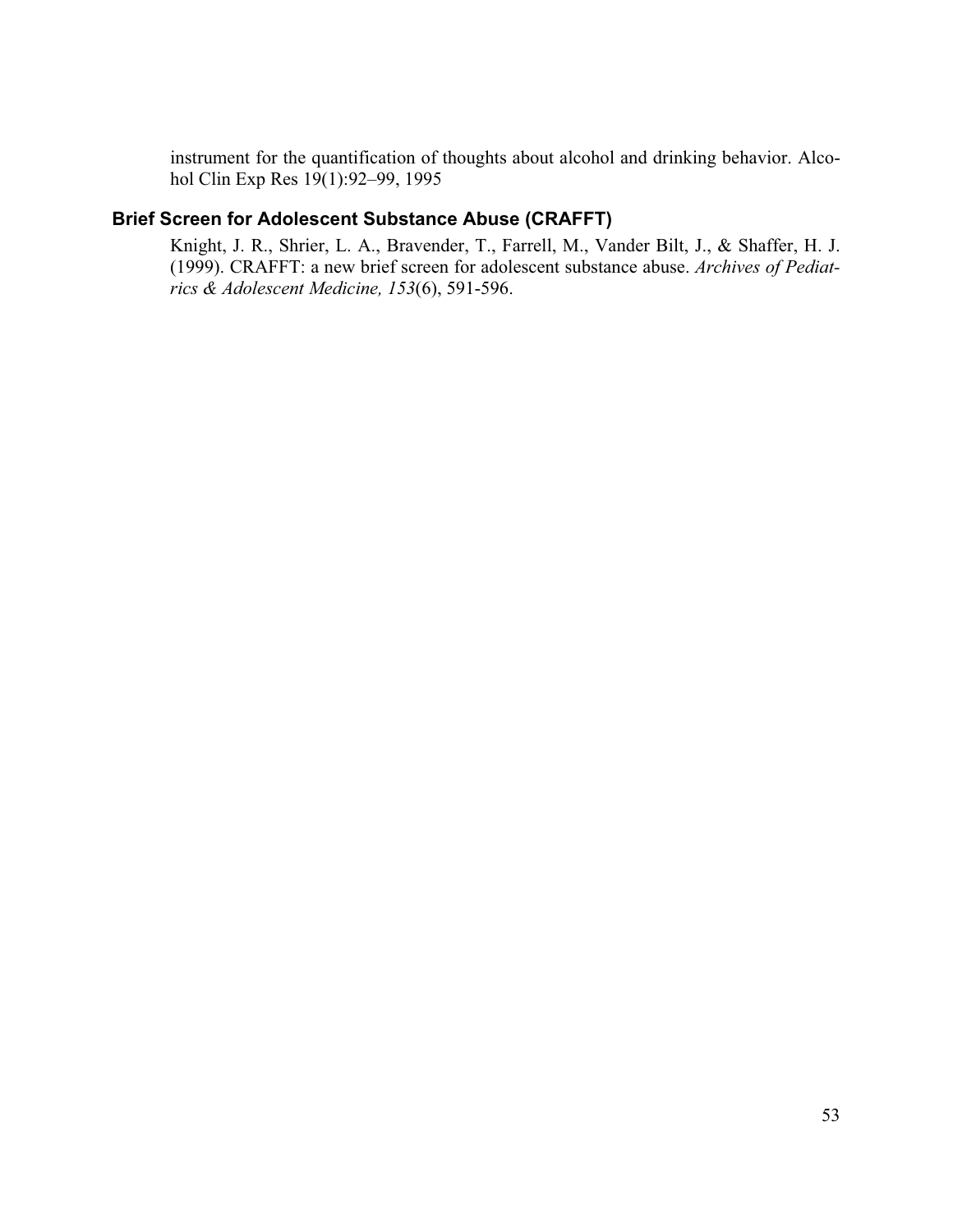instrument for the quantification of thoughts about alcohol and drinking behavior. Alcohol Clin Exp Res 19(1):92–99, 1995

### Brief Screen for Adolescent Substance Abuse (CRAFFT)

Knight, J. R., Shrier, L. A., Bravender, T., Farrell, M., Vander Bilt, J., & Shaffer, H. J. (1999). CRAFFT: a new brief screen for adolescent substance abuse. *Archives of Pediatrics & Adolescent Medicine, 153*(6), 591-596.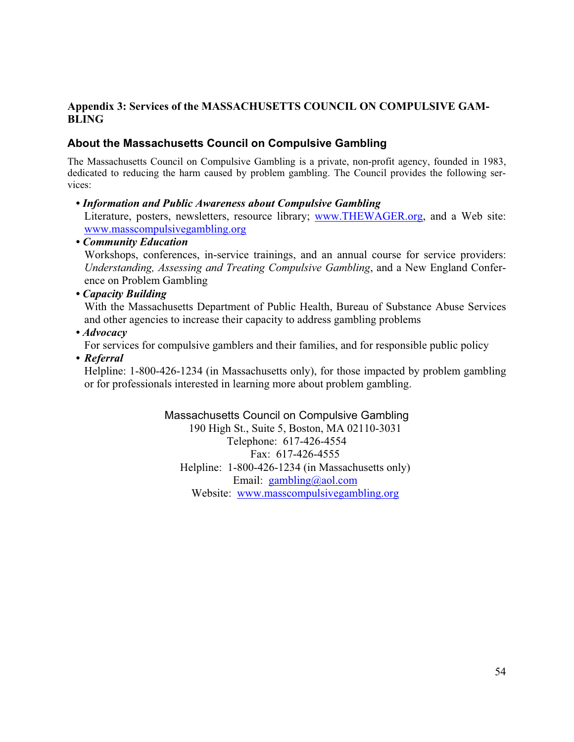## Appendix 3: Services of the MASSACHUSETTS COUNCIL ON COMPULSIVE GAMBLING

### About the Massachusetts Council on Compulsive Gambling

The Massachusetts Council on Compulsive Gambling is a private, non-profit agency, founded in 1983, dedicated to reducing the harm caused by problem gambling. The Council provides the following services:

- ***Information and Public Awareness about Compulsive Gambling***
  Literature, posters, newsletters, resource library; www.THEWAGER.org, and a Web site: www.masscompulsivegambling.org
- ***Community Education***
  Workshops, conferences, in-service trainings, and an annual course for service providers: *Understanding, Assessing and Treating Compulsive Gambling*, and a New England Conference on Problem Gambling
- ***Capacity Building***
  With the Massachusetts Department of Public Health, Bureau of Substance Abuse Services and other agencies to increase their capacity to address gambling problems
- ***Advocacy***
  For services for compulsive gamblers and their families, and for responsible public policy
- ***Referral***
  Helpline: 1-800-426-1234 (in Massachusetts only), for those impacted by problem gambling or for professionals interested in learning more about problem gambling.

Massachusetts Council on Compulsive Gambling
190 High St., Suite 5, Boston, MA 02110-3031
Telephone: 617-426-4554
Fax: 617-426-4555
Helpline: 1-800-426-1234 (in Massachusetts only)
Email: gambling@aol.com
Website: www.masscompulsivegambling.org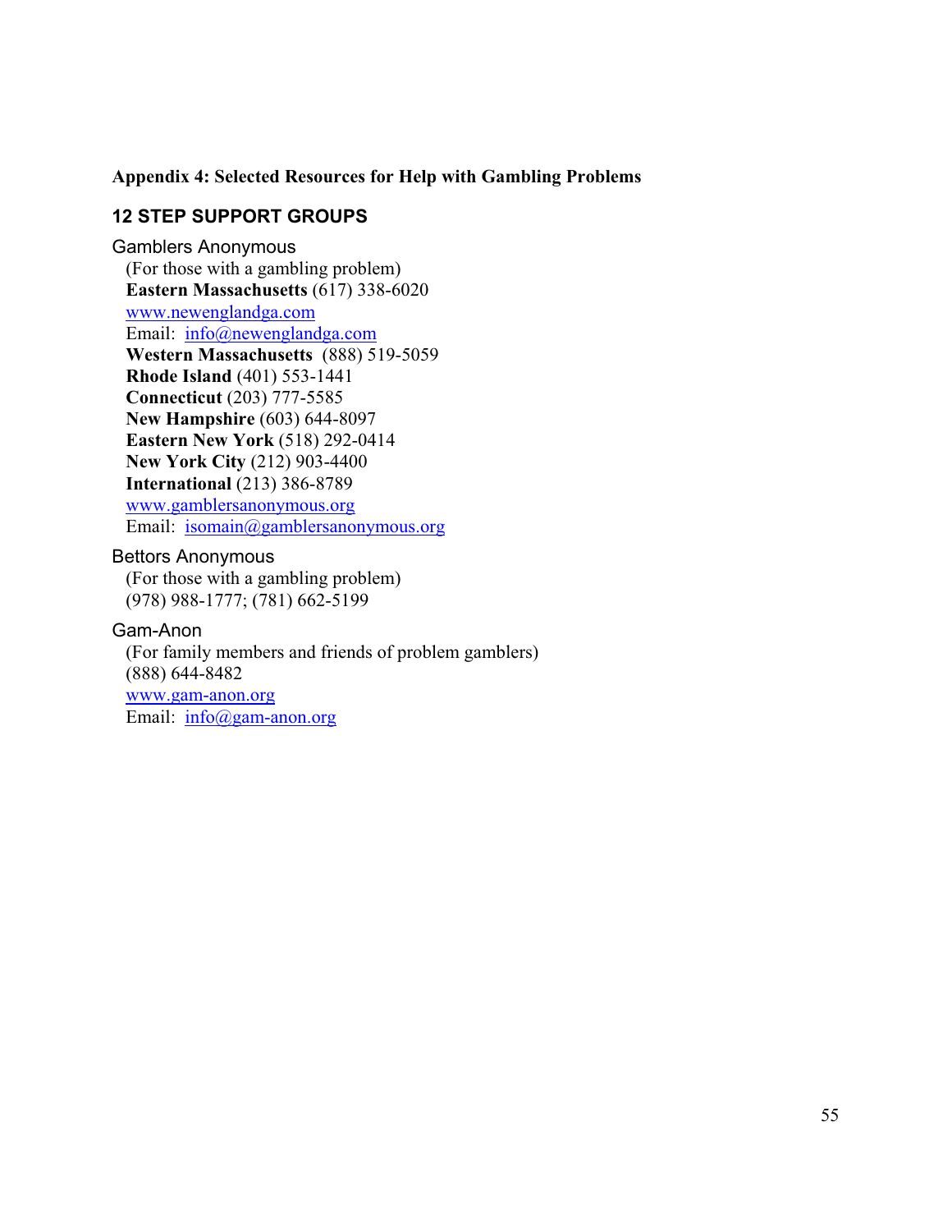## Appendix 4: Selected Resources for Help with Gambling Problems

### 12 STEP SUPPORT GROUPS

Gamblers Anonymous

(For those with a gambling problem)
**Eastern Massachusetts** (617) 338-6020
www.newenglandga.com
Email: info@newenglandga.com
**Western Massachusetts** (888) 519-5059
**Rhode Island** (401) 553-1441
**Connecticut** (203) 777-5585
**New Hampshire** (603) 644-8097
**Eastern New York** (518) 292-0414
**New York City** (212) 903-4400
**International** (213) 386-8789
www.gamblersanonymous.org
Email: isomain@gamblersanonymous.org

Bettors Anonymous

(For those with a gambling problem)
(978) 988-1777; (781) 662-5199

Gam-Anon

(For family members and friends of problem gamblers)
(888) 644-8482
www.gam-anon.org
Email: info@gam-anon.org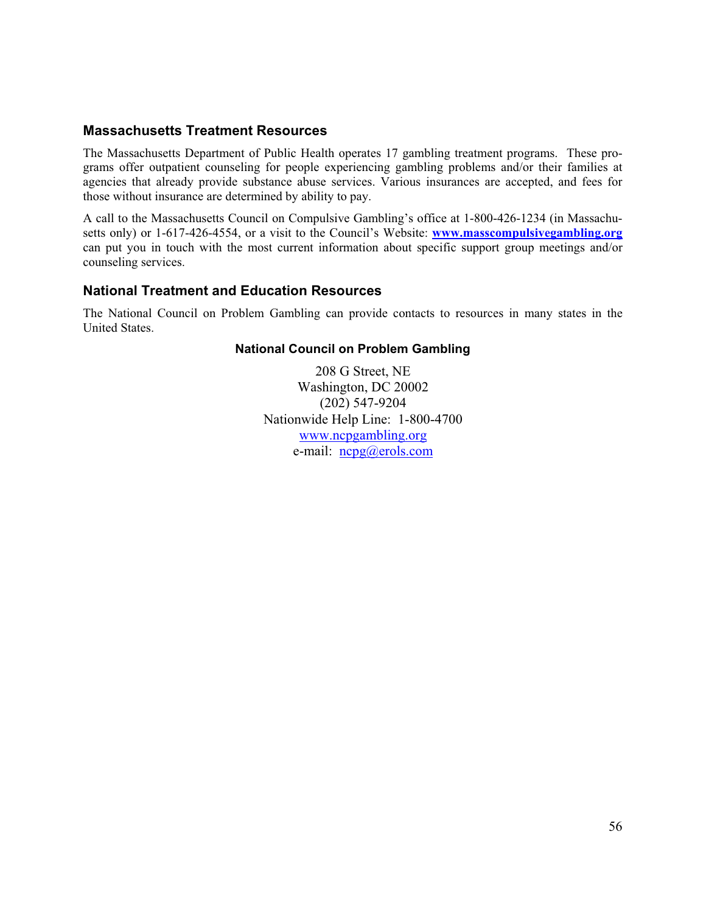## Massachusetts Treatment Resources

The Massachusetts Department of Public Health operates 17 gambling treatment programs. These programs offer outpatient counseling for people experiencing gambling problems and/or their families at agencies that already provide substance abuse services. Various insurances are accepted, and fees for those without insurance are determined by ability to pay.

A call to the Massachusetts Council on Compulsive Gambling's office at 1-800-426-1234 (in Massachusetts only) or 1-617-426-4554, or a visit to the Council's Website: **www.masscompulsivegambling.org** can put you in touch with the most current information about specific support group meetings and/or counseling services.

## National Treatment and Education Resources

The National Council on Problem Gambling can provide contacts to resources in many states in the United States.

**National Council on Problem Gambling**

208 G Street, NE
Washington, DC 20002
(202) 547-9204
Nationwide Help Line: 1-800-4700
www.ncpgambling.org
e-mail: ncpg@erols.com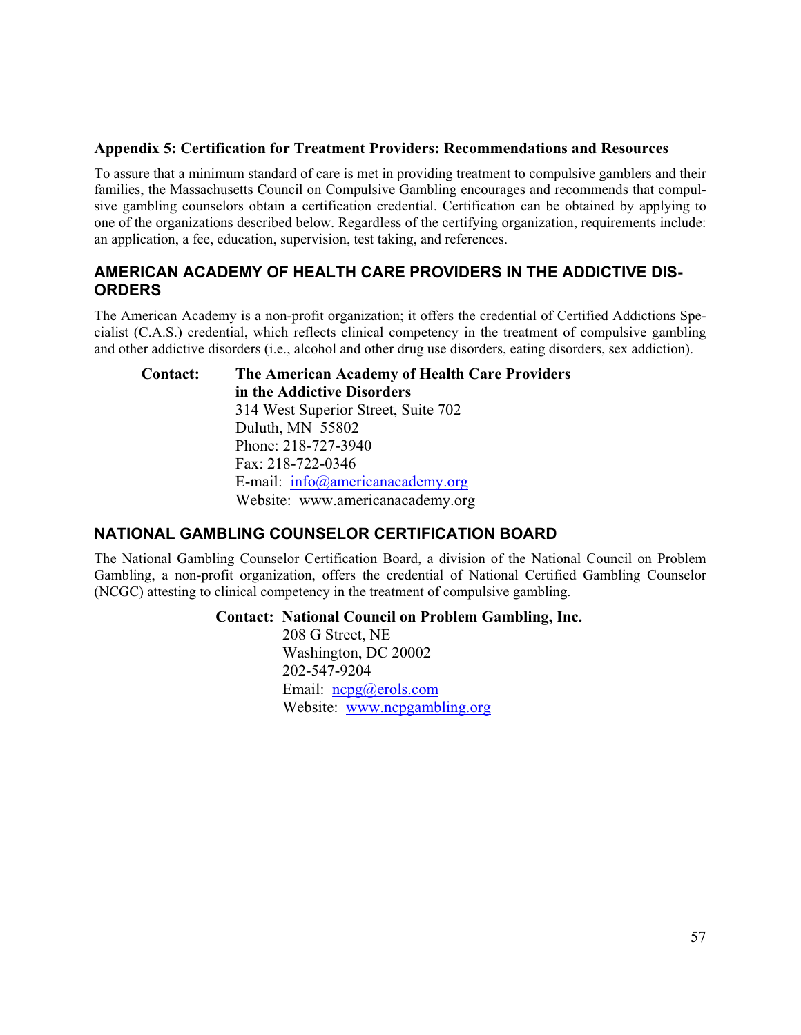## Appendix 5: Certification for Treatment Providers: Recommendations and Resources

To assure that a minimum standard of care is met in providing treatment to compulsive gamblers and their families, the Massachusetts Council on Compulsive Gambling encourages and recommends that compulsive gambling counselors obtain a certification credential. Certification can be obtained by applying to one of the organizations described below. Regardless of the certifying organization, requirements include: an application, a fee, education, supervision, test taking, and references.

### AMERICAN ACADEMY OF HEALTH CARE PROVIDERS IN THE ADDICTIVE DISORDERS

The American Academy is a non-profit organization; it offers the credential of Certified Addictions Specialist (C.A.S.) credential, which reflects clinical competency in the treatment of compulsive gambling and other addictive disorders (i.e., alcohol and other drug use disorders, eating disorders, sex addiction).

**Contact:** **The American Academy of Health Care Providers in the Addictive Disorders**
314 West Superior Street, Suite 702
Duluth, MN 55802
Phone: 218-727-3940
Fax: 218-722-0346
E-mail: info@americanacademy.org
Website: www.americanacademy.org

### NATIONAL GAMBLING COUNSELOR CERTIFICATION BOARD

The National Gambling Counselor Certification Board, a division of the National Council on Problem Gambling, a non-profit organization, offers the credential of National Certified Gambling Counselor (NCGC) attesting to clinical competency in the treatment of compulsive gambling.

**Contact: National Council on Problem Gambling, Inc.**
208 G Street, NE
Washington, DC 20002
202-547-9204
Email: ncpg@erols.com
Website: www.ncpgambling.org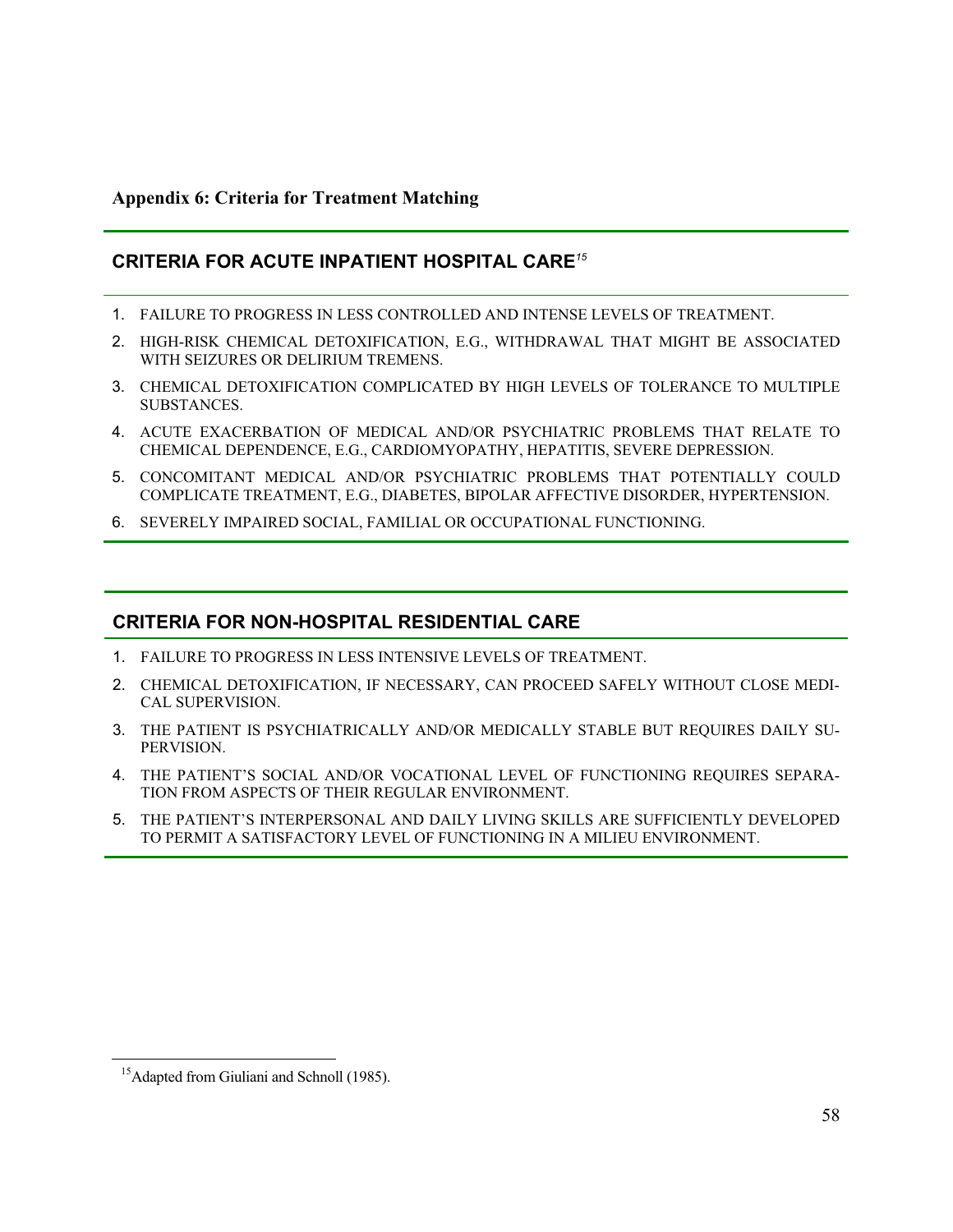**Appendix 6: Criteria for Treatment Matching**

## CRITERIA FOR ACUTE INPATIENT HOSPITAL CARE[15]

1. FAILURE TO PROGRESS IN LESS CONTROLLED AND INTENSE LEVELS OF TREATMENT.
2. HIGH-RISK CHEMICAL DETOXIFICATION, E.G., WITHDRAWAL THAT MIGHT BE ASSOCIATED WITH SEIZURES OR DELIRIUM TREMENS.
3. CHEMICAL DETOXIFICATION COMPLICATED BY HIGH LEVELS OF TOLERANCE TO MULTIPLE SUBSTANCES.
4. ACUTE EXACERBATION OF MEDICAL AND/OR PSYCHIATRIC PROBLEMS THAT RELATE TO CHEMICAL DEPENDENCE, E.G., CARDIOMYOPATHY, HEPATITIS, SEVERE DEPRESSION.
5. CONCOMITANT MEDICAL AND/OR PSYCHIATRIC PROBLEMS THAT POTENTIALLY COULD COMPLICATE TREATMENT, E.G., DIABETES, BIPOLAR AFFECTIVE DISORDER, HYPERTENSION.
6. SEVERELY IMPAIRED SOCIAL, FAMILIAL OR OCCUPATIONAL FUNCTIONING.

## CRITERIA FOR NON-HOSPITAL RESIDENTIAL CARE

1. FAILURE TO PROGRESS IN LESS INTENSIVE LEVELS OF TREATMENT.
2. CHEMICAL DETOXIFICATION, IF NECESSARY, CAN PROCEED SAFELY WITHOUT CLOSE MEDICAL SUPERVISION.
3. THE PATIENT IS PSYCHIATRICALLY AND/OR MEDICALLY STABLE BUT REQUIRES DAILY SUPERVISION.
4. THE PATIENT'S SOCIAL AND/OR VOCATIONAL LEVEL OF FUNCTIONING REQUIRES SEPARATION FROM ASPECTS OF THEIR REGULAR ENVIRONMENT.
5. THE PATIENT'S INTERPERSONAL AND DAILY LIVING SKILLS ARE SUFFICIENTLY DEVELOPED TO PERMIT A SATISFACTORY LEVEL OF FUNCTIONING IN A MILIEU ENVIRONMENT.

[15] Adapted from Giuliani and Schnoll (1985).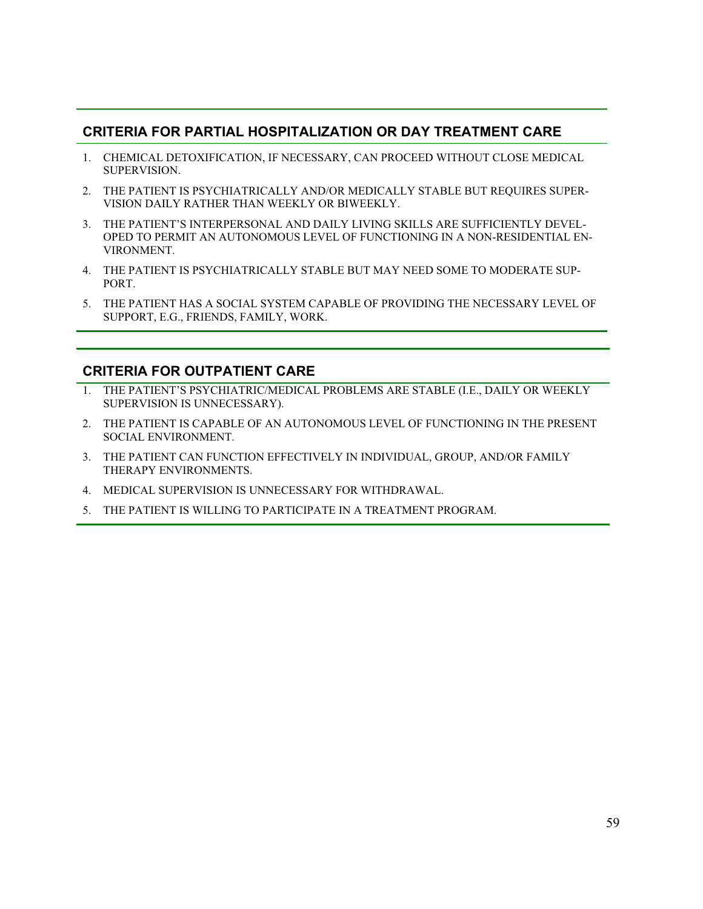## CRITERIA FOR PARTIAL HOSPITALIZATION OR DAY TREATMENT CARE

1. CHEMICAL DETOXIFICATION, IF NECESSARY, CAN PROCEED WITHOUT CLOSE MEDICAL SUPERVISION.
2. THE PATIENT IS PSYCHIATRICALLY AND/OR MEDICALLY STABLE BUT REQUIRES SUPERVISION DAILY RATHER THAN WEEKLY OR BIWEEKLY.
3. THE PATIENT'S INTERPERSONAL AND DAILY LIVING SKILLS ARE SUFFICIENTLY DEVELOPED TO PERMIT AN AUTONOMOUS LEVEL OF FUNCTIONING IN A NON-RESIDENTIAL ENVIRONMENT.
4. THE PATIENT IS PSYCHIATRICALLY STABLE BUT MAY NEED SOME TO MODERATE SUPPORT.
5. THE PATIENT HAS A SOCIAL SYSTEM CAPABLE OF PROVIDING THE NECESSARY LEVEL OF SUPPORT, E.G., FRIENDS, FAMILY, WORK.

## CRITERIA FOR OUTPATIENT CARE

1. THE PATIENT'S PSYCHIATRIC/MEDICAL PROBLEMS ARE STABLE (I.E., DAILY OR WEEKLY SUPERVISION IS UNNECESSARY).
2. THE PATIENT IS CAPABLE OF AN AUTONOMOUS LEVEL OF FUNCTIONING IN THE PRESENT SOCIAL ENVIRONMENT.
3. THE PATIENT CAN FUNCTION EFFECTIVELY IN INDIVIDUAL, GROUP, AND/OR FAMILY THERAPY ENVIRONMENTS.
4. MEDICAL SUPERVISION IS UNNECESSARY FOR WITHDRAWAL.
5. THE PATIENT IS WILLING TO PARTICIPATE IN A TREATMENT PROGRAM.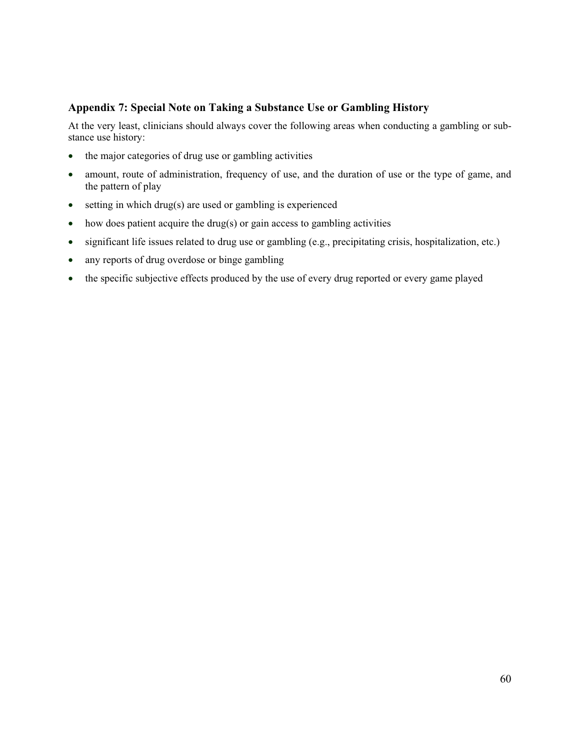## Appendix 7: Special Note on Taking a Substance Use or Gambling History

At the very least, clinicians should always cover the following areas when conducting a gambling or substance use history:

- the major categories of drug use or gambling activities
- amount, route of administration, frequency of use, and the duration of use or the type of game, and the pattern of play
- setting in which drug(s) are used or gambling is experienced
- how does patient acquire the drug(s) or gain access to gambling activities
- significant life issues related to drug use or gambling (e.g., precipitating crisis, hospitalization, etc.)
- any reports of drug overdose or binge gambling
- the specific subjective effects produced by the use of every drug reported or every game played